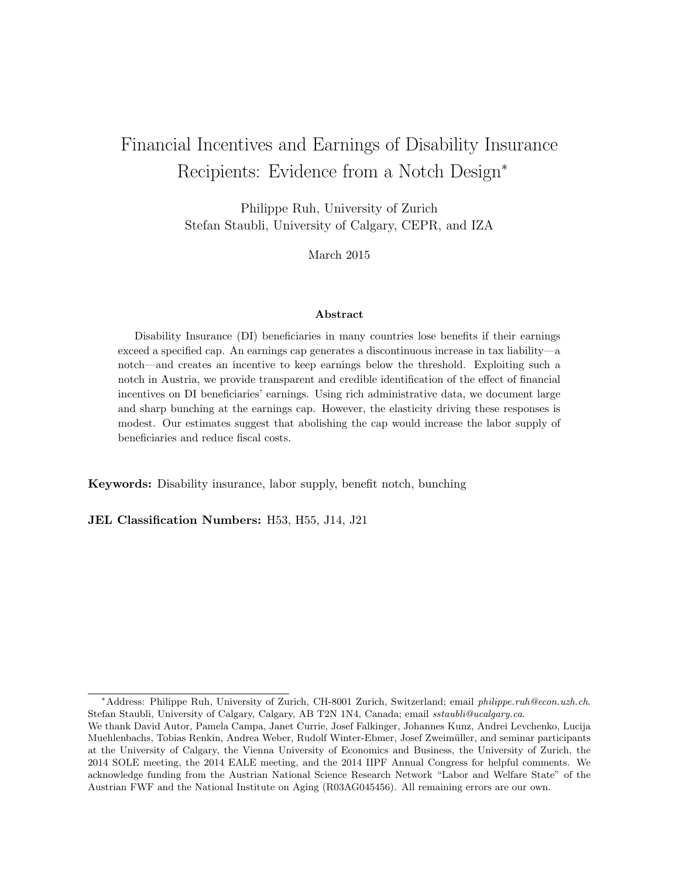# Financial Incentives and Earnings of Disability Insurance Recipients: Evidence from a Notch Design*

Philippe Ruh, University of Zurich

Stefan Staubli, University of Calgary, CEPR, and IZA

March 2015

### Abstract

Disability Insurance (DI) beneficiaries in many countries lose benefits if their earnings exceed a specified cap. An earnings cap generates a discontinuous increase in tax liability—a notch—and creates an incentive to keep earnings below the threshold. Exploiting such a notch in Austria, we provide transparent and credible identification of the effect of financial incentives on DI beneficiaries' earnings. Using rich administrative data, we document large and sharp bunching at the earnings cap. However, the elasticity driving these responses is modest. Our estimates suggest that abolishing the cap would increase the labor supply of beneficiaries and reduce fiscal costs.

**Keywords:** Disability insurance, labor supply, benefit notch, bunching

**JEL Classification Numbers:** H53, H55, J14, J21

---

*Address: Philippe Ruh, University of Zurich, CH-8001 Zurich, Switzerland; email *philippe.ruh@econ.uzh.ch*. Stefan Staubli, University of Calgary, Calgary, AB T2N 1N4, Canada; email *sstaubli@ucalgary.ca*.

We thank David Autor, Pamela Campa, Janet Currie, Josef Falkinger, Johannes Kunz, Andrei Levchenko, Lucija Muehlenbachs, Tobias Renkin, Andrea Weber, Rudolf Winter-Ebmer, Josef Zweimüller, and seminar participants at the University of Calgary, the Vienna University of Economics and Business, the University of Zurich, the 2014 SOLE meeting, the 2014 EALE meeting, and the 2014 IIPF Annual Congress for helpful comments. We acknowledge funding from the Austrian National Science Research Network "Labor and Welfare State" of the Austrian FWF and the National Institute on Aging (R03AG045456). All remaining errors are our own.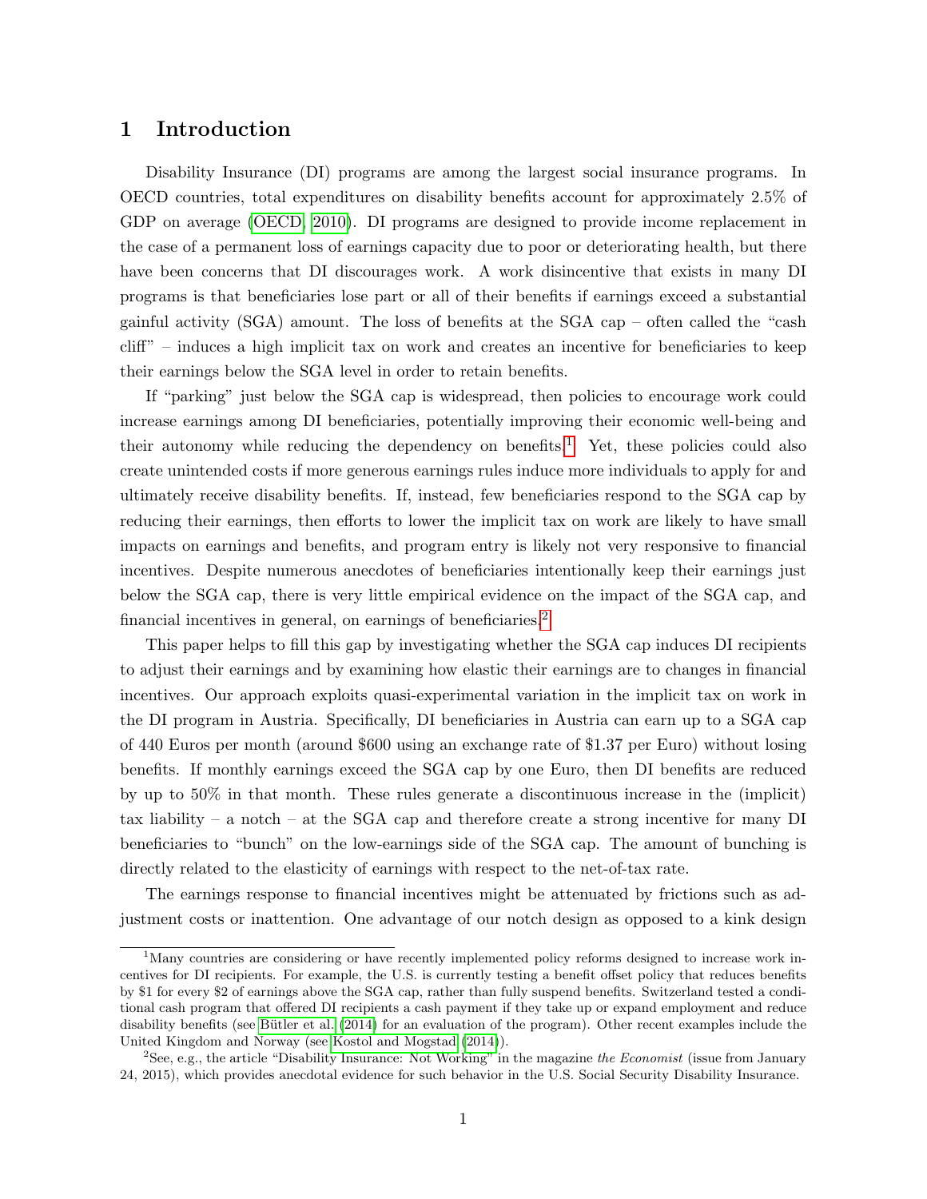# 1 Introduction

Disability Insurance (DI) programs are among the largest social insurance programs. In OECD countries, total expenditures on disability benefits account for approximately 2.5% of GDP on average (OECD, 2010). DI programs are designed to provide income replacement in the case of a permanent loss of earnings capacity due to poor or deteriorating health, but there have been concerns that DI discourages work. A work disincentive that exists in many DI programs is that beneficiaries lose part or all of their benefits if earnings exceed a substantial gainful activity (SGA) amount. The loss of benefits at the SGA cap – often called the "cash cliff" – induces a high implicit tax on work and creates an incentive for beneficiaries to keep their earnings below the SGA level in order to retain benefits.

If "parking" just below the SGA cap is widespread, then policies to encourage work could increase earnings among DI beneficiaries, potentially improving their economic well-being and their autonomy while reducing the dependency on benefits.[1] Yet, these policies could also create unintended costs if more generous earnings rules induce more individuals to apply for and ultimately receive disability benefits. If, instead, few beneficiaries respond to the SGA cap by reducing their earnings, then efforts to lower the implicit tax on work are likely to have small impacts on earnings and benefits, and program entry is likely not very responsive to financial incentives. Despite numerous anecdotes of beneficiaries intentionally keep their earnings just below the SGA cap, there is very little empirical evidence on the impact of the SGA cap, and financial incentives in general, on earnings of beneficiaries.[2]

This paper helps to fill this gap by investigating whether the SGA cap induces DI recipients to adjust their earnings and by examining how elastic their earnings are to changes in financial incentives. Our approach exploits quasi-experimental variation in the implicit tax on work in the DI program in Austria. Specifically, DI beneficiaries in Austria can earn up to a SGA cap of 440 Euros per month (around \$600 using an exchange rate of \$1.37 per Euro) without losing benefits. If monthly earnings exceed the SGA cap by one Euro, then DI benefits are reduced by up to 50% in that month. These rules generate a discontinuous increase in the (implicit) tax liability – a notch – at the SGA cap and therefore create a strong incentive for many DI beneficiaries to "bunch" on the low-earnings side of the SGA cap. The amount of bunching is directly related to the elasticity of earnings with respect to the net-of-tax rate.

The earnings response to financial incentives might be attenuated by frictions such as adjustment costs or inattention. One advantage of our notch design as opposed to a kink design

---

[1] Many countries are considering or have recently implemented policy reforms designed to increase work incentives for DI recipients. For example, the U.S. is currently testing a benefit offset policy that reduces benefits by \$1 for every \$2 of earnings above the SGA cap, rather than fully suspend benefits. Switzerland tested a conditional cash program that offered DI recipients a cash payment if they take up or expand employment and reduce disability benefits (see Bütler et al. (2014) for an evaluation of the program). Other recent examples include the United Kingdom and Norway (see Kostol and Mogstad (2014)).

[2] See, e.g., the article "Disability Insurance: Not Working" in the magazine *the Economist* (issue from January 24, 2015), which provides anecdotal evidence for such behavior in the U.S. Social Security Disability Insurance.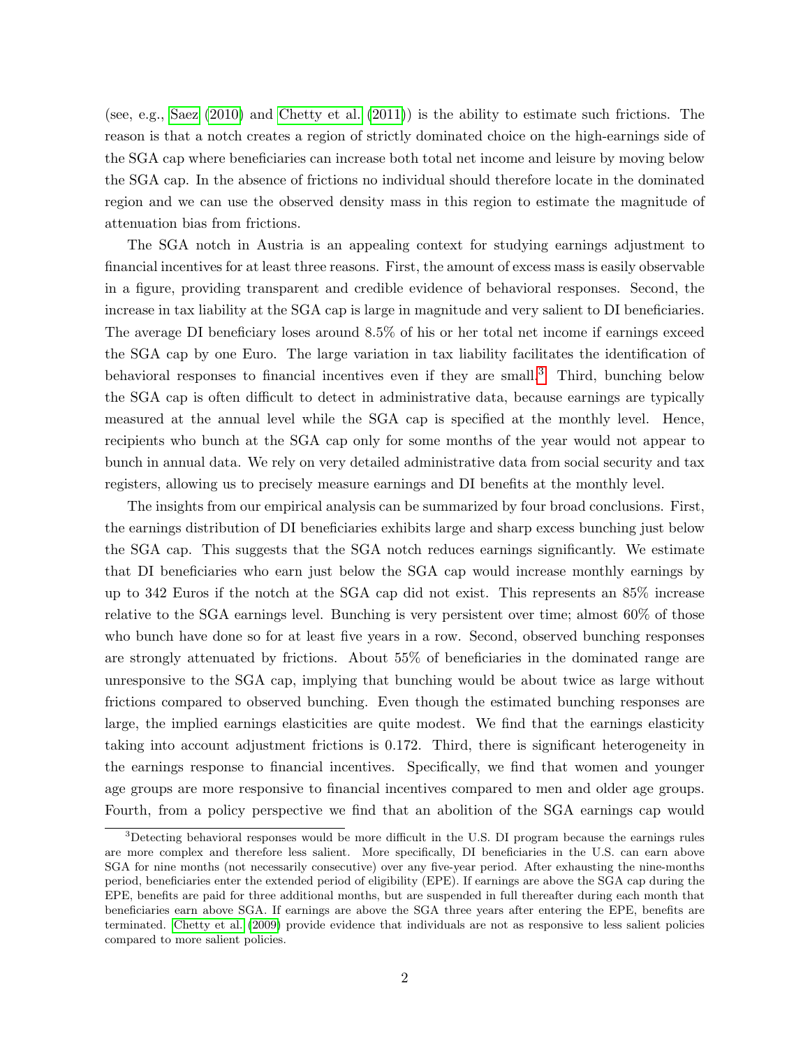(see, e.g., Saez (2010) and Chetty et al. (2011)) is the ability to estimate such frictions. The reason is that a notch creates a region of strictly dominated choice on the high-earnings side of the SGA cap where beneficiaries can increase both total net income and leisure by moving below the SGA cap. In the absence of frictions no individual should therefore locate in the dominated region and we can use the observed density mass in this region to estimate the magnitude of attenuation bias from frictions.

The SGA notch in Austria is an appealing context for studying earnings adjustment to financial incentives for at least three reasons. First, the amount of excess mass is easily observable in a figure, providing transparent and credible evidence of behavioral responses. Second, the increase in tax liability at the SGA cap is large in magnitude and very salient to DI beneficiaries. The average DI beneficiary loses around 8.5% of his or her total net income if earnings exceed the SGA cap by one Euro. The large variation in tax liability facilitates the identification of behavioral responses to financial incentives even if they are small.[3] Third, bunching below the SGA cap is often difficult to detect in administrative data, because earnings are typically measured at the annual level while the SGA cap is specified at the monthly level. Hence, recipients who bunch at the SGA cap only for some months of the year would not appear to bunch in annual data. We rely on very detailed administrative data from social security and tax registers, allowing us to precisely measure earnings and DI benefits at the monthly level.

The insights from our empirical analysis can be summarized by four broad conclusions. First, the earnings distribution of DI beneficiaries exhibits large and sharp excess bunching just below the SGA cap. This suggests that the SGA notch reduces earnings significantly. We estimate that DI beneficiaries who earn just below the SGA cap would increase monthly earnings by up to 342 Euros if the notch at the SGA cap did not exist. This represents an 85% increase relative to the SGA earnings level. Bunching is very persistent over time; almost 60% of those who bunch have done so for at least five years in a row. Second, observed bunching responses are strongly attenuated by frictions. About 55% of beneficiaries in the dominated range are unresponsive to the SGA cap, implying that bunching would be about twice as large without frictions compared to observed bunching. Even though the estimated bunching responses are large, the implied earnings elasticities are quite modest. We find that the earnings elasticity taking into account adjustment frictions is 0.172. Third, there is significant heterogeneity in the earnings response to financial incentives. Specifically, we find that women and younger age groups are more responsive to financial incentives compared to men and older age groups. Fourth, from a policy perspective we find that an abolition of the SGA earnings cap would

[3] Detecting behavioral responses would be more difficult in the U.S. DI program because the earnings rules are more complex and therefore less salient. More specifically, DI beneficiaries in the U.S. can earn above SGA for nine months (not necessarily consecutive) over any five-year period. After exhausting the nine-months period, beneficiaries enter the extended period of eligibility (EPE). If earnings are above the SGA cap during the EPE, benefits are paid for three additional months, but are suspended in full thereafter during each month that beneficiaries earn above SGA. If earnings are above the SGA three years after entering the EPE, benefits are terminated. Chetty et al. (2009) provide evidence that individuals are not as responsive to less salient policies compared to more salient policies.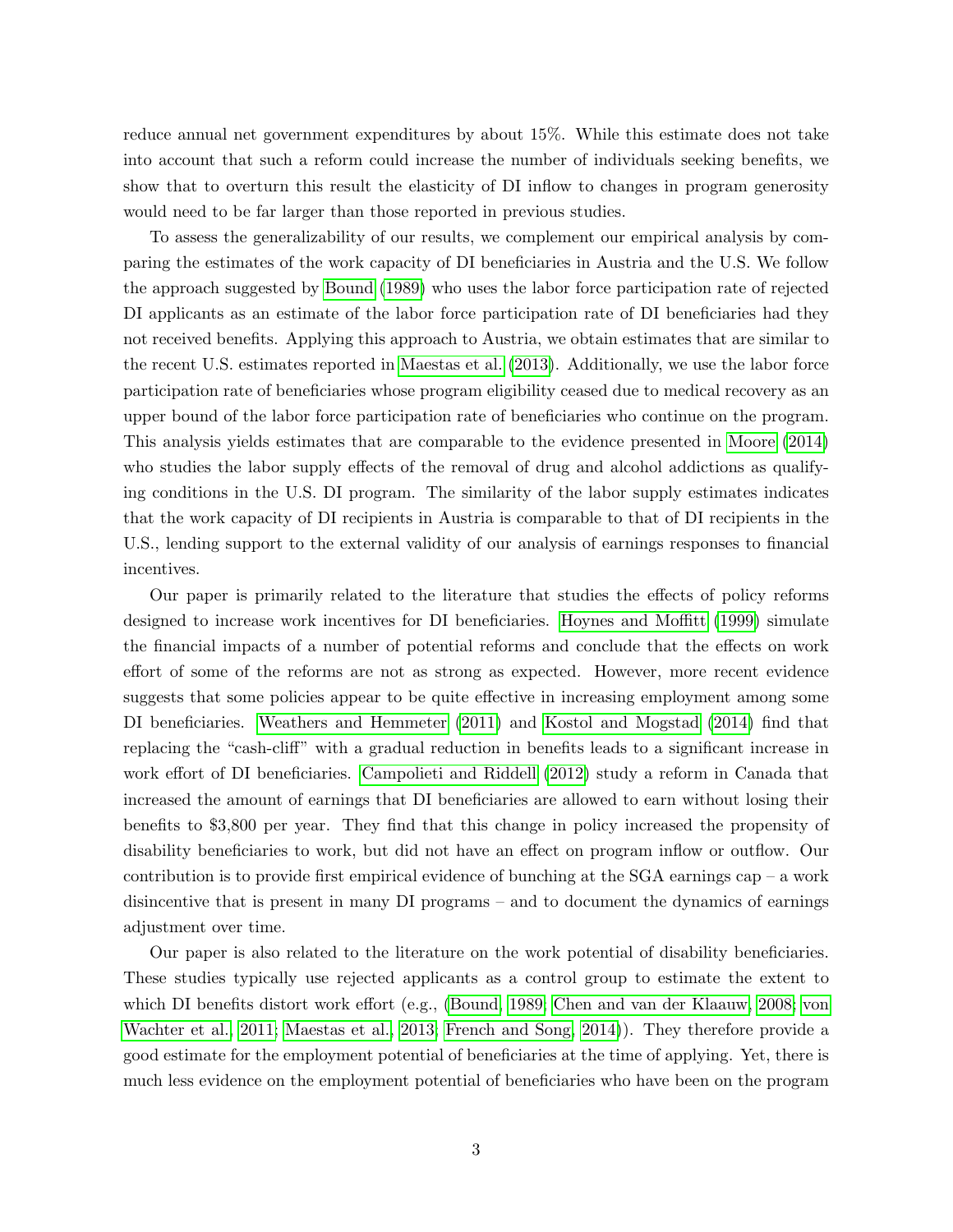reduce annual net government expenditures by about 15%. While this estimate does not take into account that such a reform could increase the number of individuals seeking benefits, we show that to overturn this result the elasticity of DI inflow to changes in program generosity would need to be far larger than those reported in previous studies.

To assess the generalizability of our results, we complement our empirical analysis by comparing the estimates of the work capacity of DI beneficiaries in Austria and the U.S. We follow the approach suggested by Bound (1989) who uses the labor force participation rate of rejected DI applicants as an estimate of the labor force participation rate of DI beneficiaries had they not received benefits. Applying this approach to Austria, we obtain estimates that are similar to the recent U.S. estimates reported in Maestas et al. (2013). Additionally, we use the labor force participation rate of beneficiaries whose program eligibility ceased due to medical recovery as an upper bound of the labor force participation rate of beneficiaries who continue on the program. This analysis yields estimates that are comparable to the evidence presented in Moore (2014) who studies the labor supply effects of the removal of drug and alcohol addictions as qualifying conditions in the U.S. DI program. The similarity of the labor supply estimates indicates that the work capacity of DI recipients in Austria is comparable to that of DI recipients in the U.S., lending support to the external validity of our analysis of earnings responses to financial incentives.

Our paper is primarily related to the literature that studies the effects of policy reforms designed to increase work incentives for DI beneficiaries. Hoynes and Moffitt (1999) simulate the financial impacts of a number of potential reforms and conclude that the effects on work effort of some of the reforms are not as strong as expected. However, more recent evidence suggests that some policies appear to be quite effective in increasing employment among some DI beneficiaries. Weathers and Hemmeter (2011) and Kostol and Mogstad (2014) find that replacing the "cash-cliff" with a gradual reduction in benefits leads to a significant increase in work effort of DI beneficiaries. Campolieti and Riddell (2012) study a reform in Canada that increased the amount of earnings that DI beneficiaries are allowed to earn without losing their benefits to $3,800 per year. They find that this change in policy increased the propensity of disability beneficiaries to work, but did not have an effect on program inflow or outflow. Our contribution is to provide first empirical evidence of bunching at the SGA earnings cap – a work disincentive that is present in many DI programs – and to document the dynamics of earnings adjustment over time.

Our paper is also related to the literature on the work potential of disability beneficiaries. These studies typically use rejected applicants as a control group to estimate the extent to which DI benefits distort work effort (e.g., (Bound, 1989; Chen and van der Klaauw, 2008; von Wachter et al., 2011; Maestas et al., 2013; French and Song, 2014)). They therefore provide a good estimate for the employment potential of beneficiaries at the time of applying. Yet, there is much less evidence on the employment potential of beneficiaries who have been on the program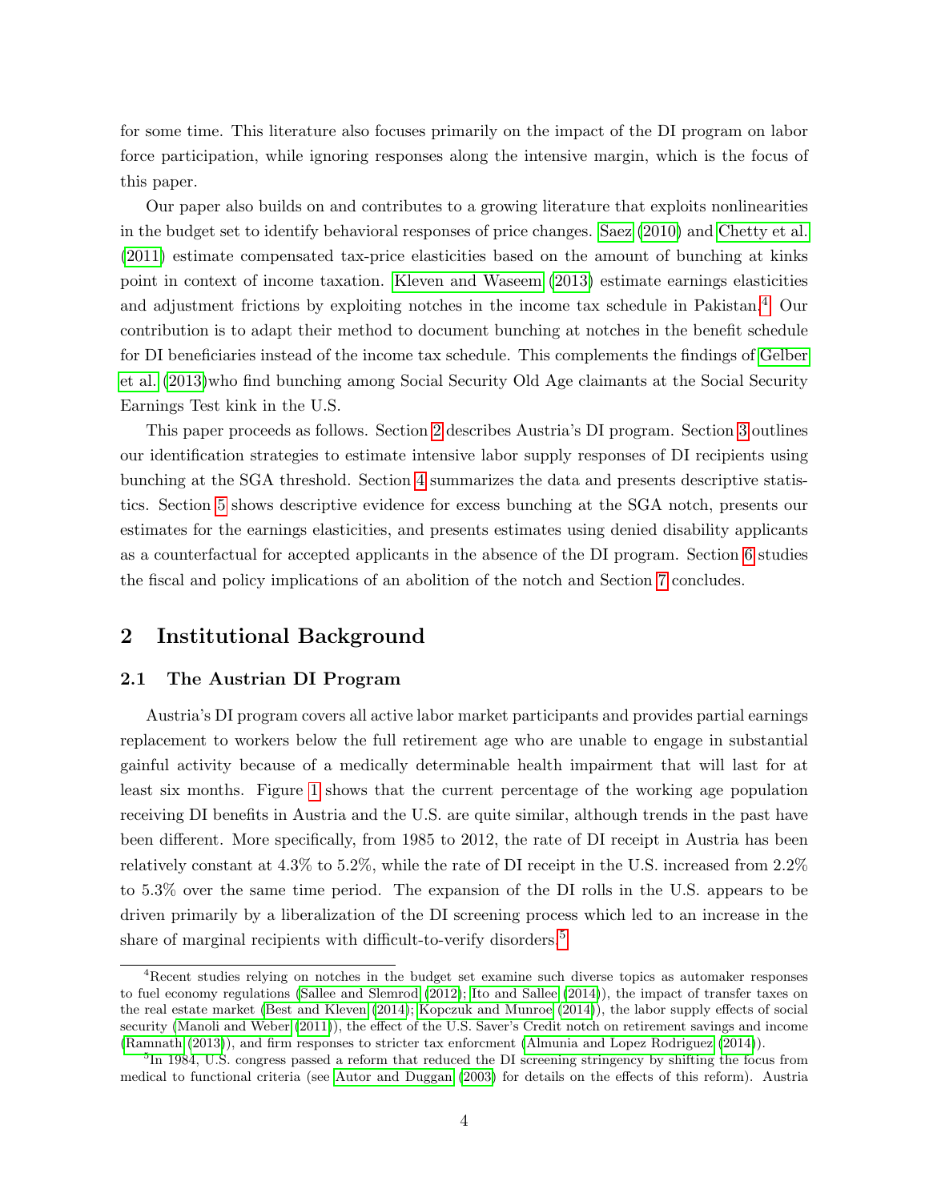for some time. This literature also focuses primarily on the impact of the DI program on labor force participation, while ignoring responses along the intensive margin, which is the focus of this paper.

Our paper also builds on and contributes to a growing literature that exploits nonlinearities in the budget set to identify behavioral responses of price changes. Saez (2010) and Chetty et al. (2011) estimate compensated tax-price elasticities based on the amount of bunching at kinks point in context of income taxation. Kleven and Waseem (2013) estimate earnings elasticities and adjustment frictions by exploiting notches in the income tax schedule in Pakistan.[4] Our contribution is to adapt their method to document bunching at notches in the benefit schedule for DI beneficiaries instead of the income tax schedule. This complements the findings of Gelber et al. (2013)who find bunching among Social Security Old Age claimants at the Social Security Earnings Test kink in the U.S.

This paper proceeds as follows. Section 2 describes Austria's DI program. Section 3 outlines our identification strategies to estimate intensive labor supply responses of DI recipients using bunching at the SGA threshold. Section 4 summarizes the data and presents descriptive statistics. Section 5 shows descriptive evidence for excess bunching at the SGA notch, presents our estimates for the earnings elasticities, and presents estimates using denied disability applicants as a counterfactual for accepted applicants in the absence of the DI program. Section 6 studies the fiscal and policy implications of an abolition of the notch and Section 7 concludes.

## 2 Institutional Background

### 2.1 The Austrian DI Program

Austria's DI program covers all active labor market participants and provides partial earnings replacement to workers below the full retirement age who are unable to engage in substantial gainful activity because of a medically determinable health impairment that will last for at least six months. Figure 1 shows that the current percentage of the working age population receiving DI benefits in Austria and the U.S. are quite similar, although trends in the past have been different. More specifically, from 1985 to 2012, the rate of DI receipt in Austria has been relatively constant at 4.3% to 5.2%, while the rate of DI receipt in the U.S. increased from 2.2% to 5.3% over the same time period. The expansion of the DI rolls in the U.S. appears to be driven primarily by a liberalization of the DI screening process which led to an increase in the share of marginal recipients with difficult-to-verify disorders.[5]

[4] Recent studies relying on notches in the budget set examine such diverse topics as automaker responses to fuel economy regulations (Sallee and Slemrod (2012); Ito and Sallee (2014)), the impact of transfer taxes on the real estate market (Best and Kleven (2014); Kopczuk and Munroe (2014)), the labor supply effects of social security (Manoli and Weber (2011)), the effect of the U.S. Saver's Credit notch on retirement savings and income (Ramnath (2013)), and firm responses to stricter tax enforcment (Almunia and Lopez Rodriguez (2014)).

[5] In 1984, U.S. congress passed a reform that reduced the DI screening stringency by shifting the focus from medical to functional criteria (see Autor and Duggan (2003) for details on the effects of this reform). Austria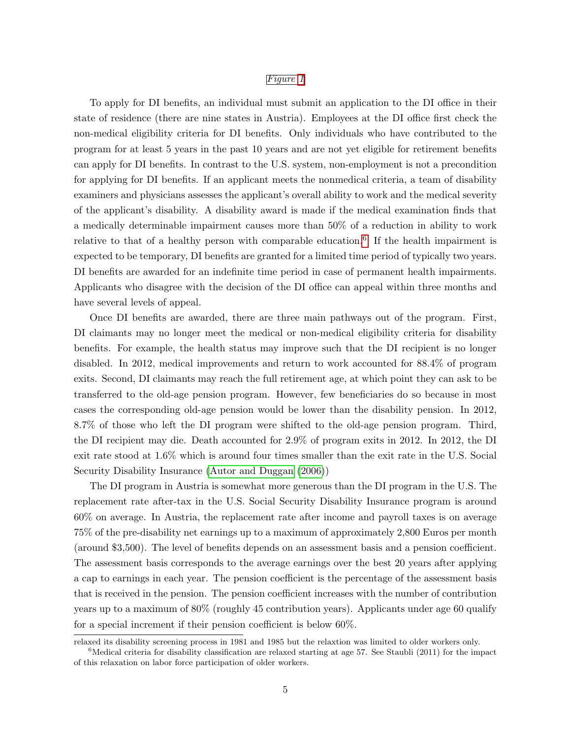*Figure 1*

To apply for DI benefits, an individual must submit an application to the DI office in their state of residence (there are nine states in Austria). Employees at the DI office first check the non-medical eligibility criteria for DI benefits. Only individuals who have contributed to the program for at least 5 years in the past 10 years and are not yet eligible for retirement benefits can apply for DI benefits. In contrast to the U.S. system, non-employment is not a precondition for applying for DI benefits. If an applicant meets the nonmedical criteria, a team of disability examiners and physicians assesses the applicant's overall ability to work and the medical severity of the applicant's disability. A disability award is made if the medical examination finds that a medically determinable impairment causes more than 50% of a reduction in ability to work relative to that of a healthy person with comparable education.[6] If the health impairment is expected to be temporary, DI benefits are granted for a limited time period of typically two years. DI benefits are awarded for an indefinite time period in case of permanent health impairments. Applicants who disagree with the decision of the DI office can appeal within three months and have several levels of appeal.

Once DI benefits are awarded, there are three main pathways out of the program. First, DI claimants may no longer meet the medical or non-medical eligibility criteria for disability benefits. For example, the health status may improve such that the DI recipient is no longer disabled. In 2012, medical improvements and return to work accounted for 88.4% of program exits. Second, DI claimants may reach the full retirement age, at which point they can ask to be transferred to the old-age pension program. However, few beneficiaries do so because in most cases the corresponding old-age pension would be lower than the disability pension. In 2012, 8.7% of those who left the DI program were shifted to the old-age pension program. Third, the DI recipient may die. Death accounted for 2.9% of program exits in 2012. In 2012, the DI exit rate stood at 1.6% which is around four times smaller than the exit rate in the U.S. Social Security Disability Insurance (Autor and Duggan (2006))

The DI program in Austria is somewhat more generous than the DI program in the U.S. The replacement rate after-tax in the U.S. Social Security Disability Insurance program is around 60% on average. In Austria, the replacement rate after income and payroll taxes is on average 75% of the pre-disability net earnings up to a maximum of approximately 2,800 Euros per month (around $3,500). The level of benefits depends on an assessment basis and a pension coefficient. The assessment basis corresponds to the average earnings over the best 20 years after applying a cap to earnings in each year. The pension coefficient is the percentage of the assessment basis that is received in the pension. The pension coefficient increases with the number of contribution years up to a maximum of 80% (roughly 45 contribution years). Applicants under age 60 qualify for a special increment if their pension coefficient is below 60%.

relaxed its disability screening process in 1981 and 1985 but the relaxtion was limited to older workers only.

[6] Medical criteria for disability classification are relaxed starting at age 57. See Staubli (2011) for the impact of this relaxation on labor force participation of older workers.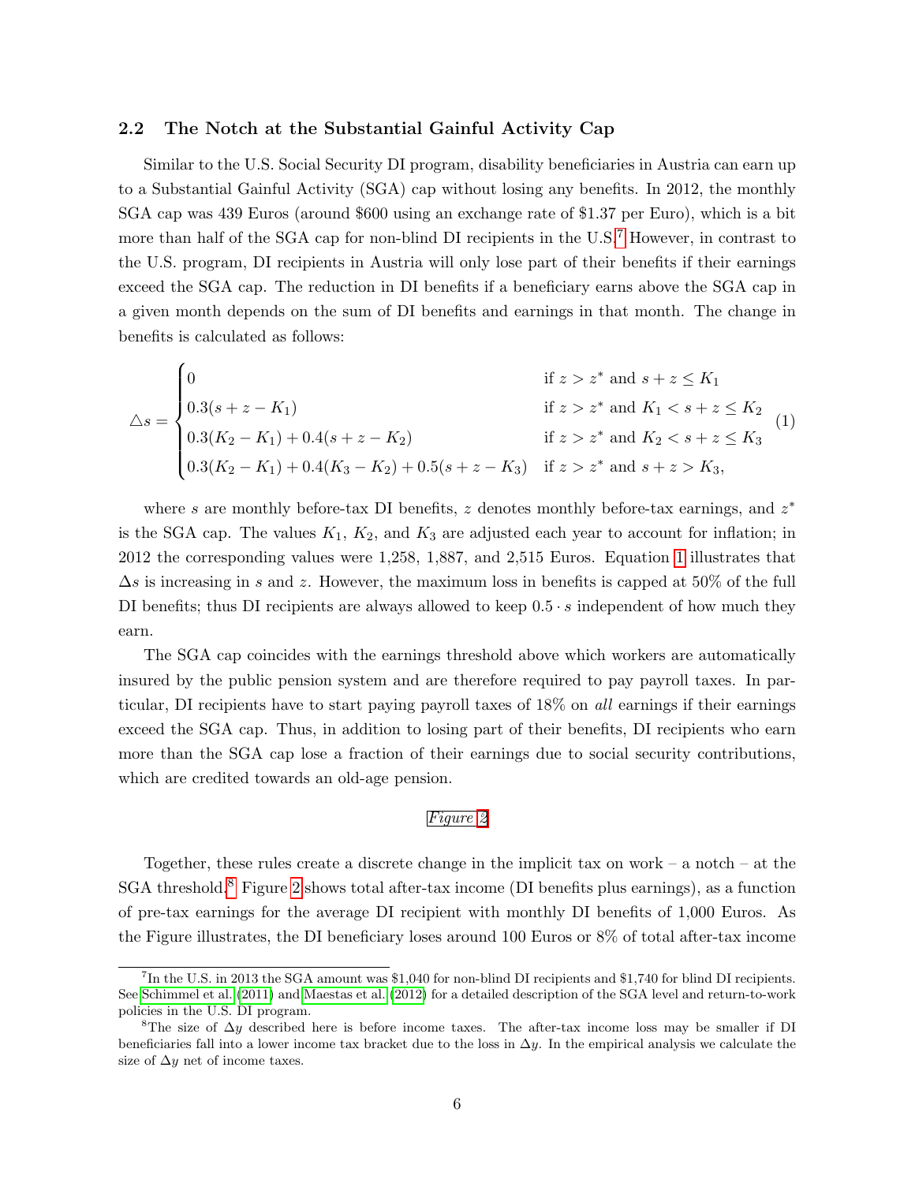### 2.2 The Notch at the Substantial Gainful Activity Cap

Similar to the U.S. Social Security DI program, disability beneficiaries in Austria can earn up to a Substantial Gainful Activity (SGA) cap without losing any benefits. In 2012, the monthly SGA cap was 439 Euros (around \$600 using an exchange rate of \$1.37 per Euro), which is a bit more than half of the SGA cap for non-blind DI recipients in the U.S.[7] However, in contrast to the U.S. program, DI recipients in Austria will only lose part of their benefits if their earnings exceed the SGA cap. The reduction in DI benefits if a beneficiary earns above the SGA cap in a given month depends on the sum of DI benefits and earnings in that month. The change in benefits is calculated as follows:

$$\triangle s = \begin{cases} 0 & \text{if } z > z^* \text{ and } s + z \leq K_1 \\ 0.3(s + z - K_1) & \text{if } z > z^* \text{ and } K_1 < s + z \leq K_2 \\ 0.3(K_2 - K_1) + 0.4(s + z - K_2) & \text{if } z > z^* \text{ and } K_2 < s + z \leq K_3 \\ 0.3(K_2 - K_1) + 0.4(K_3 - K_2) + 0.5(s + z - K_3) & \text{if } z > z^* \text{ and } s + z > K_3, \end{cases} \quad (1)$$

where $s$ are monthly before-tax DI benefits, $z$ denotes monthly before-tax earnings, and $z^*$ is the SGA cap. The values $K_1$, $K_2$, and $K_3$ are adjusted each year to account for inflation; in 2012 the corresponding values were 1,258, 1,887, and 2,515 Euros. Equation 1 illustrates that $\Delta s$ is increasing in $s$ and $z$. However, the maximum loss in benefits is capped at 50% of the full DI benefits; thus DI recipients are always allowed to keep $0.5 \cdot s$ independent of how much they earn.

The SGA cap coincides with the earnings threshold above which workers are automatically insured by the public pension system and are therefore required to pay payroll taxes. In particular, DI recipients have to start paying payroll taxes of 18% on *all* earnings if their earnings exceed the SGA cap. Thus, in addition to losing part of their benefits, DI recipients who earn more than the SGA cap lose a fraction of their earnings due to social security contributions, which are credited towards an old-age pension.

*Figure 2*

Together, these rules create a discrete change in the implicit tax on work – a notch – at the SGA threshold.[8] Figure 2 shows total after-tax income (DI benefits plus earnings), as a function of pre-tax earnings for the average DI recipient with monthly DI benefits of 1,000 Euros. As the Figure illustrates, the DI beneficiary loses around 100 Euros or 8% of total after-tax income

[7] In the U.S. in 2013 the SGA amount was \$1,040 for non-blind DI recipients and \$1,740 for blind DI recipients. See Schimmel et al. (2011) and Maestas et al. (2012) for a detailed description of the SGA level and return-to-work policies in the U.S. DI program.

[8] The size of $\Delta y$ described here is before income taxes. The after-tax income loss may be smaller if DI beneficiaries fall into a lower income tax bracket due to the loss in $\Delta y$. In the empirical analysis we calculate the size of $\Delta y$ net of income taxes.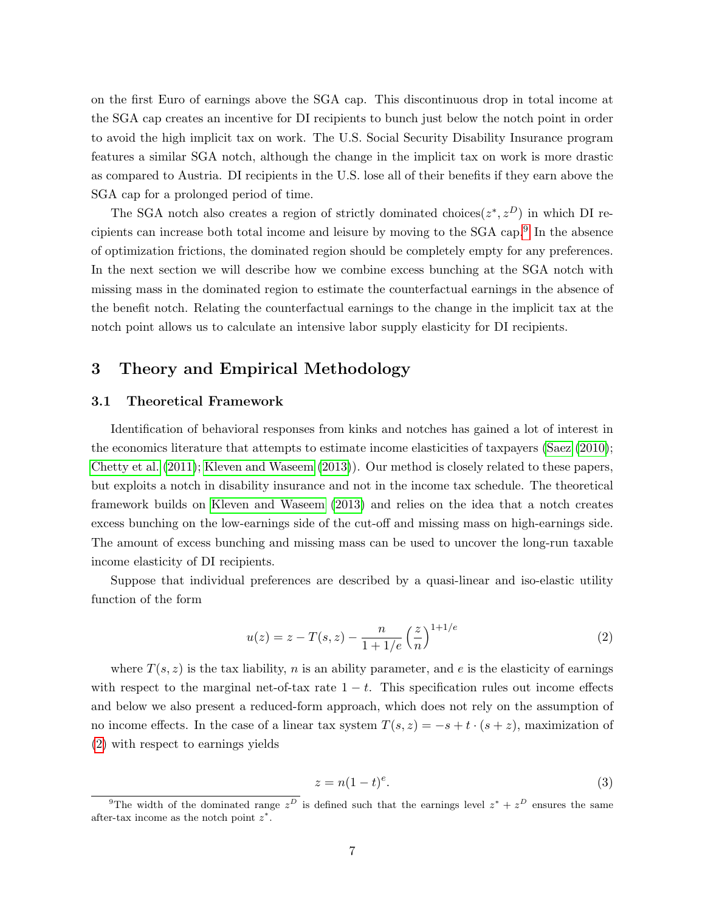on the first Euro of earnings above the SGA cap. This discontinuous drop in total income at the SGA cap creates an incentive for DI recipients to bunch just below the notch point in order to avoid the high implicit tax on work. The U.S. Social Security Disability Insurance program features a similar SGA notch, although the change in the implicit tax on work is more drastic as compared to Austria. DI recipients in the U.S. lose all of their benefits if they earn above the SGA cap for a prolonged period of time.

The SGA notch also creates a region of strictly dominated choices$(z^*, z^D)$ in which DI recipients can increase both total income and leisure by moving to the SGA cap.[9] In the absence of optimization frictions, the dominated region should be completely empty for any preferences. In the next section we will describe how we combine excess bunching at the SGA notch with missing mass in the dominated region to estimate the counterfactual earnings in the absence of the benefit notch. Relating the counterfactual earnings to the change in the implicit tax at the notch point allows us to calculate an intensive labor supply elasticity for DI recipients.

# 3 Theory and Empirical Methodology

## 3.1 Theoretical Framework

Identification of behavioral responses from kinks and notches has gained a lot of interest in the economics literature that attempts to estimate income elasticities of taxpayers (Saez (2010); Chetty et al. (2011); Kleven and Waseem (2013)). Our method is closely related to these papers, but exploits a notch in disability insurance and not in the income tax schedule. The theoretical framework builds on Kleven and Waseem (2013) and relies on the idea that a notch creates excess bunching on the low-earnings side of the cut-off and missing mass on high-earnings side. The amount of excess bunching and missing mass can be used to uncover the long-run taxable income elasticity of DI recipients.

Suppose that individual preferences are described by a quasi-linear and iso-elastic utility function of the form

$$u(z) = z - T(s, z) - \frac{n}{1 + 1/e} \left(\frac{z}{n}\right)^{1+1/e} \tag{2}$$

where $T(s, z)$ is the tax liability, $n$ is an ability parameter, and $e$ is the elasticity of earnings with respect to the marginal net-of-tax rate $1 - t$. This specification rules out income effects and below we also present a reduced-form approach, which does not rely on the assumption of no income effects. In the case of a linear tax system $T(s, z) = -s + t \cdot (s + z)$, maximization of (2) with respect to earnings yields

$$z = n(1 - t)^e. \tag{3}$$

[9] The width of the dominated range $z^D$ is defined such that the earnings level $z^* + z^D$ ensures the same after-tax income as the notch point $z^*$.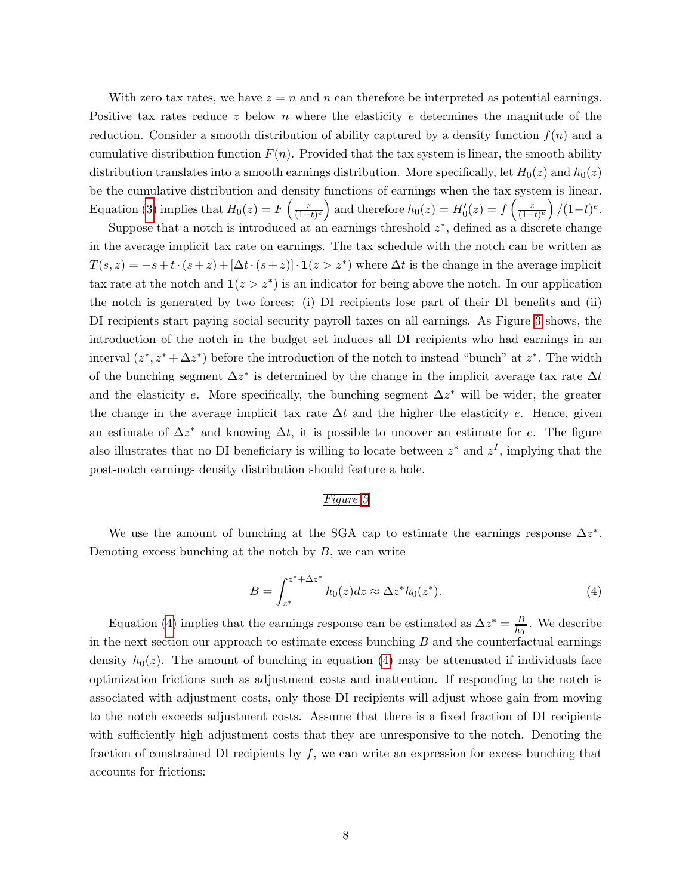With zero tax rates, we have $z = n$ and $n$ can therefore be interpreted as potential earnings. Positive tax rates reduce $z$ below $n$ where the elasticity $e$ determines the magnitude of the reduction. Consider a smooth distribution of ability captured by a density function $f(n)$ and a cumulative distribution function $F(n)$. Provided that the tax system is linear, the smooth ability distribution translates into a smooth earnings distribution. More specifically, let $H_0(z)$ and $h_0(z)$ be the cumulative distribution and density functions of earnings when the tax system is linear. Equation (3) implies that $H_0(z) = F\left(\frac{z}{(1-t)^e}\right)$ and therefore $h_0(z) = H_0'(z) = f\left(\frac{z}{(1-t)^e}\right)/(1-t)^e$.

Suppose that a notch is introduced at an earnings threshold $z^*$, defined as a discrete change in the average implicit tax rate on earnings. The tax schedule with the notch can be written as $T(s,z) = -s + t \cdot (s+z) + [\Delta t \cdot (s+z)] \cdot \mathbf{1}(z > z^*)$ where $\Delta t$ is the change in the average implicit tax rate at the notch and $\mathbf{1}(z > z^*)$ is an indicator for being above the notch. In our application the notch is generated by two forces: (i) DI recipients lose part of their DI benefits and (ii) DI recipients start paying social security payroll taxes on all earnings. As Figure 3 shows, the introduction of the notch in the budget set induces all DI recipients who had earnings in an interval $(z^*, z^* + \Delta z^*)$ before the introduction of the notch to instead "bunch" at $z^*$. The width of the bunching segment $\Delta z^*$ is determined by the change in the implicit average tax rate $\Delta t$ and the elasticity $e$. More specifically, the bunching segment $\Delta z^*$ will be wider, the greater the change in the average implicit tax rate $\Delta t$ and the higher the elasticity $e$. Hence, given an estimate of $\Delta z^*$ and knowing $\Delta t$, it is possible to uncover an estimate for $e$. The figure also illustrates that no DI beneficiary is willing to locate between $z^*$ and $z^I$, implying that the post-notch earnings density distribution should feature a hole.

*Figure 3*

We use the amount of bunching at the SGA cap to estimate the earnings response $\Delta z^*$. Denoting excess bunching at the notch by $B$, we can write

$$B = \int_{z^*}^{z^* + \Delta z^*} h_0(z) dz \approx \Delta z^* h_0(z^*). \tag{4}$$

Equation (4) implies that the earnings response can be estimated as $\Delta z^* = \frac{B}{h_0}$. We describe in the next section our approach to estimate excess bunching $B$ and the counterfactual earnings density $h_0(z)$. The amount of bunching in equation (4) may be attenuated if individuals face optimization frictions such as adjustment costs and inattention. If responding to the notch is associated with adjustment costs, only those DI recipients will adjust whose gain from moving to the notch exceeds adjustment costs. Assume that there is a fixed fraction of DI recipients with sufficiently high adjustment costs that they are unresponsive to the notch. Denoting the fraction of constrained DI recipients by $f$, we can write an expression for excess bunching that accounts for frictions: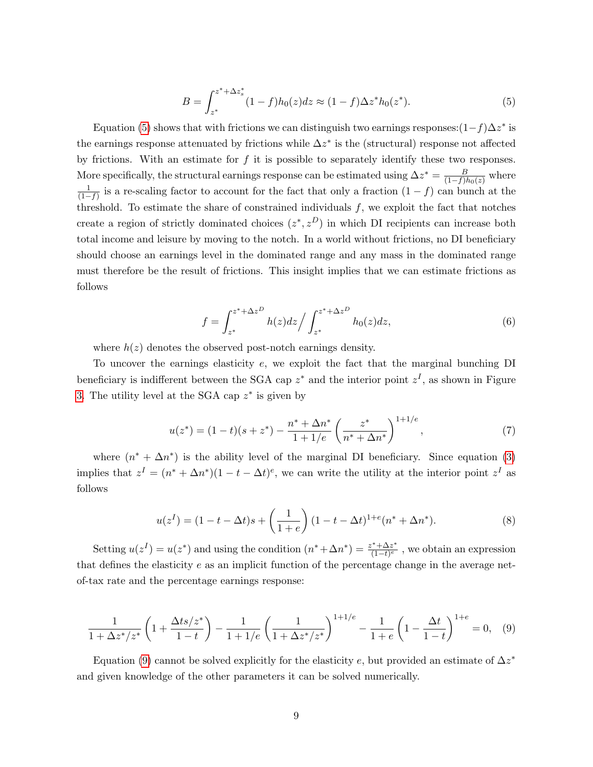$$B = \int_{z^*}^{z^* + \Delta z_s^*} (1-f) h_0(z) dz \approx (1-f) \Delta z^* h_0(z^*). \tag{5}$$

Equation (5) shows that with frictions we can distinguish two earnings responses: $(1-f)\Delta z^*$ is the earnings response attenuated by frictions while $\Delta z^*$ is the (structural) response not affected by frictions. With an estimate for $f$ it is possible to separately identify these two responses. More specifically, the structural earnings response can be estimated using $\Delta z^* = \frac{B}{(1-f)h_0(z)}$ where $\frac{1}{(1-f)}$ is a re-scaling factor to account for the fact that only a fraction $(1-f)$ can bunch at the threshold. To estimate the share of constrained individuals $f$, we exploit the fact that notches create a region of strictly dominated choices $(z^*, z^D)$ in which DI recipients can increase both total income and leisure by moving to the notch. In a world without frictions, no DI beneficiary should choose an earnings level in the dominated range and any mass in the dominated range must therefore be the result of frictions. This insight implies that we can estimate frictions as follows

$$f = \int_{z^*}^{z^* + \Delta z^D} h(z) dz \Big/ \int_{z^*}^{z^* + \Delta z^D} h_0(z) dz, \tag{6}$$

where $h(z)$ denotes the observed post-notch earnings density.

To uncover the earnings elasticity $e$, we exploit the fact that the marginal bunching DI beneficiary is indifferent between the SGA cap $z^*$ and the interior point $z^I$, as shown in Figure 3. The utility level at the SGA cap $z^*$ is given by

$$u(z^*) = (1-t)(s + z^*) - \frac{n^* + \Delta n^*}{1 + 1/e} \left( \frac{z^*}{n^* + \Delta n^*} \right)^{1+1/e}, \tag{7}$$

where $(n^* + \Delta n^*)$ is the ability level of the marginal DI beneficiary. Since equation (3) implies that $z^I = (n^* + \Delta n^*)(1 - t - \Delta t)^e$, we can write the utility at the interior point $z^I$ as follows

$$u(z^I) = (1 - t - \Delta t)s + \left( \frac{1}{1+e} \right) (1 - t - \Delta t)^{1+e} (n^* + \Delta n^*). \tag{8}$$

Setting $u(z^I) = u(z^*)$ and using the condition $(n^* + \Delta n^*) = \frac{z^* + \Delta z^*}{(1-t)^e}$, we obtain an expression that defines the elasticity $e$ as an implicit function of the percentage change in the average net-of-tax rate and the percentage earnings response:

$$\frac{1}{1 + \Delta z^*/z^*} \left( 1 + \frac{\Delta t s / z^*}{1-t} \right) - \frac{1}{1 + 1/e} \left( \frac{1}{1 + \Delta z^*/z^*} \right)^{1+1/e} - \frac{1}{1+e} \left( 1 - \frac{\Delta t}{1-t} \right)^{1+e} = 0, \tag{9}$$

Equation (9) cannot be solved explicitly for the elasticity $e$, but provided an estimate of $\Delta z^*$ and given knowledge of the other parameters it can be solved numerically.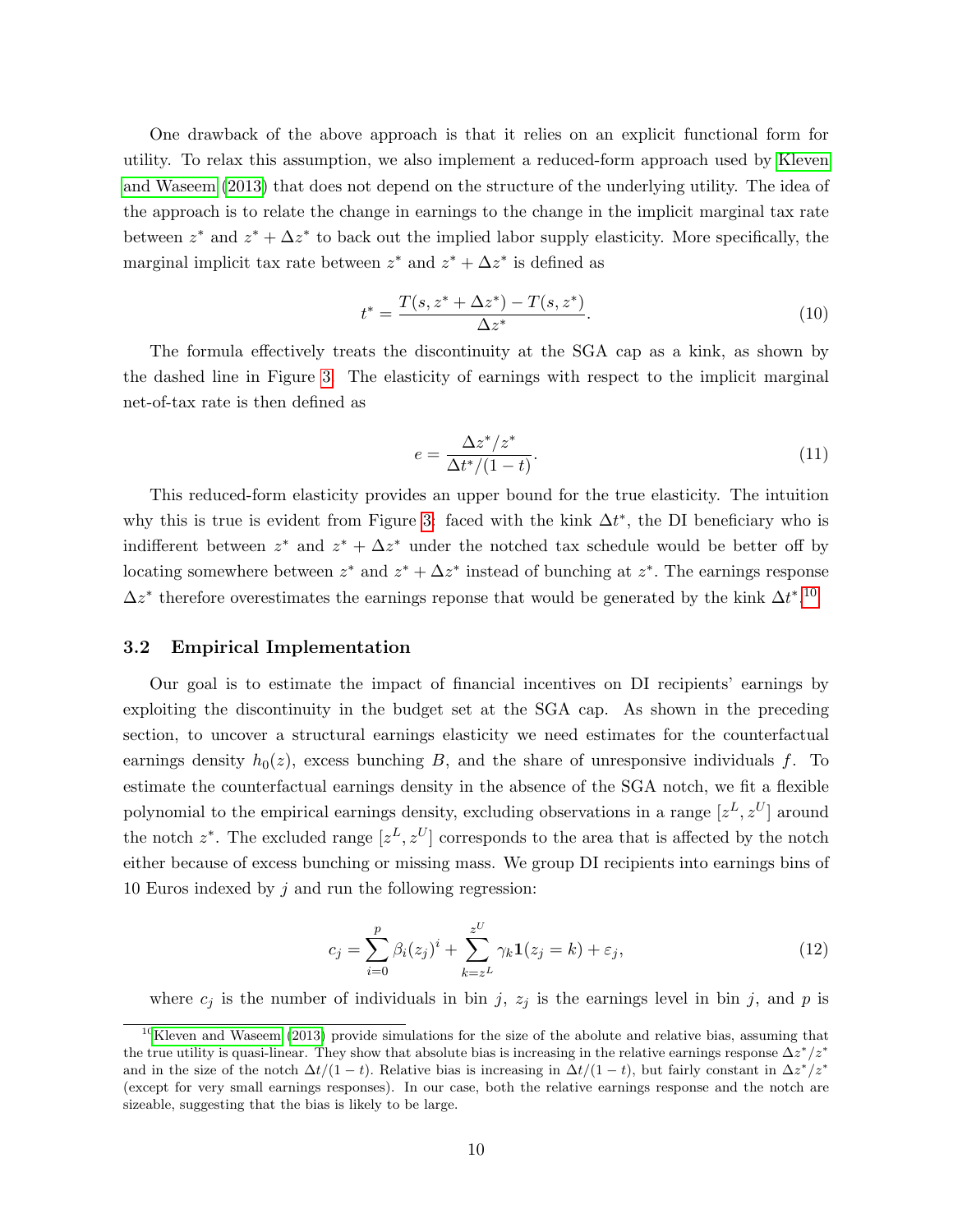One drawback of the above approach is that it relies on an explicit functional form for utility. To relax this assumption, we also implement a reduced-form approach used by Kleven and Waseem (2013) that does not depend on the structure of the underlying utility. The idea of the approach is to relate the change in earnings to the change in the implicit marginal tax rate between $z^*$ and $z^* + \Delta z^*$ to back out the implied labor supply elasticity. More specifically, the marginal implicit tax rate between $z^*$ and $z^* + \Delta z^*$ is defined as

$$t^* = \frac{T(s, z^* + \Delta z^*) - T(s, z^*)}{\Delta z^*}. \tag{10}$$

The formula effectively treats the discontinuity at the SGA cap as a kink, as shown by the dashed line in Figure 3. The elasticity of earnings with respect to the implicit marginal net-of-tax rate is then defined as

$$e = \frac{\Delta z^* / z^*}{\Delta t^* / (1 - t)}. \tag{11}$$

This reduced-form elasticity provides an upper bound for the true elasticity. The intuition why this is true is evident from Figure 3: faced with the kink $\Delta t^*$, the DI beneficiary who is indifferent between $z^*$ and $z^* + \Delta z^*$ under the notched tax schedule would be better off by locating somewhere between $z^*$ and $z^* + \Delta z^*$ instead of bunching at $z^*$. The earnings response $\Delta z^*$ therefore overestimates the earnings reponse that would be generated by the kink $\Delta t^*$.[10]

### 3.2 Empirical Implementation

Our goal is to estimate the impact of financial incentives on DI recipients' earnings by exploiting the discontinuity in the budget set at the SGA cap. As shown in the preceding section, to uncover a structural earnings elasticity we need estimates for the counterfactual earnings density $h_0(z)$, excess bunching $B$, and the share of unresponsive individuals $f$. To estimate the counterfactual earnings density in the absence of the SGA notch, we fit a flexible polynomial to the empirical earnings density, excluding observations in a range $[z^L, z^U]$ around the notch $z^*$. The excluded range $[z^L, z^U]$ corresponds to the area that is affected by the notch either because of excess bunching or missing mass. We group DI recipients into earnings bins of 10 Euros indexed by $j$ and run the following regression:

$$c_j = \sum_{i=0}^{p} \beta_i (z_j)^i + \sum_{k=z^L}^{z^U} \gamma_k \mathbf{1}(z_j = k) + \varepsilon_j, \tag{12}$$

where $c_j$ is the number of individuals in bin $j$, $z_j$ is the earnings level in bin $j$, and $p$ is

[10] Kleven and Waseem (2013) provide simulations for the size of the abolute and relative bias, assuming that the true utility is quasi-linear. They show that absolute bias is increasing in the relative earnings response $\Delta z^*/z^*$ and in the size of the notch $\Delta t/(1-t)$. Relative bias is increasing in $\Delta t/(1-t)$, but fairly constant in $\Delta z^*/z^*$ (except for very small earnings responses). In our case, both the relative earnings response and the notch are sizeable, suggesting that the bias is likely to be large.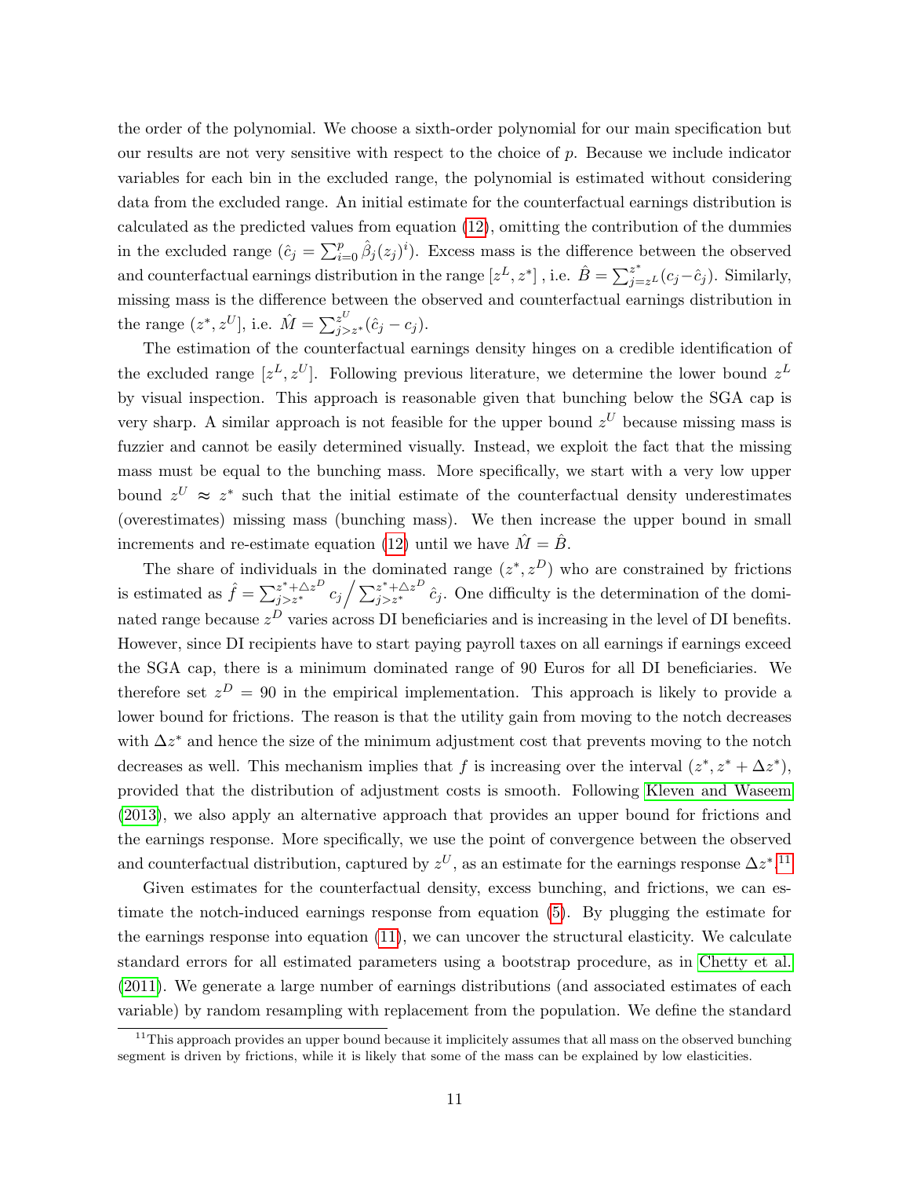the order of the polynomial. We choose a sixth-order polynomial for our main specification but our results are not very sensitive with respect to the choice of $p$. Because we include indicator variables for each bin in the excluded range, the polynomial is estimated without considering data from the excluded range. An initial estimate for the counterfactual earnings distribution is calculated as the predicted values from equation (12), omitting the contribution of the dummies in the excluded range ($\hat{c}_j = \sum_{i=0}^{p} \hat{\beta}_j (z_j)^i$). Excess mass is the difference between the observed and counterfactual earnings distribution in the range $[z^L, z^*]$ , i.e. $\hat{B} = \sum_{j=z^L}^{z^*} (c_j - \hat{c}_j)$. Similarly, missing mass is the difference between the observed and counterfactual earnings distribution in the range $(z^*, z^U]$, i.e. $\hat{M} = \sum_{j>z^*}^{z^U} (\hat{c}_j - c_j)$.

The estimation of the counterfactual earnings density hinges on a credible identification of the excluded range $[z^L, z^U]$. Following previous literature, we determine the lower bound $z^L$ by visual inspection. This approach is reasonable given that bunching below the SGA cap is very sharp. A similar approach is not feasible for the upper bound $z^U$ because missing mass is fuzzier and cannot be easily determined visually. Instead, we exploit the fact that the missing mass must be equal to the bunching mass. More specifically, we start with a very low upper bound $z^U \approx z^*$ such that the initial estimate of the counterfactual density underestimates (overestimates) missing mass (bunching mass). We then increase the upper bound in small increments and re-estimate equation (12) until we have $\hat{M} = \hat{B}$.

The share of individuals in the dominated range $(z^*, z^D)$ who are constrained by frictions is estimated as $\hat{f} = \sum_{j>z^*}^{z^*+\triangle z^D} c_j \Big/ \sum_{j>z^*}^{z^*+\triangle z^D} \hat{c}_j$. One difficulty is the determination of the dominated range because $z^D$ varies across DI beneficiaries and is increasing in the level of DI benefits. However, since DI recipients have to start paying payroll taxes on all earnings if earnings exceed the SGA cap, there is a minimum dominated range of 90 Euros for all DI beneficiaries. We therefore set $z^D = 90$ in the empirical implementation. This approach is likely to provide a lower bound for frictions. The reason is that the utility gain from moving to the notch decreases with $\Delta z^*$ and hence the size of the minimum adjustment cost that prevents moving to the notch decreases as well. This mechanism implies that $f$ is increasing over the interval $(z^*, z^* + \Delta z^*)$, provided that the distribution of adjustment costs is smooth. Following Kleven and Waseem (2013), we also apply an alternative approach that provides an upper bound for frictions and the earnings response. More specifically, we use the point of convergence between the observed and counterfactual distribution, captured by $z^U$, as an estimate for the earnings response $\Delta z^*$.[11]

Given estimates for the counterfactual density, excess bunching, and frictions, we can estimate the notch-induced earnings response from equation (5). By plugging the estimate for the earnings response into equation (11), we can uncover the structural elasticity. We calculate standard errors for all estimated parameters using a bootstrap procedure, as in Chetty et al. (2011). We generate a large number of earnings distributions (and associated estimates of each variable) by random resampling with replacement from the population. We define the standard

[11] This approach provides an upper bound because it implicitely assumes that all mass on the observed bunching segment is driven by frictions, while it is likely that some of the mass can be explained by low elasticities.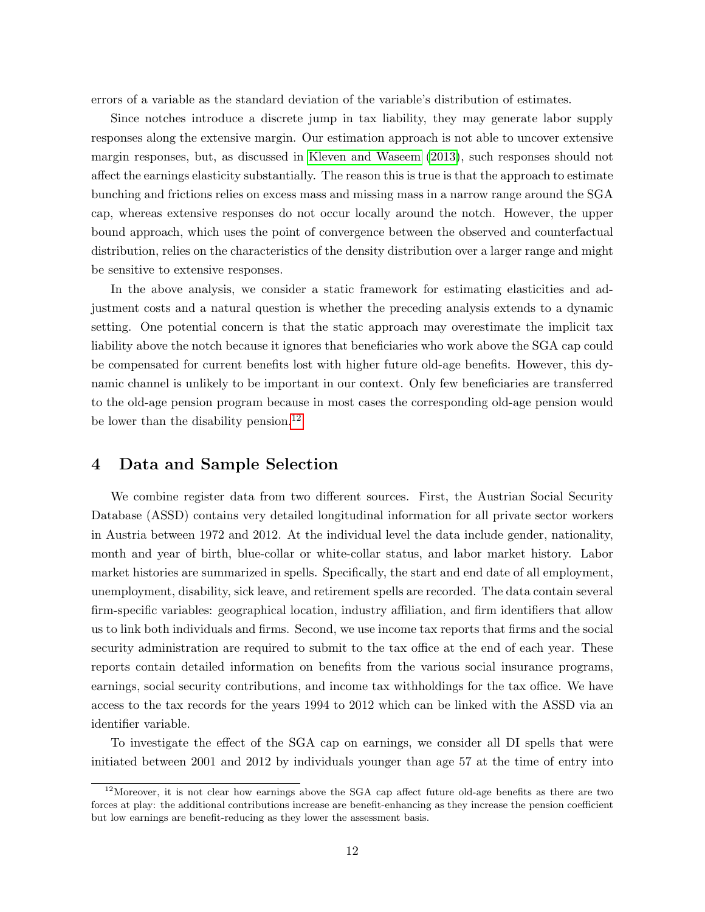errors of a variable as the standard deviation of the variable's distribution of estimates.

Since notches introduce a discrete jump in tax liability, they may generate labor supply responses along the extensive margin. Our estimation approach is not able to uncover extensive margin responses, but, as discussed in Kleven and Waseem (2013), such responses should not affect the earnings elasticity substantially. The reason this is true is that the approach to estimate bunching and frictions relies on excess mass and missing mass in a narrow range around the SGA cap, whereas extensive responses do not occur locally around the notch. However, the upper bound approach, which uses the point of convergence between the observed and counterfactual distribution, relies on the characteristics of the density distribution over a larger range and might be sensitive to extensive responses.

In the above analysis, we consider a static framework for estimating elasticities and adjustment costs and a natural question is whether the preceding analysis extends to a dynamic setting. One potential concern is that the static approach may overestimate the implicit tax liability above the notch because it ignores that beneficiaries who work above the SGA cap could be compensated for current benefits lost with higher future old-age benefits. However, this dynamic channel is unlikely to be important in our context. Only few beneficiaries are transferred to the old-age pension program because in most cases the corresponding old-age pension would be lower than the disability pension.[12]

## 4 Data and Sample Selection

We combine register data from two different sources. First, the Austrian Social Security Database (ASSD) contains very detailed longitudinal information for all private sector workers in Austria between 1972 and 2012. At the individual level the data include gender, nationality, month and year of birth, blue-collar or white-collar status, and labor market history. Labor market histories are summarized in spells. Specifically, the start and end date of all employment, unemployment, disability, sick leave, and retirement spells are recorded. The data contain several firm-specific variables: geographical location, industry affiliation, and firm identifiers that allow us to link both individuals and firms. Second, we use income tax reports that firms and the social security administration are required to submit to the tax office at the end of each year. These reports contain detailed information on benefits from the various social insurance programs, earnings, social security contributions, and income tax withholdings for the tax office. We have access to the tax records for the years 1994 to 2012 which can be linked with the ASSD via an identifier variable.

To investigate the effect of the SGA cap on earnings, we consider all DI spells that were initiated between 2001 and 2012 by individuals younger than age 57 at the time of entry into

[12] Moreover, it is not clear how earnings above the SGA cap affect future old-age benefits as there are two forces at play: the additional contributions increase are benefit-enhancing as they increase the pension coefficient but low earnings are benefit-reducing as they lower the assessment basis.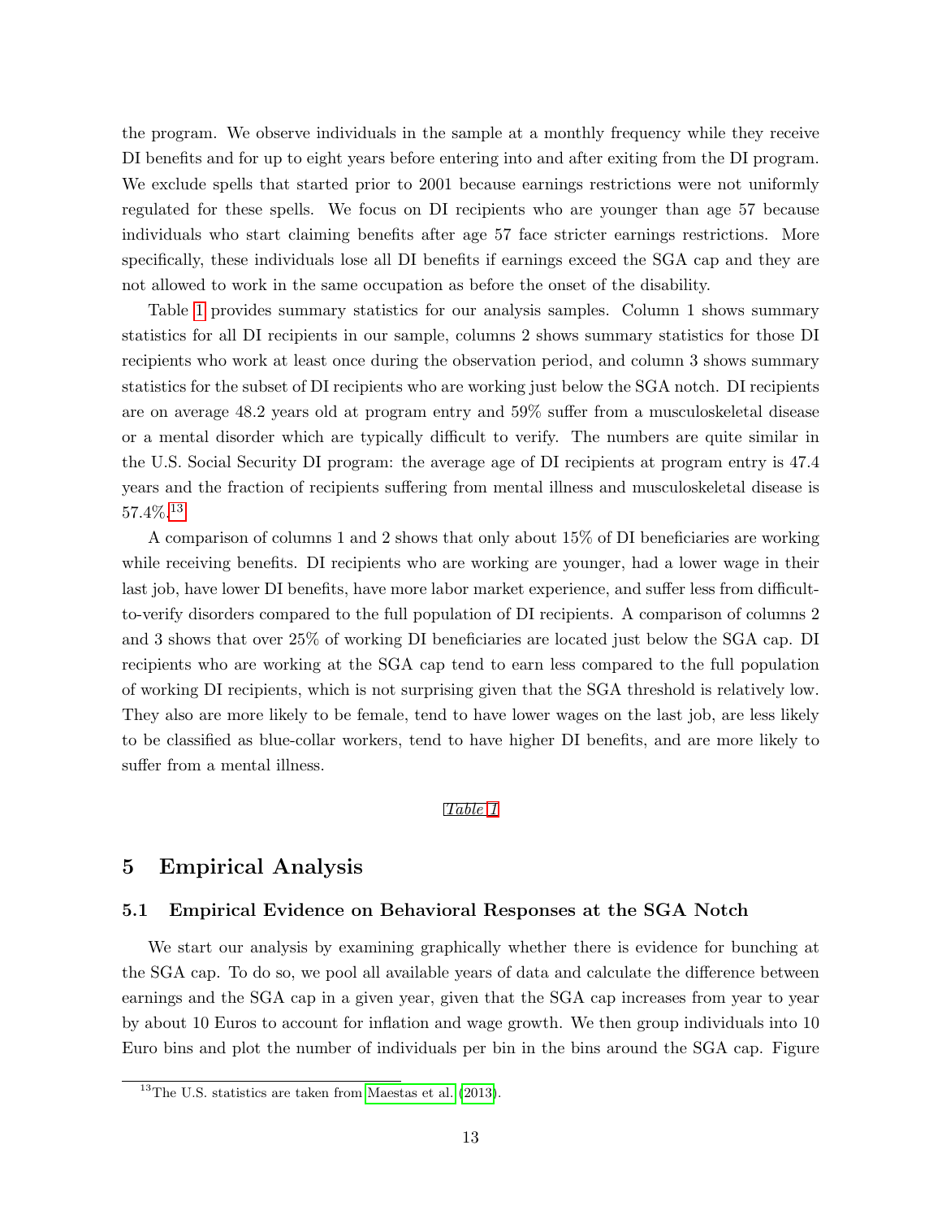the program. We observe individuals in the sample at a monthly frequency while they receive DI benefits and for up to eight years before entering into and after exiting from the DI program. We exclude spells that started prior to 2001 because earnings restrictions were not uniformly regulated for these spells. We focus on DI recipients who are younger than age 57 because individuals who start claiming benefits after age 57 face stricter earnings restrictions. More specifically, these individuals lose all DI benefits if earnings exceed the SGA cap and they are not allowed to work in the same occupation as before the onset of the disability.

Table 1 provides summary statistics for our analysis samples. Column 1 shows summary statistics for all DI recipients in our sample, columns 2 shows summary statistics for those DI recipients who work at least once during the observation period, and column 3 shows summary statistics for the subset of DI recipients who are working just below the SGA notch. DI recipients are on average 48.2 years old at program entry and 59% suffer from a musculoskeletal disease or a mental disorder which are typically difficult to verify. The numbers are quite similar in the U.S. Social Security DI program: the average age of DI recipients at program entry is 47.4 years and the fraction of recipients suffering from mental illness and musculoskeletal disease is 57.4%.[13]

A comparison of columns 1 and 2 shows that only about 15% of DI beneficiaries are working while receiving benefits. DI recipients who are working are younger, had a lower wage in their last job, have lower DI benefits, have more labor market experience, and suffer less from difficult-to-verify disorders compared to the full population of DI recipients. A comparison of columns 2 and 3 shows that over 25% of working DI beneficiaries are located just below the SGA cap. DI recipients who are working at the SGA cap tend to earn less compared to the full population of working DI recipients, which is not surprising given that the SGA threshold is relatively low. They also are more likely to be female, tend to have lower wages on the last job, are less likely to be classified as blue-collar workers, tend to have higher DI benefits, and are more likely to suffer from a mental illness.

*Table 1*

# 5 Empirical Analysis

## 5.1 Empirical Evidence on Behavioral Responses at the SGA Notch

We start our analysis by examining graphically whether there is evidence for bunching at the SGA cap. To do so, we pool all available years of data and calculate the difference between earnings and the SGA cap in a given year, given that the SGA cap increases from year to year by about 10 Euros to account for inflation and wage growth. We then group individuals into 10 Euro bins and plot the number of individuals per bin in the bins around the SGA cap. Figure

[13] The U.S. statistics are taken from Maestas et al. (2013).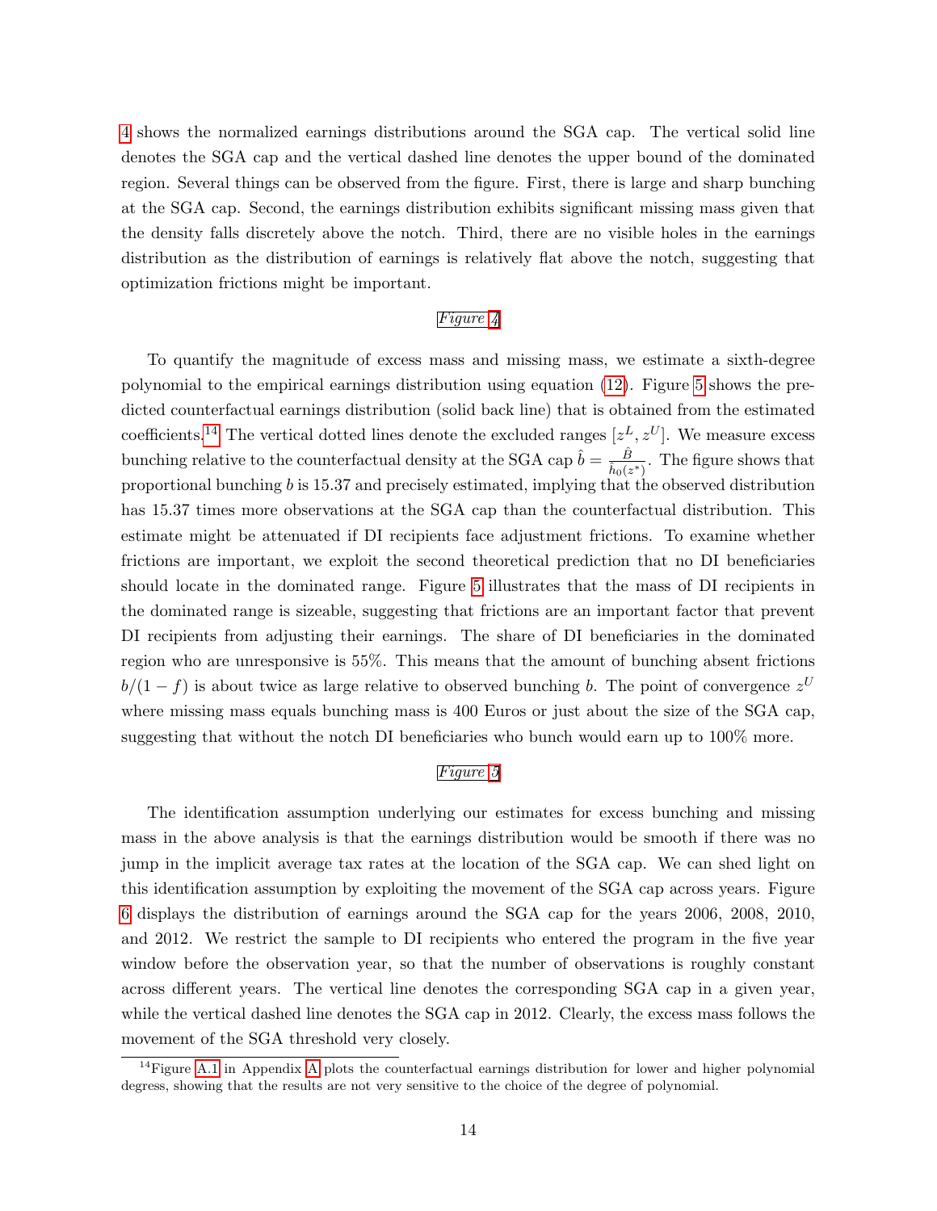4 shows the normalized earnings distributions around the SGA cap. The vertical solid line denotes the SGA cap and the vertical dashed line denotes the upper bound of the dominated region. Several things can be observed from the figure. First, there is large and sharp bunching at the SGA cap. Second, the earnings distribution exhibits significant missing mass given that the density falls discretely above the notch. Third, there are no visible holes in the earnings distribution as the distribution of earnings is relatively flat above the notch, suggesting that optimization frictions might be important.

*Figure 4*

To quantify the magnitude of excess mass and missing mass, we estimate a sixth-degree polynomial to the empirical earnings distribution using equation (12). Figure 5 shows the predicted counterfactual earnings distribution (solid back line) that is obtained from the estimated coefficients.[14] The vertical dotted lines denote the excluded ranges $[z^L, z^U]$. We measure excess bunching relative to the counterfactual density at the SGA cap $\hat{b} = \frac{\hat{B}}{\hat{h}_0(z^*)}$. The figure shows that proportional bunching $b$ is 15.37 and precisely estimated, implying that the observed distribution has 15.37 times more observations at the SGA cap than the counterfactual distribution. This estimate might be attenuated if DI recipients face adjustment frictions. To examine whether frictions are important, we exploit the second theoretical prediction that no DI beneficiaries should locate in the dominated range. Figure 5 illustrates that the mass of DI recipients in the dominated range is sizeable, suggesting that frictions are an important factor that prevent DI recipients from adjusting their earnings. The share of DI beneficiaries in the dominated region who are unresponsive is 55%. This means that the amount of bunching absent frictions $b/(1-f)$ is about twice as large relative to observed bunching $b$. The point of convergence $z^U$ where missing mass equals bunching mass is 400 Euros or just about the size of the SGA cap, suggesting that without the notch DI beneficiaries who bunch would earn up to 100% more.

*Figure 5*

The identification assumption underlying our estimates for excess bunching and missing mass in the above analysis is that the earnings distribution would be smooth if there was no jump in the implicit average tax rates at the location of the SGA cap. We can shed light on this identification assumption by exploiting the movement of the SGA cap across years. Figure 6 displays the distribution of earnings around the SGA cap for the years 2006, 2008, 2010, and 2012. We restrict the sample to DI recipients who entered the program in the five year window before the observation year, so that the number of observations is roughly constant across different years. The vertical line denotes the corresponding SGA cap in a given year, while the vertical dashed line denotes the SGA cap in 2012. Clearly, the excess mass follows the movement of the SGA threshold very closely.

[14] Figure A.1 in Appendix A plots the counterfactual earnings distribution for lower and higher polynomial degress, showing that the results are not very sensitive to the choice of the degree of polynomial.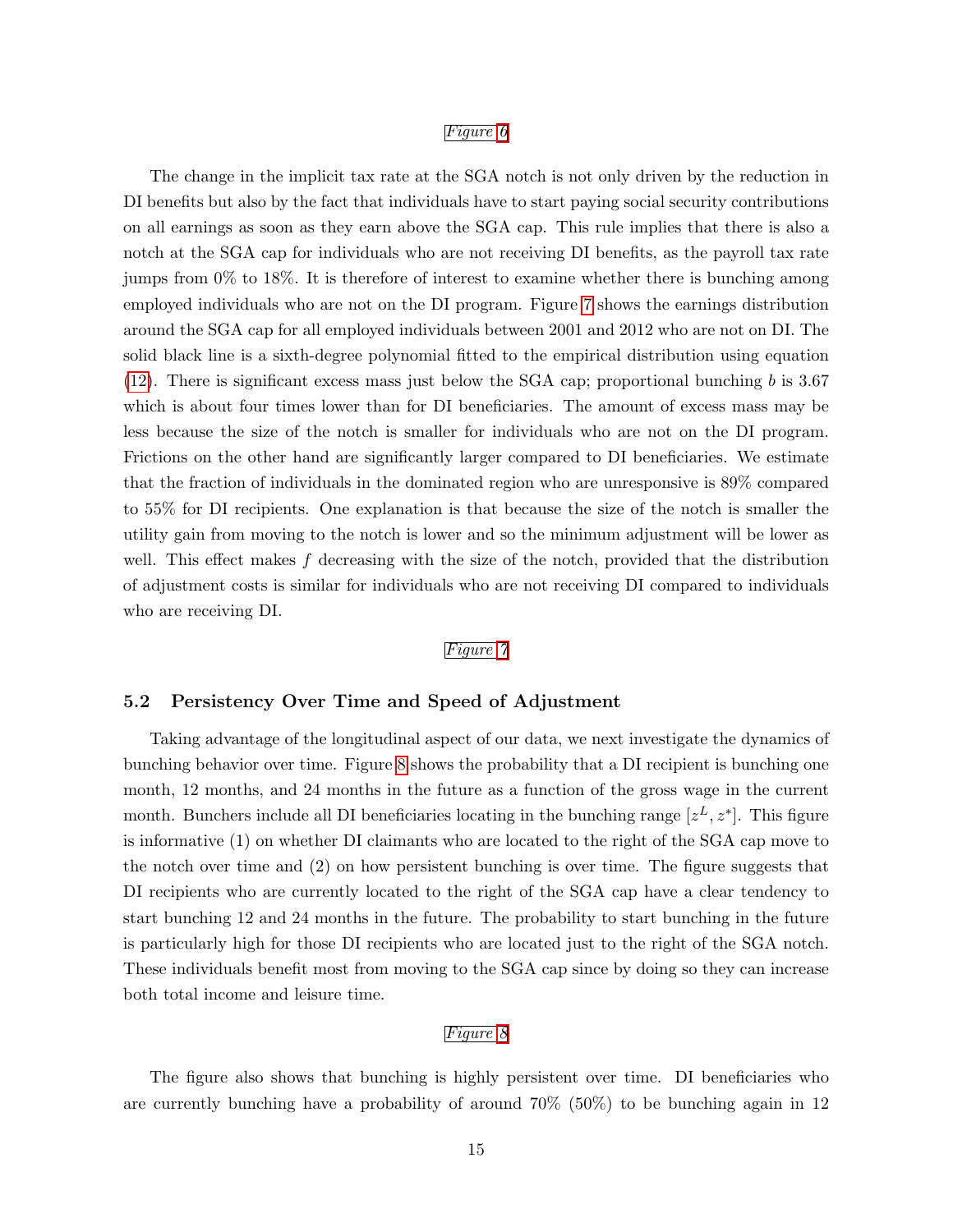*Figure 6*

The change in the implicit tax rate at the SGA notch is not only driven by the reduction in DI benefits but also by the fact that individuals have to start paying social security contributions on all earnings as soon as they earn above the SGA cap. This rule implies that there is also a notch at the SGA cap for individuals who are not receiving DI benefits, as the payroll tax rate jumps from 0% to 18%. It is therefore of interest to examine whether there is bunching among employed individuals who are not on the DI program. Figure 7 shows the earnings distribution around the SGA cap for all employed individuals between 2001 and 2012 who are not on DI. The solid black line is a sixth-degree polynomial fitted to the empirical distribution using equation (12). There is significant excess mass just below the SGA cap; proportional bunching $b$ is 3.67 which is about four times lower than for DI beneficiaries. The amount of excess mass may be less because the size of the notch is smaller for individuals who are not on the DI program. Frictions on the other hand are significantly larger compared to DI beneficiaries. We estimate that the fraction of individuals in the dominated region who are unresponsive is 89% compared to 55% for DI recipients. One explanation is that because the size of the notch is smaller the utility gain from moving to the notch is lower and so the minimum adjustment will be lower as well. This effect makes $f$ decreasing with the size of the notch, provided that the distribution of adjustment costs is similar for individuals who are not receiving DI compared to individuals who are receiving DI.

*Figure 7*

### 5.2 Persistency Over Time and Speed of Adjustment

Taking advantage of the longitudinal aspect of our data, we next investigate the dynamics of bunching behavior over time. Figure 8 shows the probability that a DI recipient is bunching one month, 12 months, and 24 months in the future as a function of the gross wage in the current month. Bunchers include all DI beneficiaries locating in the bunching range $[z^L, z^*]$. This figure is informative (1) on whether DI claimants who are located to the right of the SGA cap move to the notch over time and (2) on how persistent bunching is over time. The figure suggests that DI recipients who are currently located to the right of the SGA cap have a clear tendency to start bunching 12 and 24 months in the future. The probability to start bunching in the future is particularly high for those DI recipients who are located just to the right of the SGA notch. These individuals benefit most from moving to the SGA cap since by doing so they can increase both total income and leisure time.

*Figure 8*

The figure also shows that bunching is highly persistent over time. DI beneficiaries who are currently bunching have a probability of around 70% (50%) to be bunching again in 12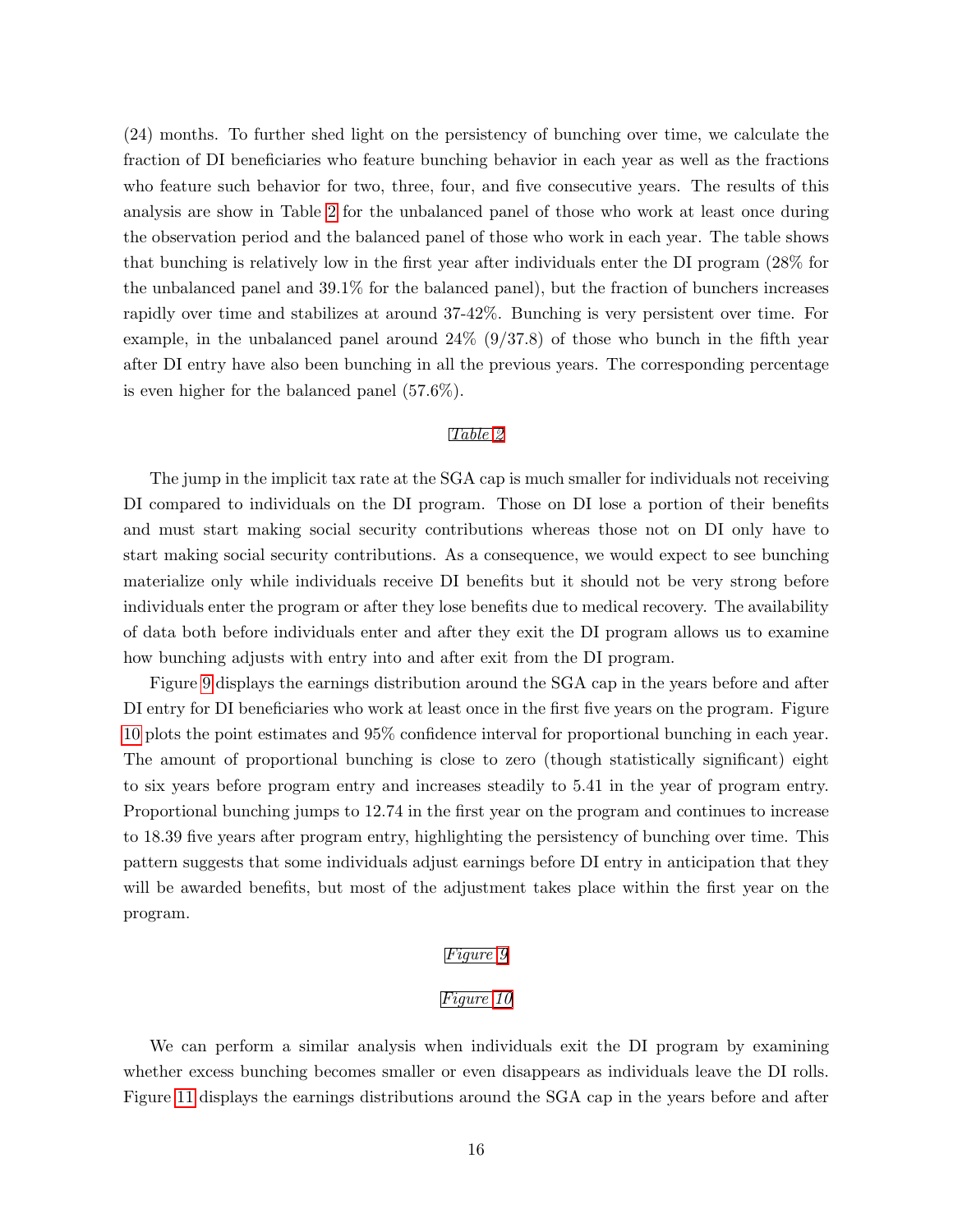(24) months. To further shed light on the persistency of bunching over time, we calculate the fraction of DI beneficiaries who feature bunching behavior in each year as well as the fractions who feature such behavior for two, three, four, and five consecutive years. The results of this analysis are show in Table 2 for the unbalanced panel of those who work at least once during the observation period and the balanced panel of those who work in each year. The table shows that bunching is relatively low in the first year after individuals enter the DI program (28% for the unbalanced panel and 39.1% for the balanced panel), but the fraction of bunchers increases rapidly over time and stabilizes at around 37-42%. Bunching is very persistent over time. For example, in the unbalanced panel around 24% (9/37.8) of those who bunch in the fifth year after DI entry have also been bunching in all the previous years. The corresponding percentage is even higher for the balanced panel (57.6%).

*Table 2*

The jump in the implicit tax rate at the SGA cap is much smaller for individuals not receiving DI compared to individuals on the DI program. Those on DI lose a portion of their benefits and must start making social security contributions whereas those not on DI only have to start making social security contributions. As a consequence, we would expect to see bunching materialize only while individuals receive DI benefits but it should not be very strong before individuals enter the program or after they lose benefits due to medical recovery. The availability of data both before individuals enter and after they exit the DI program allows us to examine how bunching adjusts with entry into and after exit from the DI program.

Figure 9 displays the earnings distribution around the SGA cap in the years before and after DI entry for DI beneficiaries who work at least once in the first five years on the program. Figure 10 plots the point estimates and 95% confidence interval for proportional bunching in each year. The amount of proportional bunching is close to zero (though statistically significant) eight to six years before program entry and increases steadily to 5.41 in the year of program entry. Proportional bunching jumps to 12.74 in the first year on the program and continues to increase to 18.39 five years after program entry, highlighting the persistency of bunching over time. This pattern suggests that some individuals adjust earnings before DI entry in anticipation that they will be awarded benefits, but most of the adjustment takes place within the first year on the program.

*Figure 9*

*Figure 10*

We can perform a similar analysis when individuals exit the DI program by examining whether excess bunching becomes smaller or even disappears as individuals leave the DI rolls. Figure 11 displays the earnings distributions around the SGA cap in the years before and after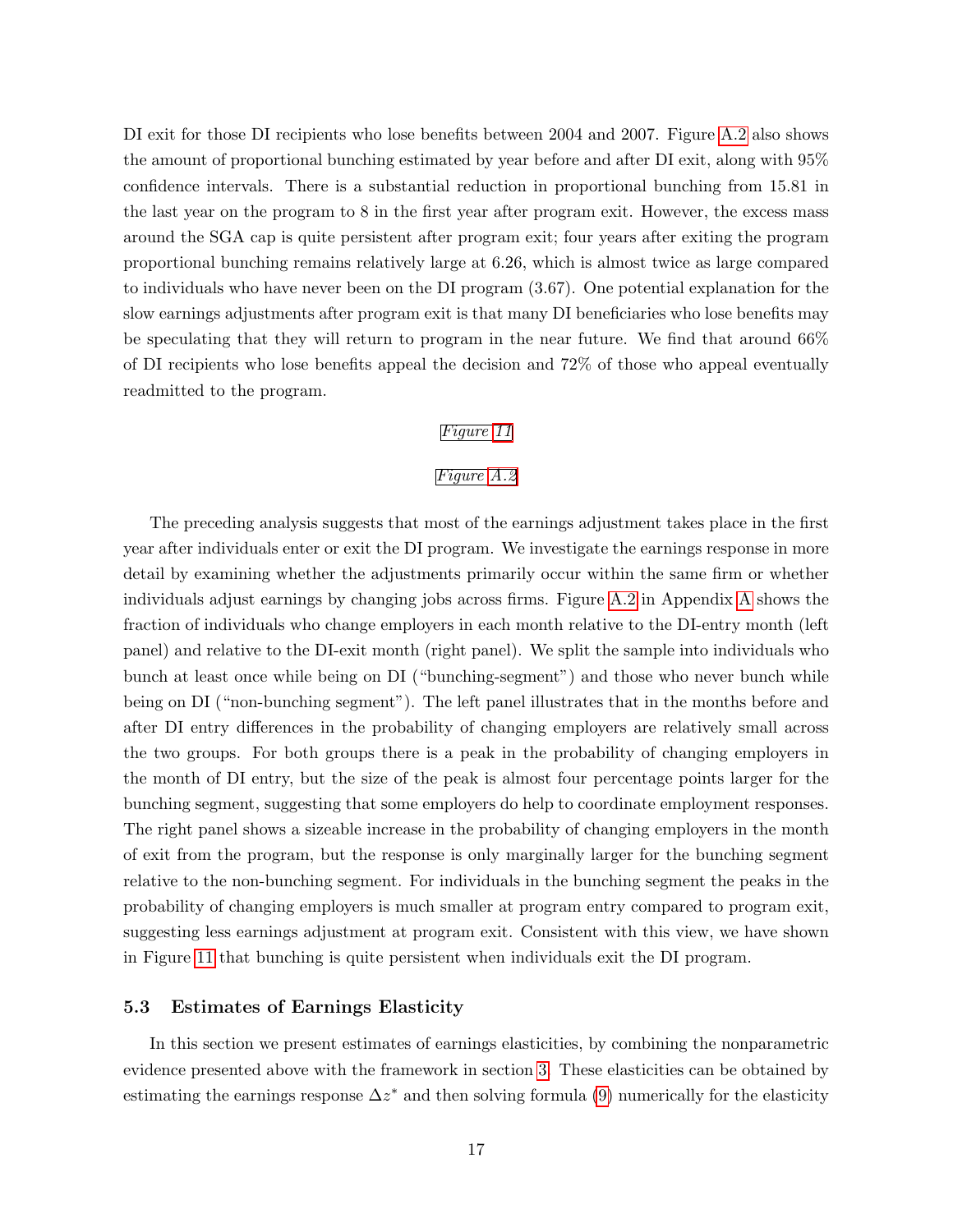DI exit for those DI recipients who lose benefits between 2004 and 2007. Figure A.2 also shows the amount of proportional bunching estimated by year before and after DI exit, along with 95% confidence intervals. There is a substantial reduction in proportional bunching from 15.81 in the last year on the program to 8 in the first year after program exit. However, the excess mass around the SGA cap is quite persistent after program exit; four years after exiting the program proportional bunching remains relatively large at 6.26, which is almost twice as large compared to individuals who have never been on the DI program (3.67). One potential explanation for the slow earnings adjustments after program exit is that many DI beneficiaries who lose benefits may be speculating that they will return to program in the near future. We find that around 66% of DI recipients who lose benefits appeal the decision and 72% of those who appeal eventually readmitted to the program.

*Figure 11*

*Figure A.2*

The preceding analysis suggests that most of the earnings adjustment takes place in the first year after individuals enter or exit the DI program. We investigate the earnings response in more detail by examining whether the adjustments primarily occur within the same firm or whether individuals adjust earnings by changing jobs across firms. Figure A.2 in Appendix A shows the fraction of individuals who change employers in each month relative to the DI-entry month (left panel) and relative to the DI-exit month (right panel). We split the sample into individuals who bunch at least once while being on DI ("bunching-segment") and those who never bunch while being on DI ("non-bunching segment"). The left panel illustrates that in the months before and after DI entry differences in the probability of changing employers are relatively small across the two groups. For both groups there is a peak in the probability of changing employers in the month of DI entry, but the size of the peak is almost four percentage points larger for the bunching segment, suggesting that some employers do help to coordinate employment responses. The right panel shows a sizeable increase in the probability of changing employers in the month of exit from the program, but the response is only marginally larger for the bunching segment relative to the non-bunching segment. For individuals in the bunching segment the peaks in the probability of changing employers is much smaller at program entry compared to program exit, suggesting less earnings adjustment at program exit. Consistent with this view, we have shown in Figure 11 that bunching is quite persistent when individuals exit the DI program.

### 5.3 Estimates of Earnings Elasticity

In this section we present estimates of earnings elasticities, by combining the nonparametric evidence presented above with the framework in section 3. These elasticities can be obtained by estimating the earnings response $\Delta z^*$ and then solving formula (9) numerically for the elasticity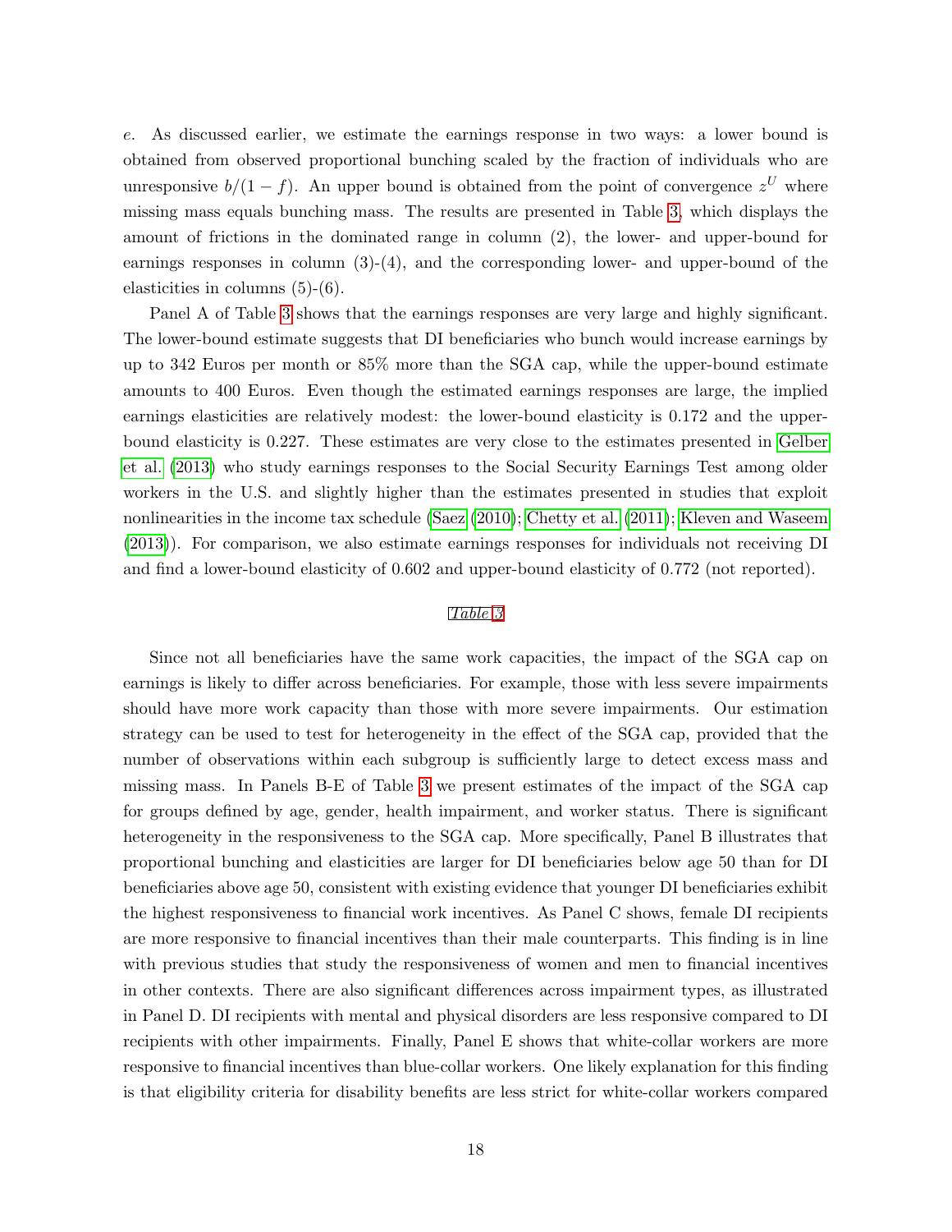*e*. As discussed earlier, we estimate the earnings response in two ways: a lower bound is obtained from observed proportional bunching scaled by the fraction of individuals who are unresponsive $b/(1-f)$. An upper bound is obtained from the point of convergence $z^U$ where missing mass equals bunching mass. The results are presented in Table 3, which displays the amount of frictions in the dominated range in column (2), the lower- and upper-bound for earnings responses in column (3)-(4), and the corresponding lower- and upper-bound of the elasticities in columns (5)-(6).

Panel A of Table 3 shows that the earnings responses are very large and highly significant. The lower-bound estimate suggests that DI beneficiaries who bunch would increase earnings by up to 342 Euros per month or 85% more than the SGA cap, while the upper-bound estimate amounts to 400 Euros. Even though the estimated earnings responses are large, the implied earnings elasticities are relatively modest: the lower-bound elasticity is 0.172 and the upper-bound elasticity is 0.227. These estimates are very close to the estimates presented in Gelber et al. (2013) who study earnings responses to the Social Security Earnings Test among older workers in the U.S. and slightly higher than the estimates presented in studies that exploit nonlinearities in the income tax schedule (Saez (2010); Chetty et al. (2011); Kleven and Waseem (2013)). For comparison, we also estimate earnings responses for individuals not receiving DI and find a lower-bound elasticity of 0.602 and upper-bound elasticity of 0.772 (not reported).

*Table 3*

Since not all beneficiaries have the same work capacities, the impact of the SGA cap on earnings is likely to differ across beneficiaries. For example, those with less severe impairments should have more work capacity than those with more severe impairments. Our estimation strategy can be used to test for heterogeneity in the effect of the SGA cap, provided that the number of observations within each subgroup is sufficiently large to detect excess mass and missing mass. In Panels B-E of Table 3 we present estimates of the impact of the SGA cap for groups defined by age, gender, health impairment, and worker status. There is significant heterogeneity in the responsiveness to the SGA cap. More specifically, Panel B illustrates that proportional bunching and elasticities are larger for DI beneficiaries below age 50 than for DI beneficiaries above age 50, consistent with existing evidence that younger DI beneficiaries exhibit the highest responsiveness to financial work incentives. As Panel C shows, female DI recipients are more responsive to financial incentives than their male counterparts. This finding is in line with previous studies that study the responsiveness of women and men to financial incentives in other contexts. There are also significant differences across impairment types, as illustrated in Panel D. DI recipients with mental and physical disorders are less responsive compared to DI recipients with other impairments. Finally, Panel E shows that white-collar workers are more responsive to financial incentives than blue-collar workers. One likely explanation for this finding is that eligibility criteria for disability benefits are less strict for white-collar workers compared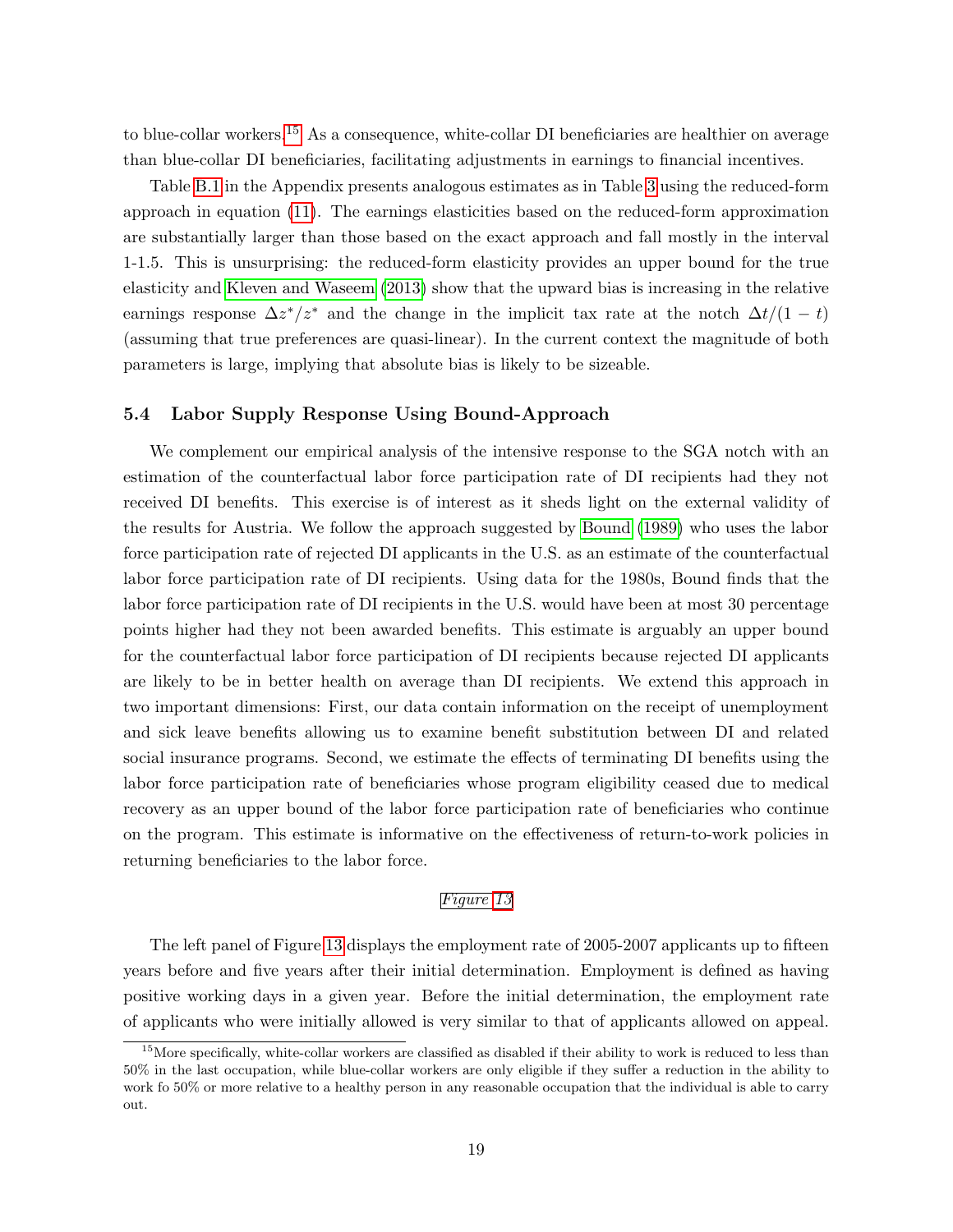to blue-collar workers.[15] As a consequence, white-collar DI beneficiaries are healthier on average than blue-collar DI beneficiaries, facilitating adjustments in earnings to financial incentives.

Table B.1 in the Appendix presents analogous estimates as in Table 3 using the reduced-form approach in equation (11). The earnings elasticities based on the reduced-form approximation are substantially larger than those based on the exact approach and fall mostly in the interval 1-1.5. This is unsurprising: the reduced-form elasticity provides an upper bound for the true elasticity and Kleven and Waseem (2013) show that the upward bias is increasing in the relative earnings response $\Delta z^*/z^*$ and the change in the implicit tax rate at the notch $\Delta t/(1-t)$ (assuming that true preferences are quasi-linear). In the current context the magnitude of both parameters is large, implying that absolute bias is likely to be sizeable.

### 5.4 Labor Supply Response Using Bound-Approach

We complement our empirical analysis of the intensive response to the SGA notch with an estimation of the counterfactual labor force participation rate of DI recipients had they not received DI benefits. This exercise is of interest as it sheds light on the external validity of the results for Austria. We follow the approach suggested by Bound (1989) who uses the labor force participation rate of rejected DI applicants in the U.S. as an estimate of the counterfactual labor force participation rate of DI recipients. Using data for the 1980s, Bound finds that the labor force participation rate of DI recipients in the U.S. would have been at most 30 percentage points higher had they not been awarded benefits. This estimate is arguably an upper bound for the counterfactual labor force participation of DI recipients because rejected DI applicants are likely to be in better health on average than DI recipients. We extend this approach in two important dimensions: First, our data contain information on the receipt of unemployment and sick leave benefits allowing us to examine benefit substitution between DI and related social insurance programs. Second, we estimate the effects of terminating DI benefits using the labor force participation rate of beneficiaries whose program eligibility ceased due to medical recovery as an upper bound of the labor force participation rate of beneficiaries who continue on the program. This estimate is informative on the effectiveness of return-to-work policies in returning beneficiaries to the labor force.

*Figure 13*

The left panel of Figure 13 displays the employment rate of 2005-2007 applicants up to fifteen years before and five years after their initial determination. Employment is defined as having positive working days in a given year. Before the initial determination, the employment rate of applicants who were initially allowed is very similar to that of applicants allowed on appeal.

[15] More specifically, white-collar workers are classified as disabled if their ability to work is reduced to less than 50% in the last occupation, while blue-collar workers are only eligible if they suffer a reduction in the ability to work fo 50% or more relative to a healthy person in any reasonable occupation that the individual is able to carry out.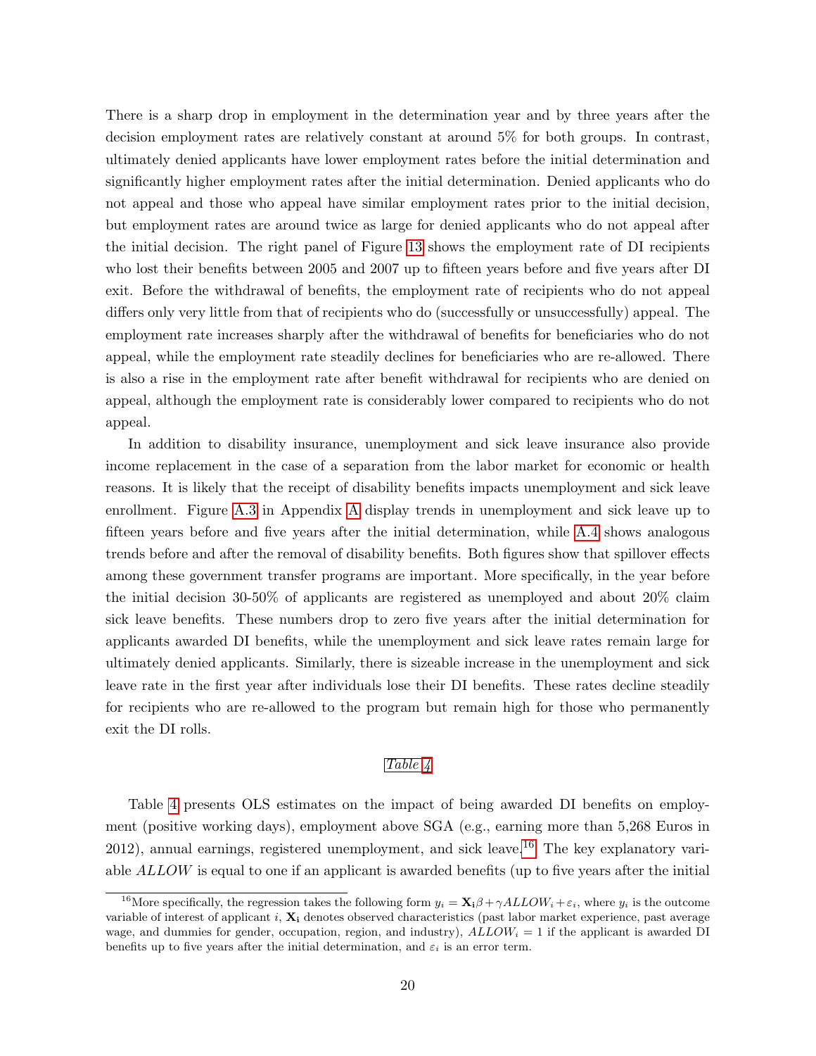There is a sharp drop in employment in the determination year and by three years after the decision employment rates are relatively constant at around 5% for both groups. In contrast, ultimately denied applicants have lower employment rates before the initial determination and significantly higher employment rates after the initial determination. Denied applicants who do not appeal and those who appeal have similar employment rates prior to the initial decision, but employment rates are around twice as large for denied applicants who do not appeal after the initial decision. The right panel of Figure 13 shows the employment rate of DI recipients who lost their benefits between 2005 and 2007 up to fifteen years before and five years after DI exit. Before the withdrawal of benefits, the employment rate of recipients who do not appeal differs only very little from that of recipients who do (successfully or unsuccessfully) appeal. The employment rate increases sharply after the withdrawal of benefits for beneficiaries who do not appeal, while the employment rate steadily declines for beneficiaries who are re-allowed. There is also a rise in the employment rate after benefit withdrawal for recipients who are denied on appeal, although the employment rate is considerably lower compared to recipients who do not appeal.

In addition to disability insurance, unemployment and sick leave insurance also provide income replacement in the case of a separation from the labor market for economic or health reasons. It is likely that the receipt of disability benefits impacts unemployment and sick leave enrollment. Figure A.3 in Appendix A display trends in unemployment and sick leave up to fifteen years before and five years after the initial determination, while A.4 shows analogous trends before and after the removal of disability benefits. Both figures show that spillover effects among these government transfer programs are important. More specifically, in the year before the initial decision 30-50% of applicants are registered as unemployed and about 20% claim sick leave benefits. These numbers drop to zero five years after the initial determination for applicants awarded DI benefits, while the unemployment and sick leave rates remain large for ultimately denied applicants. Similarly, there is sizeable increase in the unemployment and sick leave rate in the first year after individuals lose their DI benefits. These rates decline steadily for recipients who are re-allowed to the program but remain high for those who permanently exit the DI rolls.

*Table 4*

Table 4 presents OLS estimates on the impact of being awarded DI benefits on employment (positive working days), employment above SGA (e.g., earning more than 5,268 Euros in 2012), annual earnings, registered unemployment, and sick leave.[16] The key explanatory variable *ALLOW* is equal to one if an applicant is awarded benefits (up to five years after the initial

[16] More specifically, the regression takes the following form $y_i = \mathbf{X_i}\beta + \gamma ALLOW_i + \varepsilon_i$, where $y_i$ is the outcome variable of interest of applicant $i$, $\mathbf{X_i}$ denotes observed characteristics (past labor market experience, past average wage, and dummies for gender, occupation, region, and industry), $ALLOW_i = 1$ if the applicant is awarded DI benefits up to five years after the initial determination, and $\varepsilon_i$ is an error term.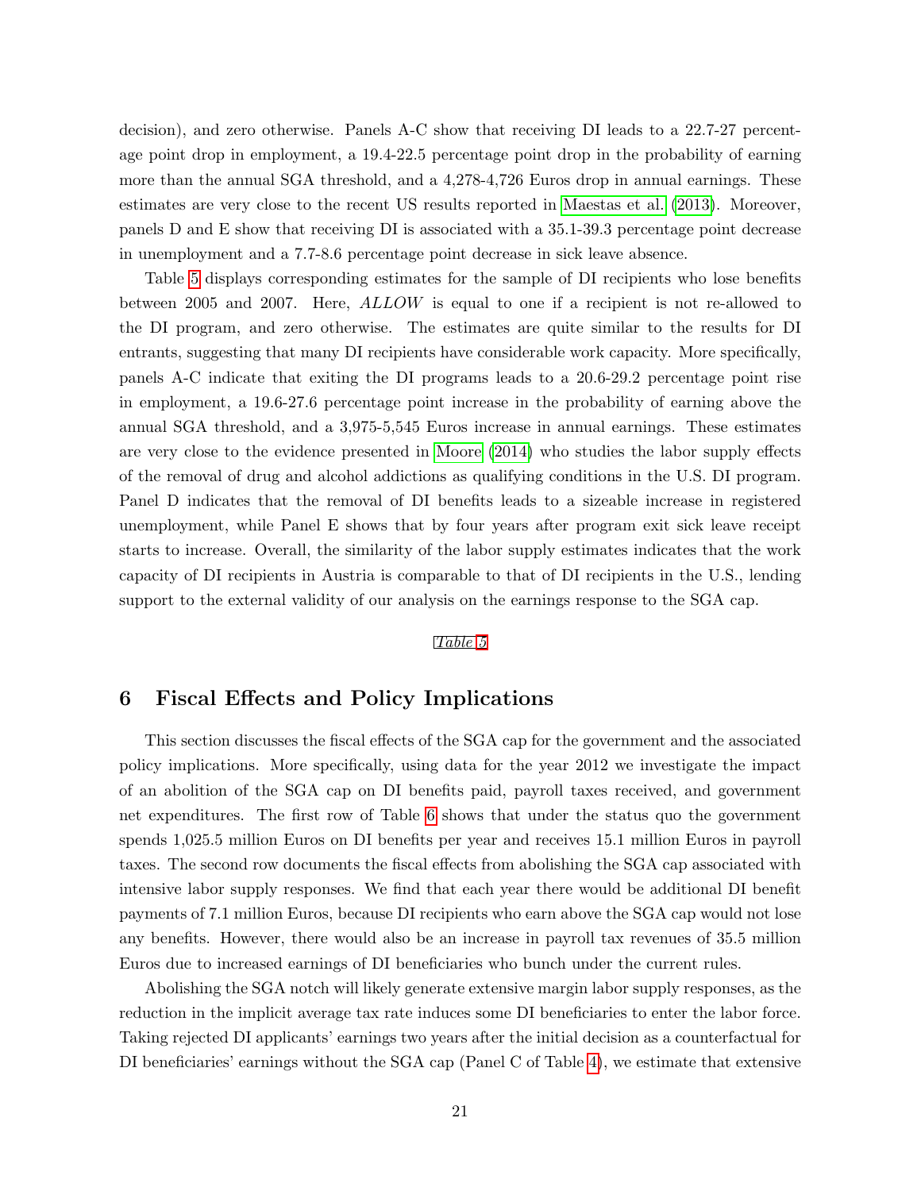decision), and zero otherwise. Panels A-C show that receiving DI leads to a 22.7-27 percentage point drop in employment, a 19.4-22.5 percentage point drop in the probability of earning more than the annual SGA threshold, and a 4,278-4,726 Euros drop in annual earnings. These estimates are very close to the recent US results reported in Maestas et al. (2013). Moreover, panels D and E show that receiving DI is associated with a 35.1-39.3 percentage point decrease in unemployment and a 7.7-8.6 percentage point decrease in sick leave absence.

Table 5 displays corresponding estimates for the sample of DI recipients who lose benefits between 2005 and 2007. Here, *ALLOW* is equal to one if a recipient is not re-allowed to the DI program, and zero otherwise. The estimates are quite similar to the results for DI entrants, suggesting that many DI recipients have considerable work capacity. More specifically, panels A-C indicate that exiting the DI programs leads to a 20.6-29.2 percentage point rise in employment, a 19.6-27.6 percentage point increase in the probability of earning above the annual SGA threshold, and a 3,975-5,545 Euros increase in annual earnings. These estimates are very close to the evidence presented in Moore (2014) who studies the labor supply effects of the removal of drug and alcohol addictions as qualifying conditions in the U.S. DI program. Panel D indicates that the removal of DI benefits leads to a sizeable increase in registered unemployment, while Panel E shows that by four years after program exit sick leave receipt starts to increase. Overall, the similarity of the labor supply estimates indicates that the work capacity of DI recipients in Austria is comparable to that of DI recipients in the U.S., lending support to the external validity of our analysis on the earnings response to the SGA cap.

*Table 5*

## 6 Fiscal Effects and Policy Implications

This section discusses the fiscal effects of the SGA cap for the government and the associated policy implications. More specifically, using data for the year 2012 we investigate the impact of an abolition of the SGA cap on DI benefits paid, payroll taxes received, and government net expenditures. The first row of Table 6 shows that under the status quo the government spends 1,025.5 million Euros on DI benefits per year and receives 15.1 million Euros in payroll taxes. The second row documents the fiscal effects from abolishing the SGA cap associated with intensive labor supply responses. We find that each year there would be additional DI benefit payments of 7.1 million Euros, because DI recipients who earn above the SGA cap would not lose any benefits. However, there would also be an increase in payroll tax revenues of 35.5 million Euros due to increased earnings of DI beneficiaries who bunch under the current rules.

Abolishing the SGA notch will likely generate extensive margin labor supply responses, as the reduction in the implicit average tax rate induces some DI beneficiaries to enter the labor force. Taking rejected DI applicants' earnings two years after the initial decision as a counterfactual for DI beneficiaries' earnings without the SGA cap (Panel C of Table 4), we estimate that extensive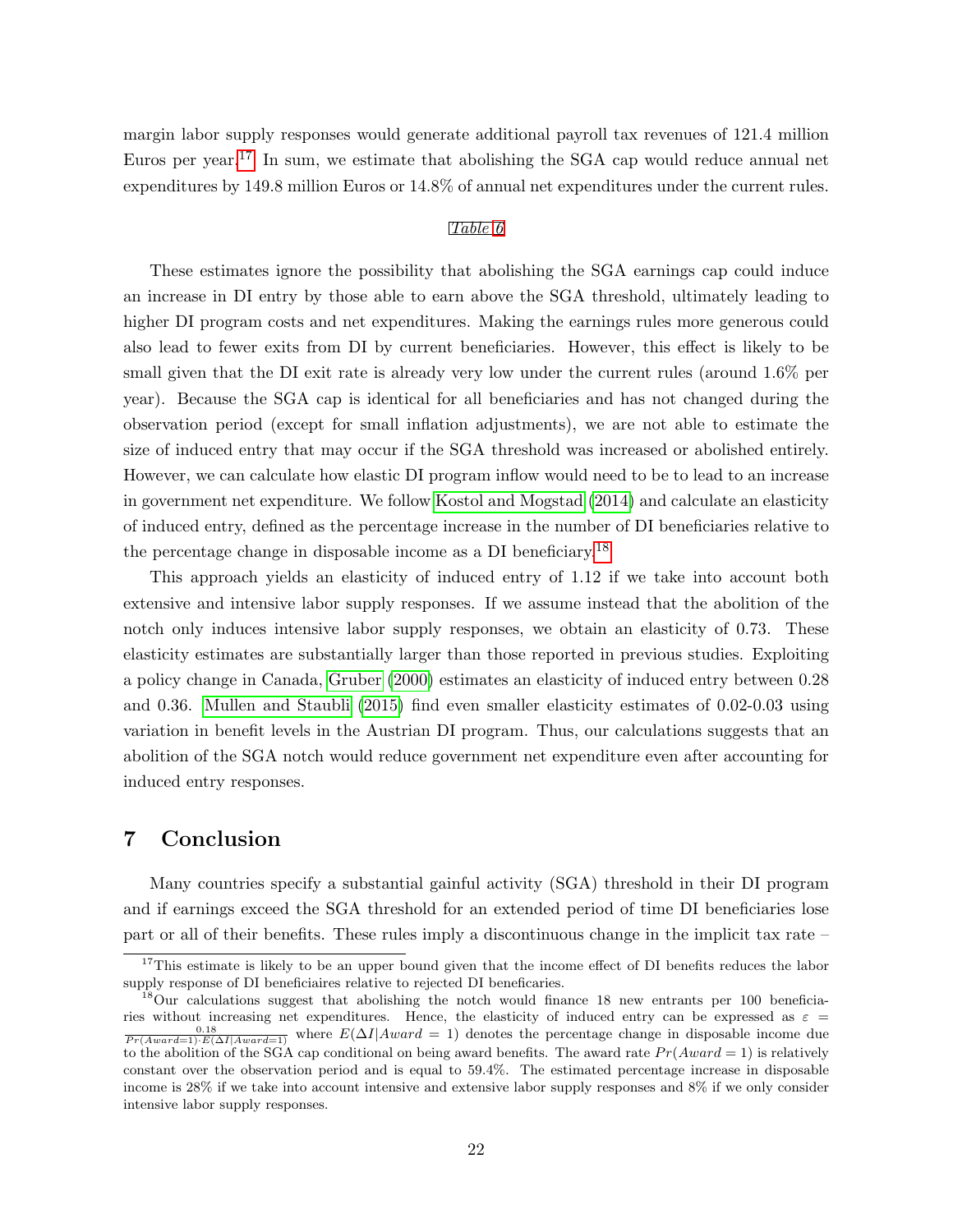margin labor supply responses would generate additional payroll tax revenues of 121.4 million Euros per year.[17] In sum, we estimate that abolishing the SGA cap would reduce annual net expenditures by 149.8 million Euros or 14.8% of annual net expenditures under the current rules.

*Table 6*

These estimates ignore the possibility that abolishing the SGA earnings cap could induce an increase in DI entry by those able to earn above the SGA threshold, ultimately leading to higher DI program costs and net expenditures. Making the earnings rules more generous could also lead to fewer exits from DI by current beneficiaries. However, this effect is likely to be small given that the DI exit rate is already very low under the current rules (around 1.6% per year). Because the SGA cap is identical for all beneficiaries and has not changed during the observation period (except for small inflation adjustments), we are not able to estimate the size of induced entry that may occur if the SGA threshold was increased or abolished entirely. However, we can calculate how elastic DI program inflow would need to be to lead to an increase in government net expenditure. We follow Kostol and Mogstad (2014) and calculate an elasticity of induced entry, defined as the percentage increase in the number of DI beneficiaries relative to the percentage change in disposable income as a DI beneficiary.[18]

This approach yields an elasticity of induced entry of 1.12 if we take into account both extensive and intensive labor supply responses. If we assume instead that the abolition of the notch only induces intensive labor supply responses, we obtain an elasticity of 0.73. These elasticity estimates are substantially larger than those reported in previous studies. Exploiting a policy change in Canada, Gruber (2000) estimates an elasticity of induced entry between 0.28 and 0.36. Mullen and Staubli (2015) find even smaller elasticity estimates of 0.02-0.03 using variation in benefit levels in the Austrian DI program. Thus, our calculations suggests that an abolition of the SGA notch would reduce government net expenditure even after accounting for induced entry responses.

# 7 Conclusion

Many countries specify a substantial gainful activity (SGA) threshold in their DI program and if earnings exceed the SGA threshold for an extended period of time DI beneficiaries lose part or all of their benefits. These rules imply a discontinuous change in the implicit tax rate –

---

[17] This estimate is likely to be an upper bound given that the income effect of DI benefits reduces the labor supply response of DI beneficiaires relative to rejected DI beneficaries.

[18] Our calculations suggest that abolishing the notch would finance 18 new entrants per 100 beneficiaries without increasing net expenditures. Hence, the elasticity of induced entry can be expressed as $\varepsilon = \frac{0.18}{Pr(Award=1) \cdot E(\Delta I|Award=1)}$ where $E(\Delta I|Award = 1)$ denotes the percentage change in disposable income due to the abolition of the SGA cap conditional on being award benefits. The award rate $Pr(Award = 1)$ is relatively constant over the observation period and is equal to 59.4%. The estimated percentage increase in disposable income is 28% if we take into account intensive and extensive labor supply responses and 8% if we only consider intensive labor supply responses.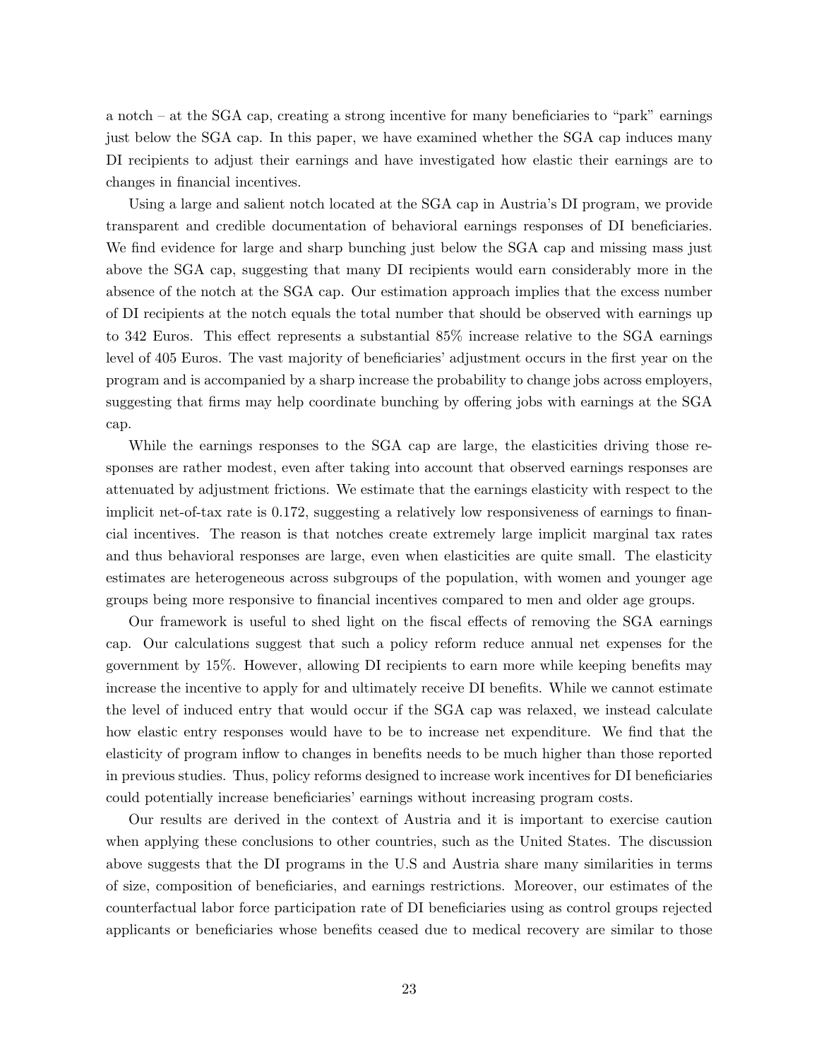a notch – at the SGA cap, creating a strong incentive for many beneficiaries to "park" earnings just below the SGA cap. In this paper, we have examined whether the SGA cap induces many DI recipients to adjust their earnings and have investigated how elastic their earnings are to changes in financial incentives.

Using a large and salient notch located at the SGA cap in Austria's DI program, we provide transparent and credible documentation of behavioral earnings responses of DI beneficiaries. We find evidence for large and sharp bunching just below the SGA cap and missing mass just above the SGA cap, suggesting that many DI recipients would earn considerably more in the absence of the notch at the SGA cap. Our estimation approach implies that the excess number of DI recipients at the notch equals the total number that should be observed with earnings up to 342 Euros. This effect represents a substantial 85% increase relative to the SGA earnings level of 405 Euros. The vast majority of beneficiaries' adjustment occurs in the first year on the program and is accompanied by a sharp increase the probability to change jobs across employers, suggesting that firms may help coordinate bunching by offering jobs with earnings at the SGA cap.

While the earnings responses to the SGA cap are large, the elasticities driving those responses are rather modest, even after taking into account that observed earnings responses are attenuated by adjustment frictions. We estimate that the earnings elasticity with respect to the implicit net-of-tax rate is 0.172, suggesting a relatively low responsiveness of earnings to financial incentives. The reason is that notches create extremely large implicit marginal tax rates and thus behavioral responses are large, even when elasticities are quite small. The elasticity estimates are heterogeneous across subgroups of the population, with women and younger age groups being more responsive to financial incentives compared to men and older age groups.

Our framework is useful to shed light on the fiscal effects of removing the SGA earnings cap. Our calculations suggest that such a policy reform reduce annual net expenses for the government by 15%. However, allowing DI recipients to earn more while keeping benefits may increase the incentive to apply for and ultimately receive DI benefits. While we cannot estimate the level of induced entry that would occur if the SGA cap was relaxed, we instead calculate how elastic entry responses would have to be to increase net expenditure. We find that the elasticity of program inflow to changes in benefits needs to be much higher than those reported in previous studies. Thus, policy reforms designed to increase work incentives for DI beneficiaries could potentially increase beneficiaries' earnings without increasing program costs.

Our results are derived in the context of Austria and it is important to exercise caution when applying these conclusions to other countries, such as the United States. The discussion above suggests that the DI programs in the U.S and Austria share many similarities in terms of size, composition of beneficiaries, and earnings restrictions. Moreover, our estimates of the counterfactual labor force participation rate of DI beneficiaries using as control groups rejected applicants or beneficiaries whose benefits ceased due to medical recovery are similar to those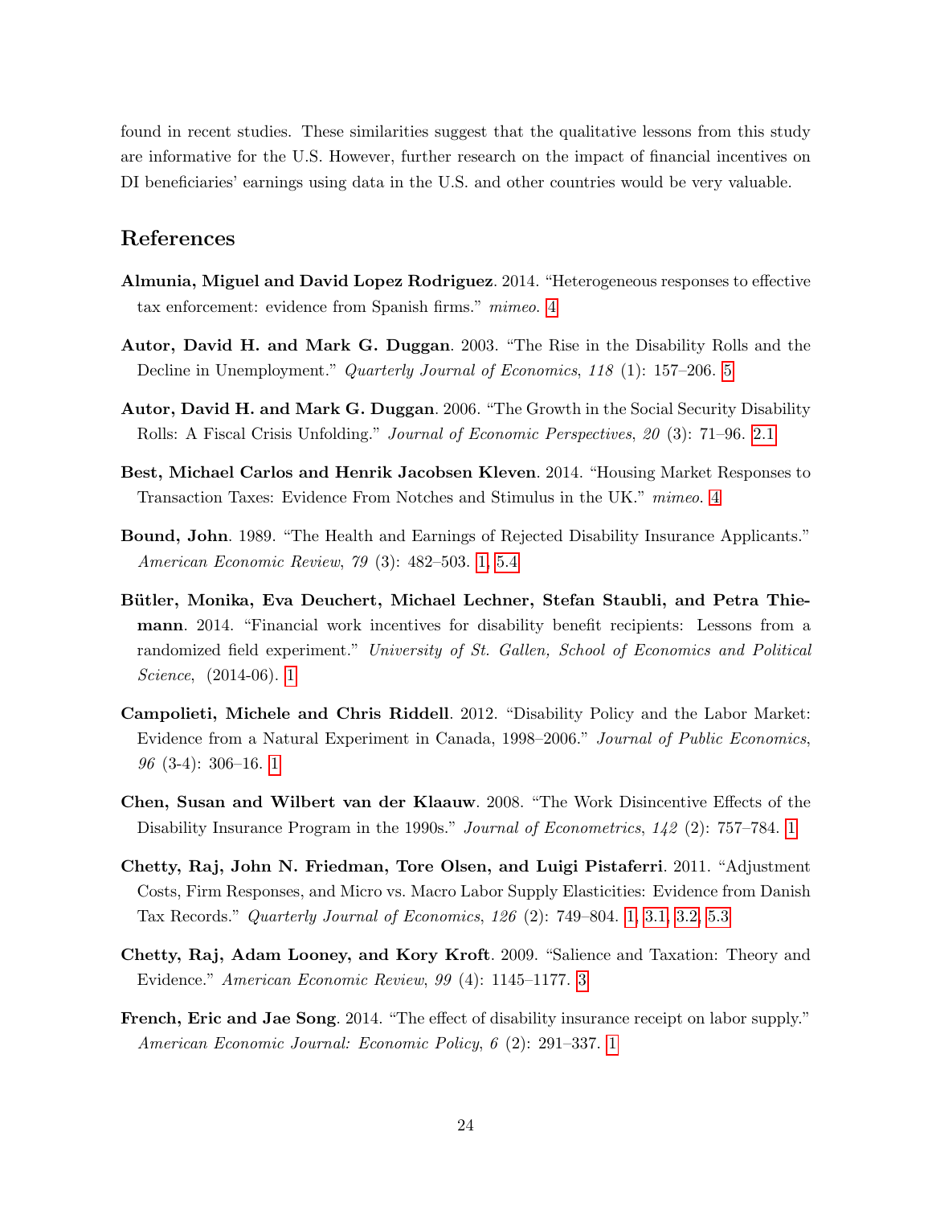found in recent studies. These similarities suggest that the qualitative lessons from this study are informative for the U.S. However, further research on the impact of financial incentives on DI beneficiaries' earnings using data in the U.S. and other countries would be very valuable.

## References

**Almunia, Miguel and David Lopez Rodriguez**. 2014. "Heterogeneous responses to effective tax enforcement: evidence from Spanish firms." *mimeo.* 4

**Autor, David H. and Mark G. Duggan**. 2003. "The Rise in the Disability Rolls and the Decline in Unemployment." *Quarterly Journal of Economics*, *118* (1): 157–206. 5

**Autor, David H. and Mark G. Duggan**. 2006. "The Growth in the Social Security Disability Rolls: A Fiscal Crisis Unfolding." *Journal of Economic Perspectives*, *20* (3): 71–96. 2.1

**Best, Michael Carlos and Henrik Jacobsen Kleven**. 2014. "Housing Market Responses to Transaction Taxes: Evidence From Notches and Stimulus in the UK." *mimeo.* 4

**Bound, John**. 1989. "The Health and Earnings of Rejected Disability Insurance Applicants." *American Economic Review*, *79* (3): 482–503. 1, 5.4

**Bütler, Monika, Eva Deuchert, Michael Lechner, Stefan Staubli, and Petra Thiemann**. 2014. "Financial work incentives for disability benefit recipients: Lessons from a randomized field experiment." *University of St. Gallen, School of Economics and Political Science*, (2014-06). 1

**Campolieti, Michele and Chris Riddell**. 2012. "Disability Policy and the Labor Market: Evidence from a Natural Experiment in Canada, 1998–2006." *Journal of Public Economics*, *96* (3-4): 306–16. 1

**Chen, Susan and Wilbert van der Klaauw**. 2008. "The Work Disincentive Effects of the Disability Insurance Program in the 1990s." *Journal of Econometrics*, *142* (2): 757–784. 1

**Chetty, Raj, John N. Friedman, Tore Olsen, and Luigi Pistaferri**. 2011. "Adjustment Costs, Firm Responses, and Micro vs. Macro Labor Supply Elasticities: Evidence from Danish Tax Records." *Quarterly Journal of Economics*, *126* (2): 749–804. 1, 3.1, 3.2, 5.3

**Chetty, Raj, Adam Looney, and Kory Kroft**. 2009. "Salience and Taxation: Theory and Evidence." *American Economic Review*, *99* (4): 1145–1177. 3

**French, Eric and Jae Song**. 2014. "The effect of disability insurance receipt on labor supply." *American Economic Journal: Economic Policy*, *6* (2): 291–337. 1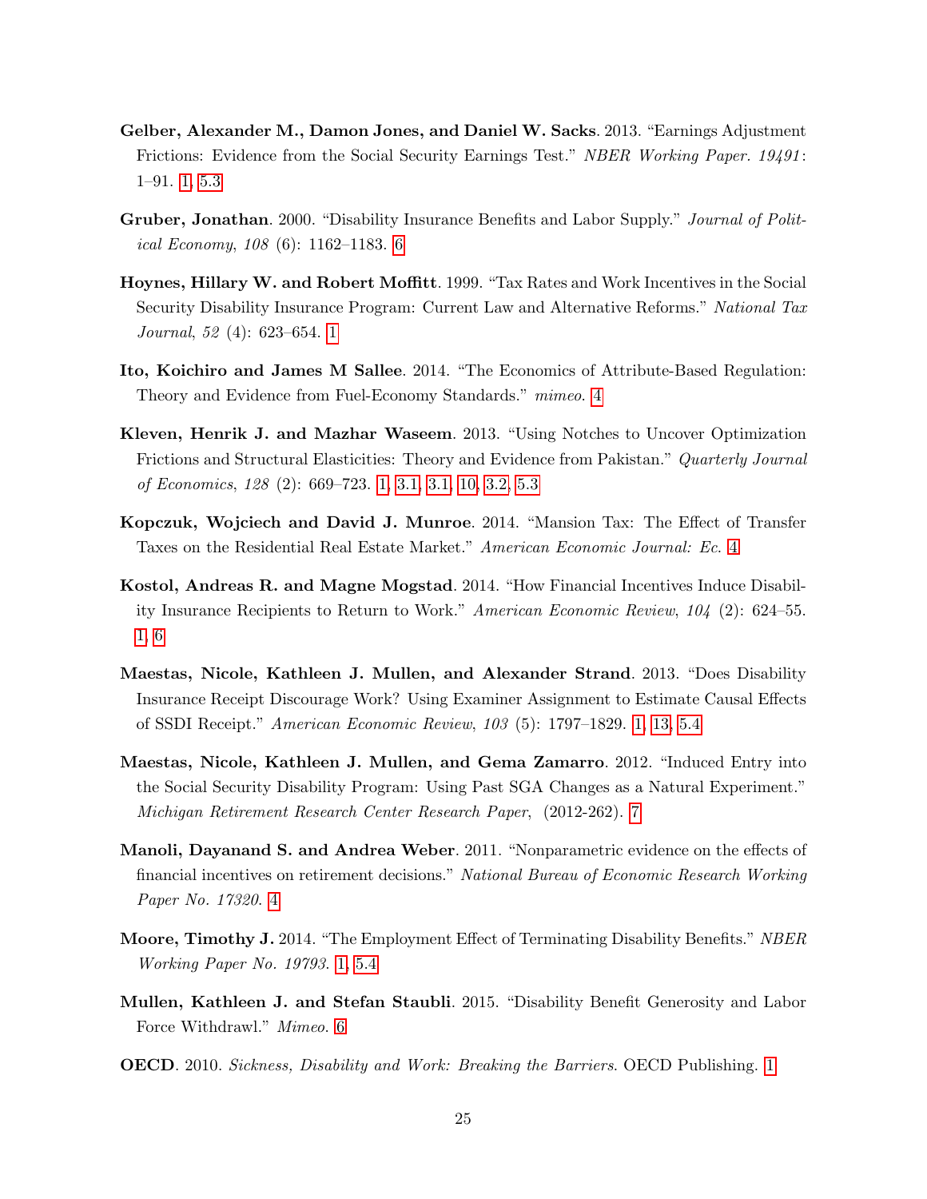**Gelber, Alexander M., Damon Jones, and Daniel W. Sacks**. 2013. "Earnings Adjustment Frictions: Evidence from the Social Security Earnings Test." *NBER Working Paper. 19491*: 1–91. 1, 5.3

**Gruber, Jonathan**. 2000. "Disability Insurance Benefits and Labor Supply." *Journal of Political Economy*, *108* (6): 1162–1183. 6

**Hoynes, Hillary W. and Robert Moffitt**. 1999. "Tax Rates and Work Incentives in the Social Security Disability Insurance Program: Current Law and Alternative Reforms." *National Tax Journal*, *52* (4): 623–654. 1

**Ito, Koichiro and James M Sallee**. 2014. "The Economics of Attribute-Based Regulation: Theory and Evidence from Fuel-Economy Standards." *mimeo*. 4

**Kleven, Henrik J. and Mazhar Waseem**. 2013. "Using Notches to Uncover Optimization Frictions and Structural Elasticities: Theory and Evidence from Pakistan." *Quarterly Journal of Economics*, *128* (2): 669–723. 1, 3.1, 3.1, 10, 3.2, 5.3

**Kopczuk, Wojciech and David J. Munroe**. 2014. "Mansion Tax: The Effect of Transfer Taxes on the Residential Real Estate Market." *American Economic Journal: Ec*. 4

**Kostol, Andreas R. and Magne Mogstad**. 2014. "How Financial Incentives Induce Disability Insurance Recipients to Return to Work." *American Economic Review*, *104* (2): 624–55. 1, 6

**Maestas, Nicole, Kathleen J. Mullen, and Alexander Strand**. 2013. "Does Disability Insurance Receipt Discourage Work? Using Examiner Assignment to Estimate Causal Effects of SSDI Receipt." *American Economic Review*, *103* (5): 1797–1829. 1, 13, 5.4

**Maestas, Nicole, Kathleen J. Mullen, and Gema Zamarro**. 2012. "Induced Entry into the Social Security Disability Program: Using Past SGA Changes as a Natural Experiment." *Michigan Retirement Research Center Research Paper*, (2012-262). 7

**Manoli, Dayanand S. and Andrea Weber**. 2011. "Nonparametric evidence on the effects of financial incentives on retirement decisions." *National Bureau of Economic Research Working Paper No. 17320*. 4

**Moore, Timothy J.** 2014. "The Employment Effect of Terminating Disability Benefits." *NBER Working Paper No. 19793*. 1, 5.4

**Mullen, Kathleen J. and Stefan Staubli**. 2015. "Disability Benefit Generosity and Labor Force Withdrawl." *Mimeo*. 6

**OECD**. 2010. *Sickness, Disability and Work: Breaking the Barriers*. OECD Publishing. 1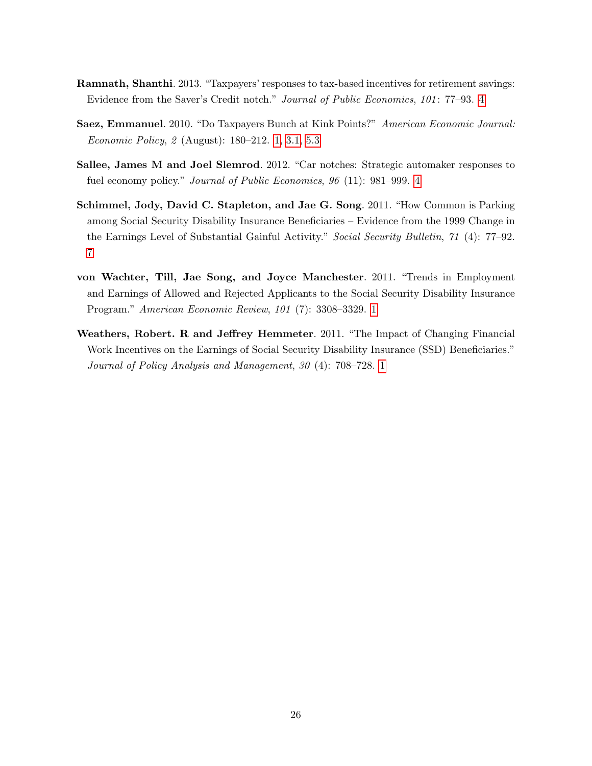**Ramnath, Shanthi**. 2013. "Taxpayers' responses to tax-based incentives for retirement savings: Evidence from the Saver's Credit notch." *Journal of Public Economics*, *101*: 77–93. 4

**Saez, Emmanuel**. 2010. "Do Taxpayers Bunch at Kink Points?" *American Economic Journal: Economic Policy*, *2* (August): 180–212. 1, 3.1, 5.3

**Sallee, James M and Joel Slemrod**. 2012. "Car notches: Strategic automaker responses to fuel economy policy." *Journal of Public Economics*, *96* (11): 981–999. 4

**Schimmel, Jody, David C. Stapleton, and Jae G. Song**. 2011. "How Common is Parking among Social Security Disability Insurance Beneficiaries – Evidence from the 1999 Change in the Earnings Level of Substantial Gainful Activity." *Social Security Bulletin*, *71* (4): 77–92. 7

**von Wachter, Till, Jae Song, and Joyce Manchester**. 2011. "Trends in Employment and Earnings of Allowed and Rejected Applicants to the Social Security Disability Insurance Program." *American Economic Review*, *101* (7): 3308–3329. 1

**Weathers, Robert. R and Jeffrey Hemmeter**. 2011. "The Impact of Changing Financial Work Incentives on the Earnings of Social Security Disability Insurance (SSD) Beneficiaries." *Journal of Policy Analysis and Management*, *30* (4): 708–728. 1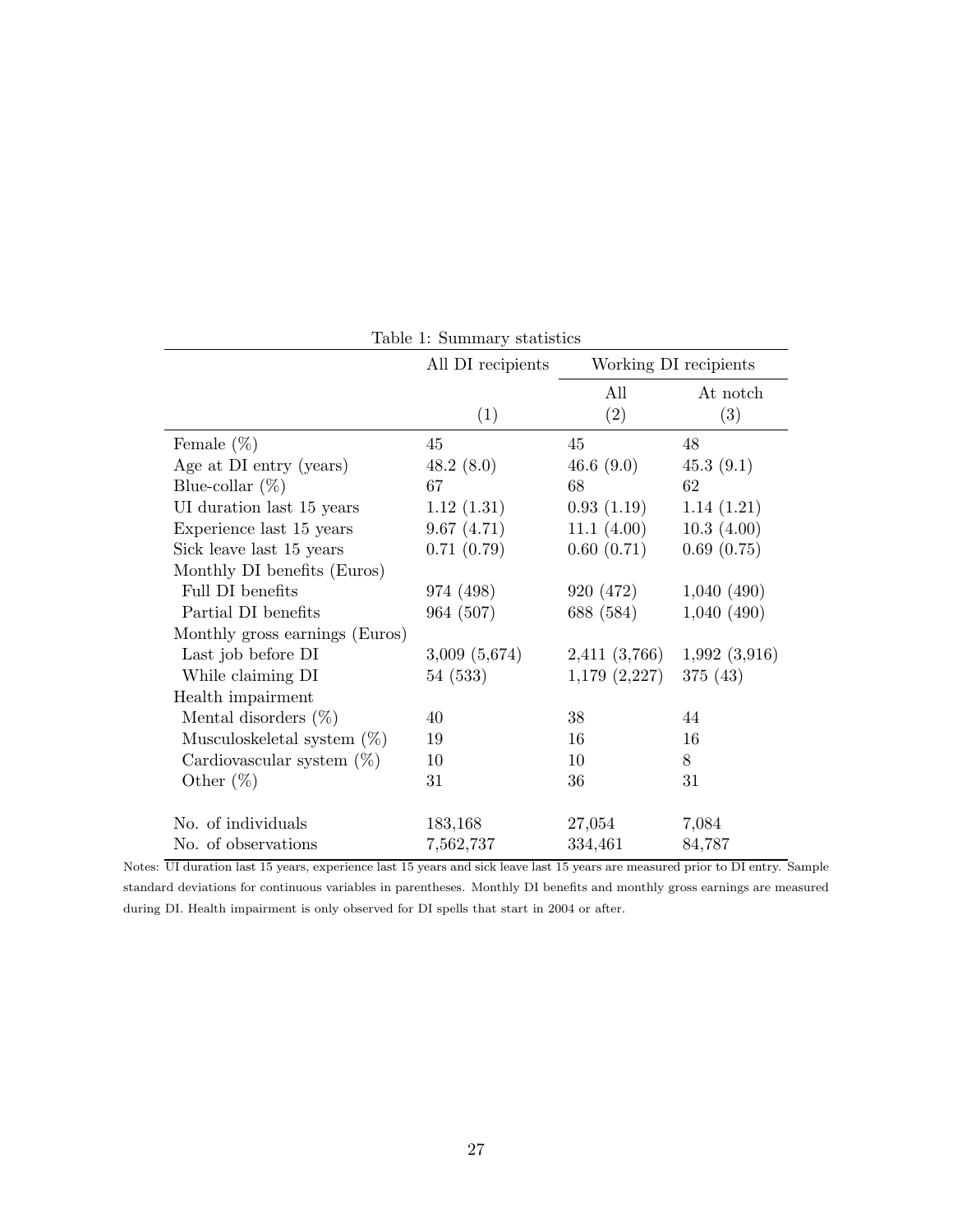Table 1: Summary statistics

| | All DI recipients | Working DI recipients | |
|---|---|---|---|
| | | All | At notch |
| | (1) | (2) | (3) |
| Female (%) | 45 | 45 | 48 |
| Age at DI entry (years) | 48.2 (8.0) | 46.6 (9.0) | 45.3 (9.1) |
| Blue-collar (%) | 67 | 68 | 62 |
| UI duration last 15 years | 1.12 (1.31) | 0.93 (1.19) | 1.14 (1.21) |
| Experience last 15 years | 9.67 (4.71) | 11.1 (4.00) | 10.3 (4.00) |
| Sick leave last 15 years | 0.71 (0.79) | 0.60 (0.71) | 0.69 (0.75) |
| Monthly DI benefits (Euros) | | | |
| Full DI benefits | 974 (498) | 920 (472) | 1,040 (490) |
| Partial DI benefits | 964 (507) | 688 (584) | 1,040 (490) |
| Monthly gross earnings (Euros) | | | |
| Last job before DI | 3,009 (5,674) | 2,411 (3,766) | 1,992 (3,916) |
| While claiming DI | 54 (533) | 1,179 (2,227) | 375 (43) |
| Health impairment | | | |
| Mental disorders (%) | 40 | 38 | 44 |
| Musculoskeletal system (%) | 19 | 16 | 16 |
| Cardiovascular system (%) | 10 | 10 | 8 |
| Other (%) | 31 | 36 | 31 |
| No. of individuals | 183,168 | 27,054 | 7,084 |
| No. of observations | 7,562,737 | 334,461 | 84,787 |

Notes: UI duration last 15 years, experience last 15 years and sick leave last 15 years are measured prior to DI entry. Sample standard deviations for continuous variables in parentheses. Monthly DI benefits and monthly gross earnings are measured during DI. Health impairment is only observed for DI spells that start in 2004 or after.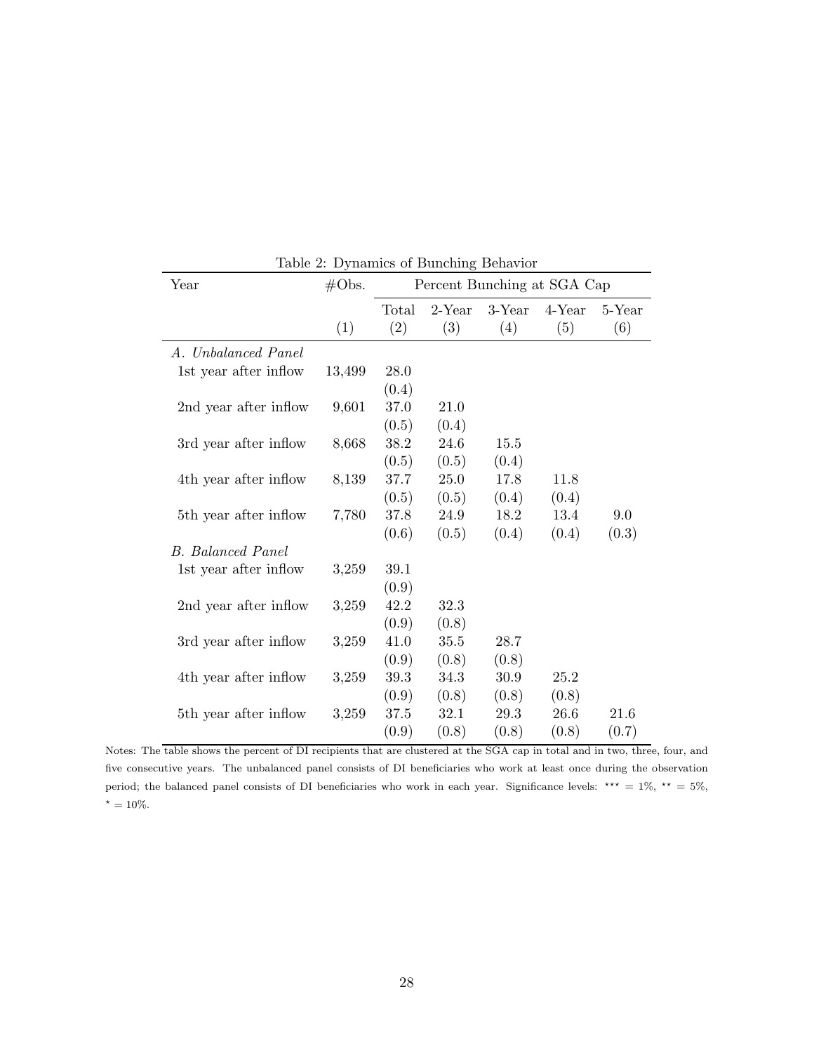Table 2: Dynamics of Bunching Behavior

| Year | #Obs. | Percent Bunching at SGA Cap | | | | |
|---|---|---|---|---|---|---|
| | | Total | 2-Year | 3-Year | 4-Year | 5-Year |
| | (1) | (2) | (3) | (4) | (5) | (6) |
| *A. Unbalanced Panel* | | | | | | |
| 1st year after inflow | 13,499 | 28.0 | | | | |
| | | (0.4) | | | | |
| 2nd year after inflow | 9,601 | 37.0 | 21.0 | | | |
| | | (0.5) | (0.4) | | | |
| 3rd year after inflow | 8,668 | 38.2 | 24.6 | 15.5 | | |
| | | (0.5) | (0.5) | (0.4) | | |
| 4th year after inflow | 8,139 | 37.7 | 25.0 | 17.8 | 11.8 | |
| | | (0.5) | (0.5) | (0.4) | (0.4) | |
| 5th year after inflow | 7,780 | 37.8 | 24.9 | 18.2 | 13.4 | 9.0 |
| | | (0.6) | (0.5) | (0.4) | (0.4) | (0.3) |
| *B. Balanced Panel* | | | | | | |
| 1st year after inflow | 3,259 | 39.1 | | | | |
| | | (0.9) | | | | |
| 2nd year after inflow | 3,259 | 42.2 | 32.3 | | | |
| | | (0.9) | (0.8) | | | |
| 3rd year after inflow | 3,259 | 41.0 | 35.5 | 28.7 | | |
| | | (0.9) | (0.8) | (0.8) | | |
| 4th year after inflow | 3,259 | 39.3 | 34.3 | 30.9 | 25.2 | |
| | | (0.9) | (0.8) | (0.8) | (0.8) | |
| 5th year after inflow | 3,259 | 37.5 | 32.1 | 29.3 | 26.6 | 21.6 |
| | | (0.9) | (0.8) | (0.8) | (0.8) | (0.7) |

Notes: The table shows the percent of DI recipients that are clustered at the SGA cap in total and in two, three, four, and five consecutive years. The unbalanced panel consists of DI beneficiaries who work at least once during the observation period; the balanced panel consists of DI beneficiaries who work in each year. Significance levels: $^{***} = 1\%$, $^{**} = 5\%$, $^{*} = 10\%$.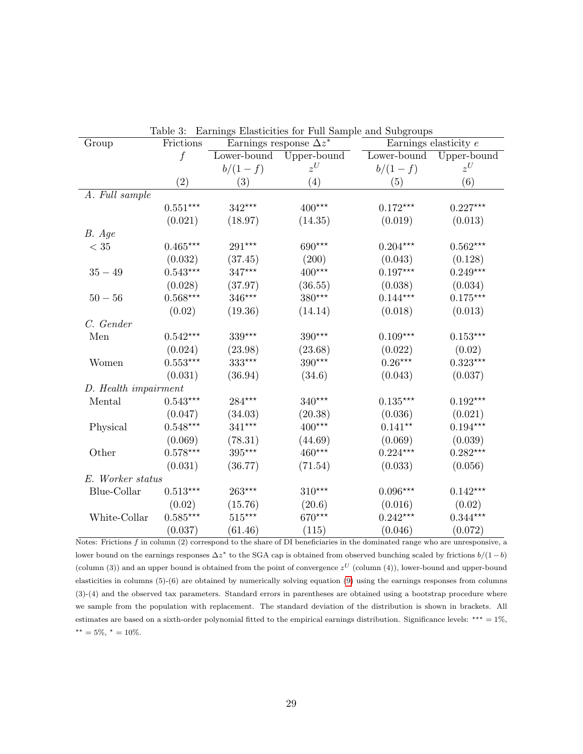Table 3: Earnings Elasticities for Full Sample and Subgroups

| Group | Frictions | Earnings response $\Delta z^*$ | | Earnings elasticity $e$ | |
|---|---|---|---|---|---|
| | $f$ | Lower-bound | Upper-bound | Lower-bound | Upper-bound |
| | | $b/(1-f)$ | $z^U$ | $b/(1-f)$ | $z^U$ |
| | (2) | (3) | (4) | (5) | (6) |
| *A. Full sample* | | | | | |
| | 0.551*** | 342*** | 400*** | 0.172*** | 0.227*** |
| | (0.021) | (18.97) | (14.35) | (0.019) | (0.013) |
| *B. Age* | | | | | |
| $< 35$ | 0.465*** | 291*** | 690*** | 0.204*** | 0.562*** |
| | (0.032) | (37.45) | (200) | (0.043) | (0.128) |
| $35-49$ | 0.543*** | 347*** | 400*** | 0.197*** | 0.249*** |
| | (0.028) | (37.97) | (36.55) | (0.038) | (0.034) |
| $50-56$ | 0.568*** | 346*** | 380*** | 0.144*** | 0.175*** |
| | (0.02) | (19.36) | (14.14) | (0.018) | (0.013) |
| *C. Gender* | | | | | |
| Men | 0.542*** | 339*** | 390*** | 0.109*** | 0.153*** |
| | (0.024) | (23.98) | (23.68) | (0.022) | (0.02) |
| Women | 0.553*** | 333*** | 390*** | 0.26*** | 0.323*** |
| | (0.031) | (36.94) | (34.6) | (0.043) | (0.037) |
| *D. Health impairment* | | | | | |
| Mental | 0.543*** | 284*** | 340*** | 0.135*** | 0.192*** |
| | (0.047) | (34.03) | (20.38) | (0.036) | (0.021) |
| Physical | 0.548*** | 341*** | 400*** | 0.141** | 0.194*** |
| | (0.069) | (78.31) | (44.69) | (0.069) | (0.039) |
| Other | 0.578*** | 395*** | 460*** | 0.224*** | 0.282*** |
| | (0.031) | (36.77) | (71.54) | (0.033) | (0.056) |
| *E. Worker status* | | | | | |
| Blue-Collar | 0.513*** | 263*** | 310*** | 0.096*** | 0.142*** |
| | (0.02) | (15.76) | (20.6) | (0.016) | (0.02) |
| White-Collar | 0.585*** | 515*** | 670*** | 0.242*** | 0.344*** |
| | (0.037) | (61.46) | (115) | (0.046) | (0.072) |

Notes: Frictions $f$ in column (2) correspond to the share of DI beneficiaries in the dominated range who are unresponsive, a lower bound on the earnings responses $\Delta z^*$ to the SGA cap is obtained from observed bunching scaled by frictions $b/(1-b)$ (column (3)) and an upper bound is obtained from the point of convergence $z^U$ (column (4)), lower-bound and upper-bound elasticities in columns (5)-(6) are obtained by numerically solving equation (9) using the earnings responses from columns (3)-(4) and the observed tax parameters. Standard errors in parentheses are obtained using a bootstrap procedure where we sample from the population with replacement. The standard deviation of the distribution is shown in brackets. All estimates are based on a sixth-order polynomial fitted to the empirical earnings distribution. Significance levels: *** = 1%, ** = 5%, * = 10%.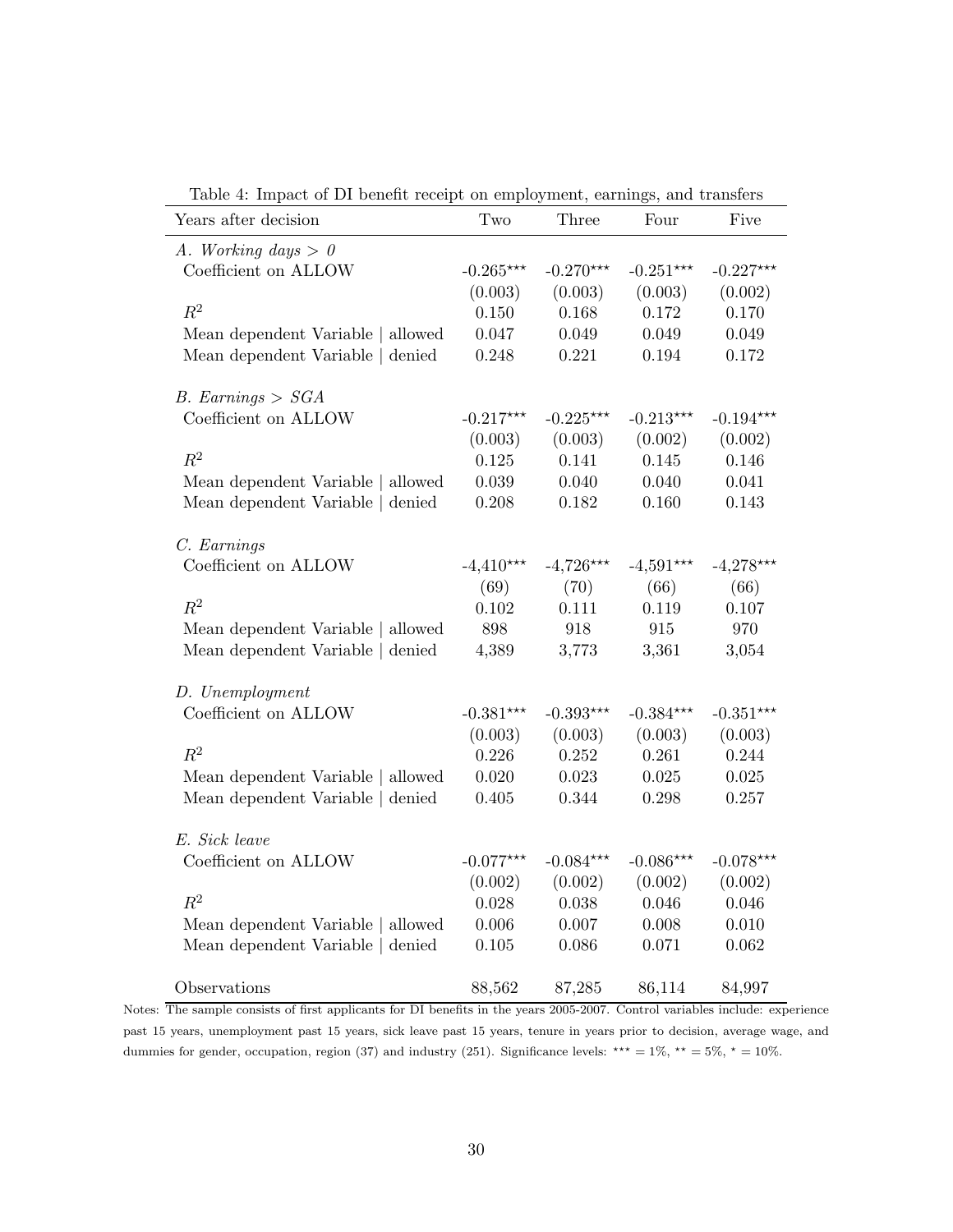Table 4: Impact of DI benefit receipt on employment, earnings, and transfers

| Years after decision | Two | Three | Four | Five |
|---|---|---|---|---|
| *A. Working days > 0* | | | | |
| Coefficient on ALLOW | -0.265*** | -0.270*** | -0.251*** | -0.227*** |
| | (0.003) | (0.003) | (0.003) | (0.002) |
| $R^2$ | 0.150 | 0.168 | 0.172 | 0.170 |
| Mean dependent Variable \| allowed | 0.047 | 0.049 | 0.049 | 0.049 |
| Mean dependent Variable \| denied | 0.248 | 0.221 | 0.194 | 0.172 |
| *B. Earnings > SGA* | | | | |
| Coefficient on ALLOW | -0.217*** | -0.225*** | -0.213*** | -0.194*** |
| | (0.003) | (0.003) | (0.002) | (0.002) |
| $R^2$ | 0.125 | 0.141 | 0.145 | 0.146 |
| Mean dependent Variable \| allowed | 0.039 | 0.040 | 0.040 | 0.041 |
| Mean dependent Variable \| denied | 0.208 | 0.182 | 0.160 | 0.143 |
| *C. Earnings* | | | | |
| Coefficient on ALLOW | -4,410*** | -4,726*** | -4,591*** | -4,278*** |
| | (69) | (70) | (66) | (66) |
| $R^2$ | 0.102 | 0.111 | 0.119 | 0.107 |
| Mean dependent Variable \| allowed | 898 | 918 | 915 | 970 |
| Mean dependent Variable \| denied | 4,389 | 3,773 | 3,361 | 3,054 |
| *D. Unemployment* | | | | |
| Coefficient on ALLOW | -0.381*** | -0.393*** | -0.384*** | -0.351*** |
| | (0.003) | (0.003) | (0.003) | (0.003) |
| $R^2$ | 0.226 | 0.252 | 0.261 | 0.244 |
| Mean dependent Variable \| allowed | 0.020 | 0.023 | 0.025 | 0.025 |
| Mean dependent Variable \| denied | 0.405 | 0.344 | 0.298 | 0.257 |
| *E. Sick leave* | | | | |
| Coefficient on ALLOW | -0.077*** | -0.084*** | -0.086*** | -0.078*** |
| | (0.002) | (0.002) | (0.002) | (0.002) |
| $R^2$ | 0.028 | 0.038 | 0.046 | 0.046 |
| Mean dependent Variable \| allowed | 0.006 | 0.007 | 0.008 | 0.010 |
| Mean dependent Variable \| denied | 0.105 | 0.086 | 0.071 | 0.062 |
| Observations | 88,562 | 87,285 | 86,114 | 84,997 |

Notes: The sample consists of first applicants for DI benefits in the years 2005-2007. Control variables include: experience past 15 years, unemployment past 15 years, sick leave past 15 years, tenure in years prior to decision, average wage, and dummies for gender, occupation, region (37) and industry (251). Significance levels: *** = 1%, ** = 5%, * = 10%.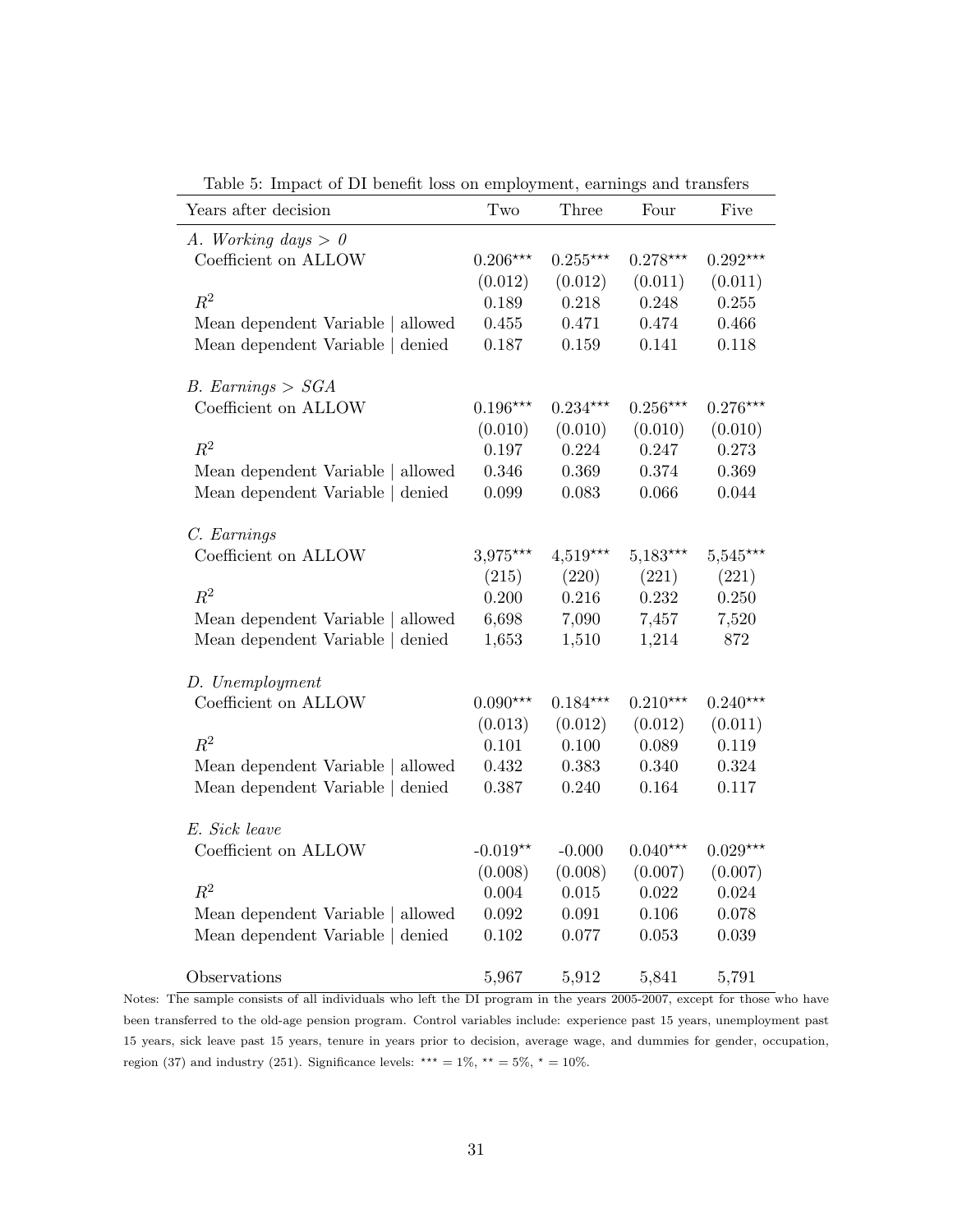Table 5: Impact of DI benefit loss on employment, earnings and transfers

| Years after decision | Two | Three | Four | Five |
|---|---|---|---|---|
| *A. Working days > 0* | | | | |
| Coefficient on ALLOW | 0.206*** | 0.255*** | 0.278*** | 0.292*** |
| | (0.012) | (0.012) | (0.011) | (0.011) |
| $R^2$ | 0.189 | 0.218 | 0.248 | 0.255 |
| Mean dependent Variable \| allowed | 0.455 | 0.471 | 0.474 | 0.466 |
| Mean dependent Variable \| denied | 0.187 | 0.159 | 0.141 | 0.118 |
| *B. Earnings > SGA* | | | | |
| Coefficient on ALLOW | 0.196*** | 0.234*** | 0.256*** | 0.276*** |
| | (0.010) | (0.010) | (0.010) | (0.010) |
| $R^2$ | 0.197 | 0.224 | 0.247 | 0.273 |
| Mean dependent Variable \| allowed | 0.346 | 0.369 | 0.374 | 0.369 |
| Mean dependent Variable \| denied | 0.099 | 0.083 | 0.066 | 0.044 |
| *C. Earnings* | | | | |
| Coefficient on ALLOW | 3,975*** | 4,519*** | 5,183*** | 5,545*** |
| | (215) | (220) | (221) | (221) |
| $R^2$ | 0.200 | 0.216 | 0.232 | 0.250 |
| Mean dependent Variable \| allowed | 6,698 | 7,090 | 7,457 | 7,520 |
| Mean dependent Variable \| denied | 1,653 | 1,510 | 1,214 | 872 |
| *D. Unemployment* | | | | |
| Coefficient on ALLOW | 0.090*** | 0.184*** | 0.210*** | 0.240*** |
| | (0.013) | (0.012) | (0.012) | (0.011) |
| $R^2$ | 0.101 | 0.100 | 0.089 | 0.119 |
| Mean dependent Variable \| allowed | 0.432 | 0.383 | 0.340 | 0.324 |
| Mean dependent Variable \| denied | 0.387 | 0.240 | 0.164 | 0.117 |
| *E. Sick leave* | | | | |
| Coefficient on ALLOW | -0.019** | -0.000 | 0.040*** | 0.029*** |
| | (0.008) | (0.008) | (0.007) | (0.007) |
| $R^2$ | 0.004 | 0.015 | 0.022 | 0.024 |
| Mean dependent Variable \| allowed | 0.092 | 0.091 | 0.106 | 0.078 |
| Mean dependent Variable \| denied | 0.102 | 0.077 | 0.053 | 0.039 |
| Observations | 5,967 | 5,912 | 5,841 | 5,791 |

Notes: The sample consists of all individuals who left the DI program in the years 2005-2007, except for those who have been transferred to the old-age pension program. Control variables include: experience past 15 years, unemployment past 15 years, sick leave past 15 years, tenure in years prior to decision, average wage, and dummies for gender, occupation, region (37) and industry (251). Significance levels: *** = 1%, ** = 5%, * = 10%.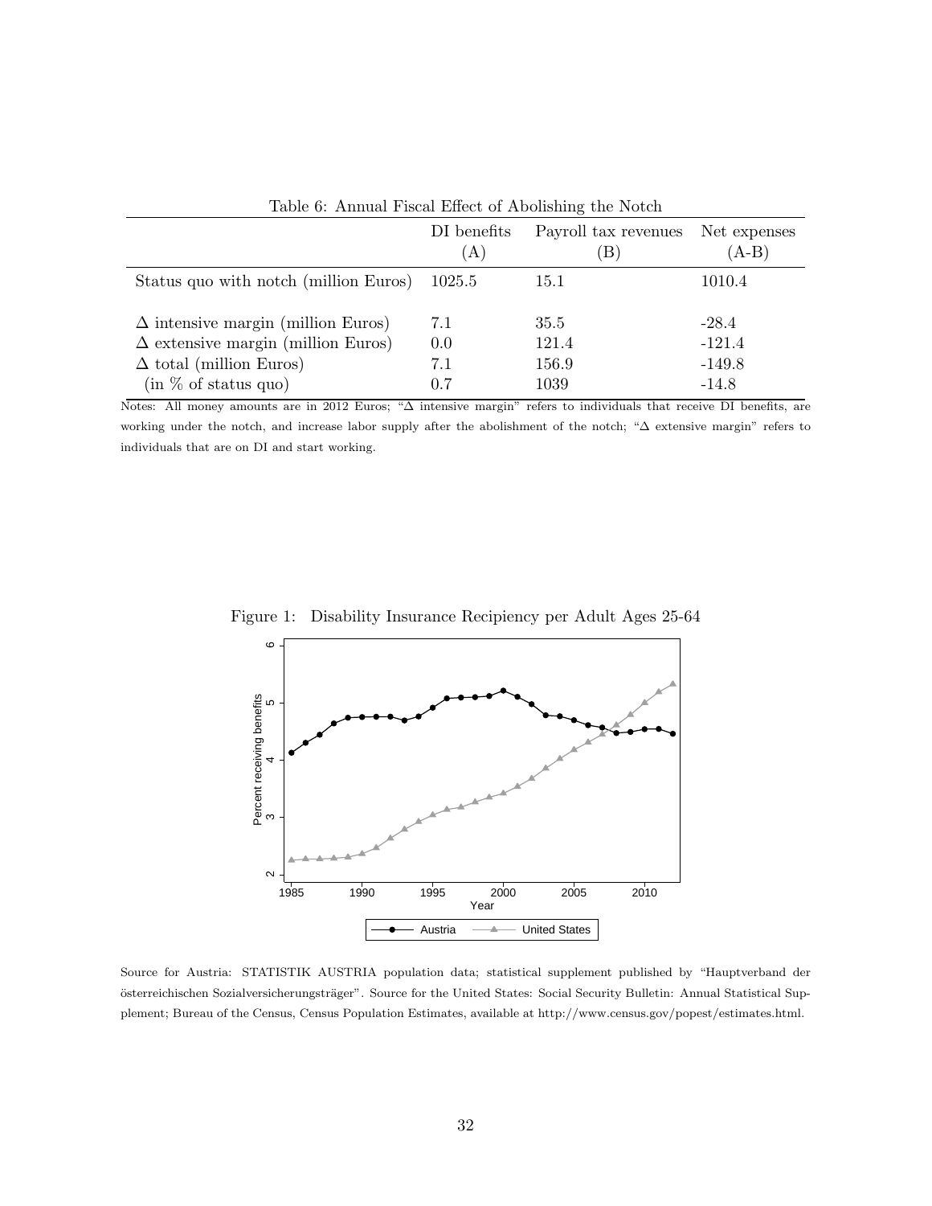Table 6: Annual Fiscal Effect of Abolishing the Notch

| | DI benefits (A) | Payroll tax revenues (B) | Net expenses (A-B) |
|---|---|---|---|
| Status quo with notch (million Euros) | 1025.5 | 15.1 | 1010.4 |
| $\Delta$ intensive margin (million Euros) | 7.1 | 35.5 | -28.4 |
| $\Delta$ extensive margin (million Euros) | 0.0 | 121.4 | -121.4 |
| $\Delta$ total (million Euros) | 7.1 | 156.9 | -149.8 |
| (in % of status quo) | 0.7 | 1039 | -14.8 |

Notes: All money amounts are in 2012 Euros; "$\Delta$ intensive margin" refers to individuals that receive DI benefits, are working under the notch, and increase labor supply after the abolishment of the notch; "$\Delta$ extensive margin" refers to individuals that are on DI and start working.

Figure 1: Disability Insurance Recipiency per Adult Ages 25-64

Percent receiving benefits
6
5
4
3
2
1985
1990
1995
2000
2005
2010
Year
Austria
United States

Source for Austria: STATISTIK AUSTRIA population data; statistical supplement published by "Hauptverband der österreichischen Sozialversicherungsträger". Source for the United States: Social Security Bulletin: Annual Statistical Supplement; Bureau of the Census, Census Population Estimates, available at http://www.census.gov/popest/estimates.html.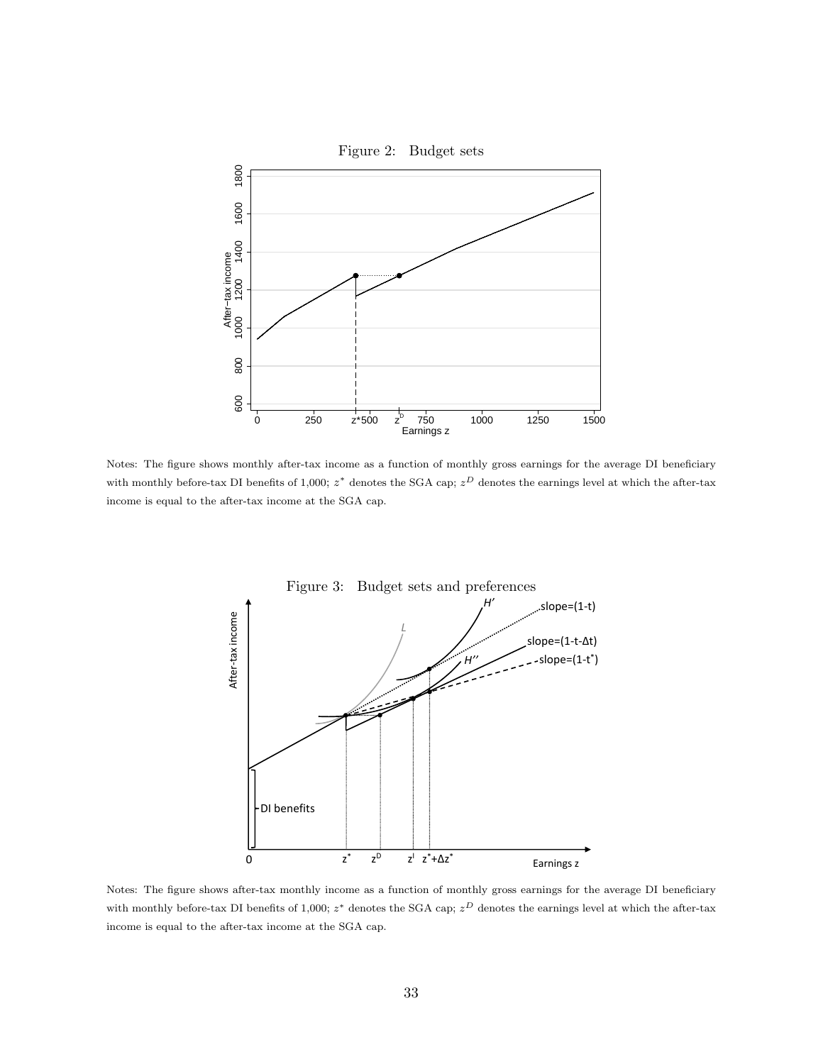Figure 2: Budget sets

1800
1600
1400
1200
1000
800
600
After−tax income
0
250
z*500
z$^D$
750
1000
1250
1500
Earnings z

Notes: The figure shows monthly after-tax income as a function of monthly gross earnings for the average DI beneficiary with monthly before-tax DI benefits of 1,000; $z^*$ denotes the SGA cap; $z^D$ denotes the earnings level at which the after-tax income is equal to the after-tax income at the SGA cap.

Figure 3: Budget sets and preferences

After-tax income
H′
slope=(1-t)
L
slope=(1-t-Δt)
H′′
slope=(1-t$^*$)
DI benefits
0
$z^*$
$z^D$
$z^I$
$z^*+\Delta z^*$
Earnings z

Notes: The figure shows after-tax monthly income as a function of monthly gross earnings for the average DI beneficiary with monthly before-tax DI benefits of 1,000; $z^*$ denotes the SGA cap; $z^D$ denotes the earnings level at which the after-tax income is equal to the after-tax income at the SGA cap.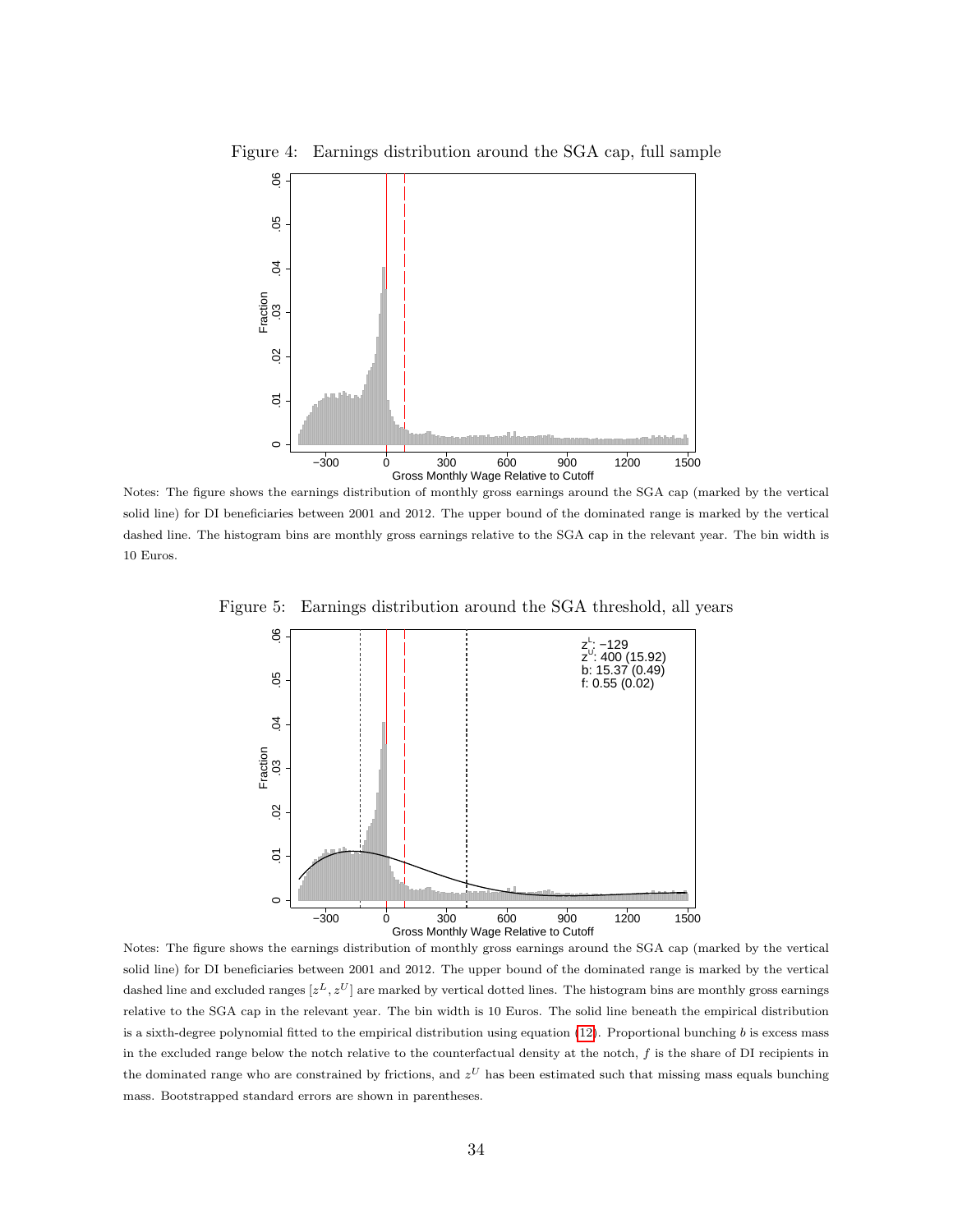Figure 4: Earnings distribution around the SGA cap, full sample

Fraction

0
.01
.02
.03
.04
.05
.06

−300
0
300
600
900
1200
1500

Gross Monthly Wage Relative to Cutoff

Notes: The figure shows the earnings distribution of monthly gross earnings around the SGA cap (marked by the vertical solid line) for DI beneficiaries between 2001 and 2012. The upper bound of the dominated range is marked by the vertical dashed line. The histogram bins are monthly gross earnings relative to the SGA cap in the relevant year. The bin width is 10 Euros.

Figure 5: Earnings distribution around the SGA threshold, all years

$z^L$: −129
$z^U$: 400 (15.92)
b: 15.37 (0.49)
f: 0.55 (0.02)

Fraction

0
.01
.02
.03
.04
.05
.06

−300
0
300
600
900
1200
1500

Gross Monthly Wage Relative to Cutoff

Notes: The figure shows the earnings distribution of monthly gross earnings around the SGA cap (marked by the vertical solid line) for DI beneficiaries between 2001 and 2012. The upper bound of the dominated range is marked by the vertical dashed line and excluded ranges $[z^L, z^U]$ are marked by vertical dotted lines. The histogram bins are monthly gross earnings relative to the SGA cap in the relevant year. The bin width is 10 Euros. The solid line beneath the empirical distribution is a sixth-degree polynomial fitted to the empirical distribution using equation (12). Proportional bunching $b$ is excess mass in the excluded range below the notch relative to the counterfactual density at the notch, $f$ is the share of DI recipients in the dominated range who are constrained by frictions, and $z^U$ has been estimated such that missing mass equals bunching mass. Bootstrapped standard errors are shown in parentheses.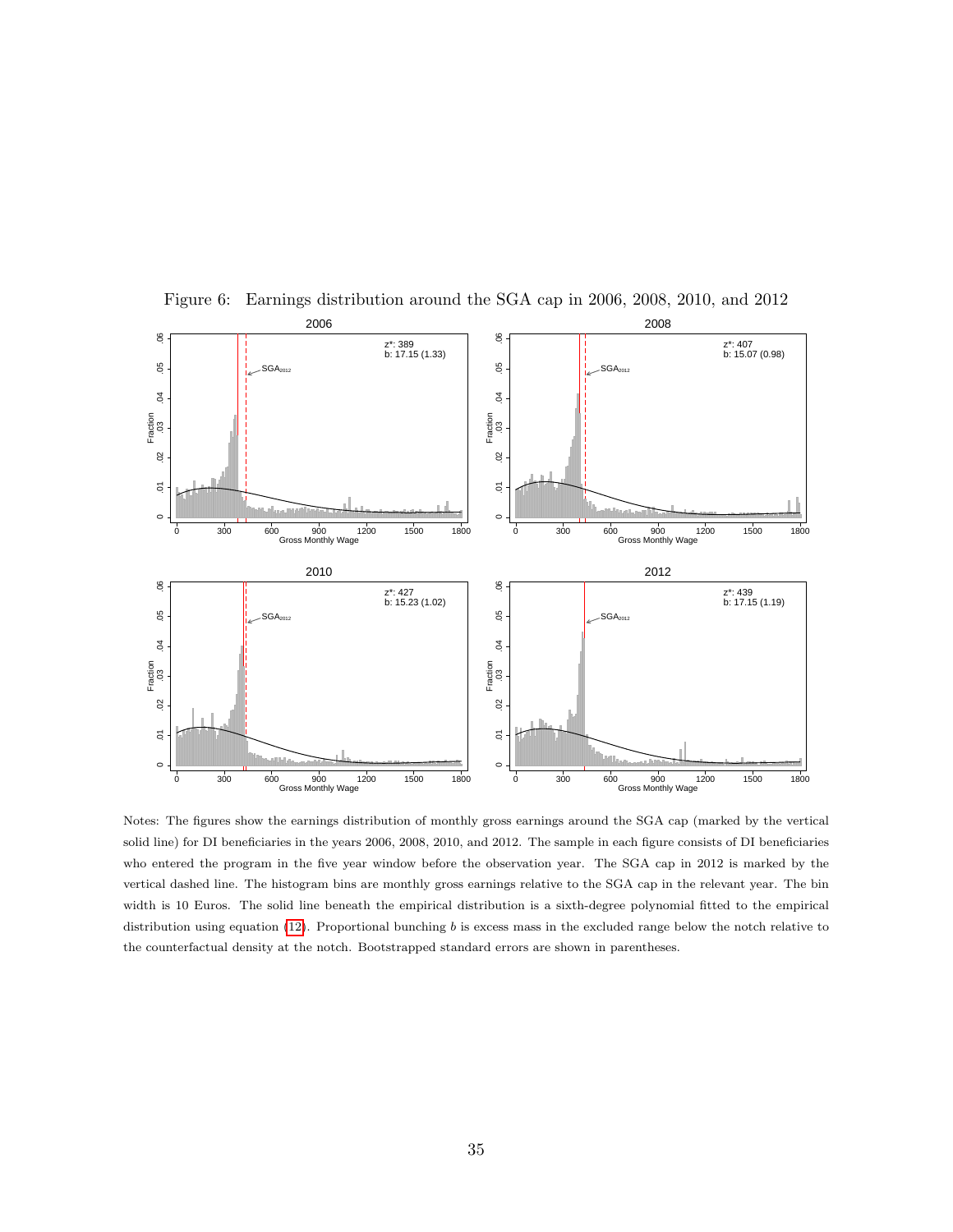Figure 6: Earnings distribution around the SGA cap in 2006, 2008, 2010, and 2012

2006

z*: 389
b: 17.15 (1.33)

SGA$_{2012}$

Fraction

0 .01 .02 .03 .04 .05 .06

0 300 600 900 1200 1500 1800

Gross Monthly Wage

2008

z*: 407
b: 15.07 (0.98)

SGA$_{2012}$

Fraction

0 .01 .02 .03 .04 .05 .06

0 300 600 900 1200 1500 1800

Gross Monthly Wage

2010

z*: 427
b: 15.23 (1.02)

SGA$_{2012}$

Fraction

0 .01 .02 .03 .04 .05 .06

0 300 600 900 1200 1500 1800

Gross Monthly Wage

2012

z*: 439
b: 17.15 (1.19)

SGA$_{2012}$

Fraction

0 .01 .02 .03 .04 .05 .06

0 300 600 900 1200 1500 1800

Gross Monthly Wage

Notes: The figures show the earnings distribution of monthly gross earnings around the SGA cap (marked by the vertical solid line) for DI beneficiaries in the years 2006, 2008, 2010, and 2012. The sample in each figure consists of DI beneficiaries who entered the program in the five year window before the observation year. The SGA cap in 2012 is marked by the vertical dashed line. The histogram bins are monthly gross earnings relative to the SGA cap in the relevant year. The bin width is 10 Euros. The solid line beneath the empirical distribution is a sixth-degree polynomial fitted to the empirical distribution using equation (12). Proportional bunching $b$ is excess mass in the excluded range below the notch relative to the counterfactual density at the notch. Bootstrapped standard errors are shown in parentheses.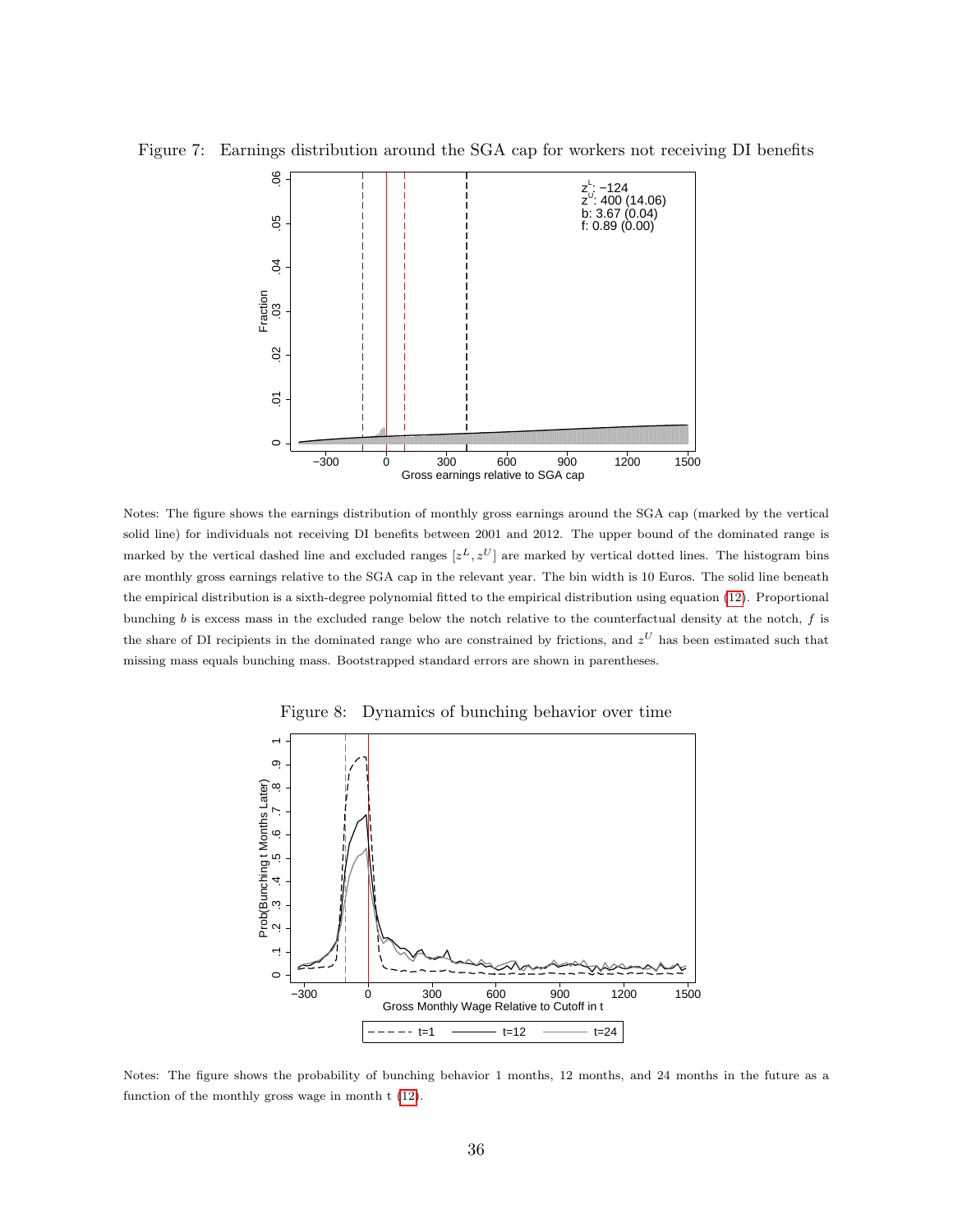Figure 7: Earnings distribution around the SGA cap for workers not receiving DI benefits

$z^L$: −124
$z^U$: 400 (14.06)
b: 3.67 (0.04)
f: 0.89 (0.00)

Fraction

0
.01
.02
.03
.04
.05
.06

−300
0
300
600
900
1200
1500

Gross earnings relative to SGA cap

Notes: The figure shows the earnings distribution of monthly gross earnings around the SGA cap (marked by the vertical solid line) for individuals not receiving DI benefits between 2001 and 2012. The upper bound of the dominated range is marked by the vertical dashed line and excluded ranges $[z^L, z^U]$ are marked by vertical dotted lines. The histogram bins are monthly gross earnings relative to the SGA cap in the relevant year. The bin width is 10 Euros. The solid line beneath the empirical distribution is a sixth-degree polynomial fitted to the empirical distribution using equation (12). Proportional bunching $b$ is excess mass in the excluded range below the notch relative to the counterfactual density at the notch, $f$ is the share of DI recipients in the dominated range who are constrained by frictions, and $z^U$ has been estimated such that missing mass equals bunching mass. Bootstrapped standard errors are shown in parentheses.

Figure 8: Dynamics of bunching behavior over time

Prob(Bunching t Months Later)

0
.1
.2
.3
.4
.5
.6
.7
.8
.9
1

−300
0
300
600
900
1200
1500

Gross Monthly Wage Relative to Cutoff in t

t=1
t=12
t=24

Notes: The figure shows the probability of bunching behavior 1 months, 12 months, and 24 months in the future as a function of the monthly gross wage in month t (12).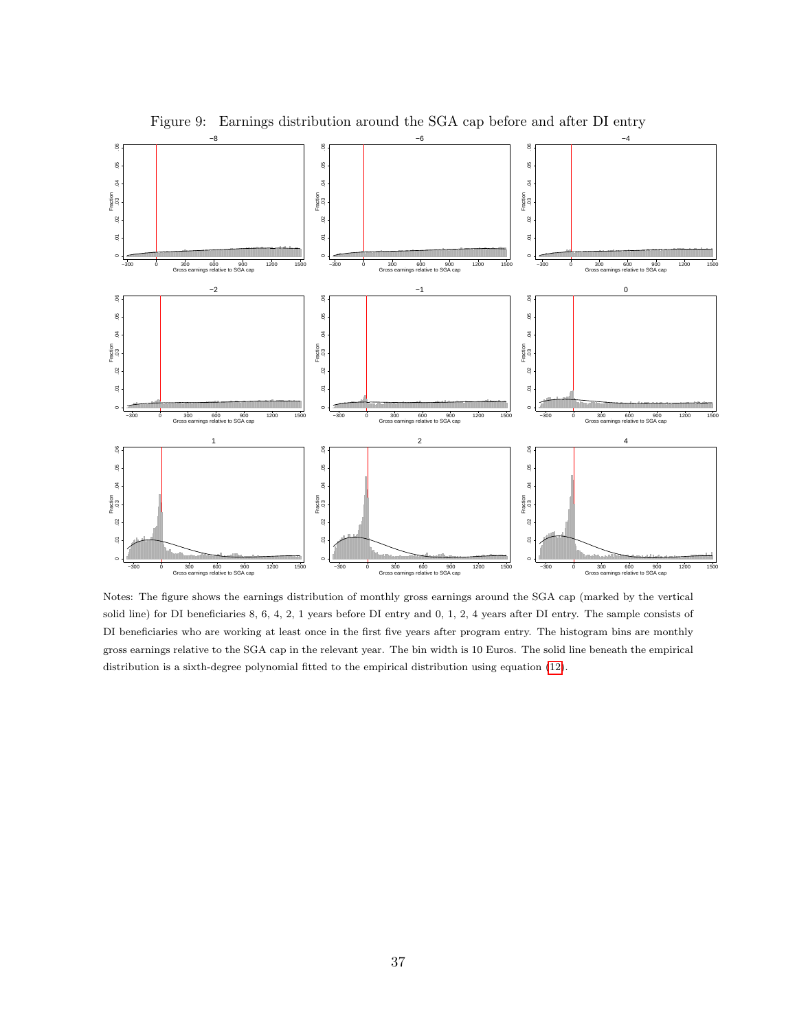Figure 9: Earnings distribution around the SGA cap before and after DI entry

−8

−6

−4

−2

−1

0

1

2

4

Fraction

Gross earnings relative to SGA cap

Notes: The figure shows the earnings distribution of monthly gross earnings around the SGA cap (marked by the vertical solid line) for DI beneficiaries 8, 6, 4, 2, 1 years before DI entry and 0, 1, 2, 4 years after DI entry. The sample consists of DI beneficiaries who are working at least once in the first five years after program entry. The histogram bins are monthly gross earnings relative to the SGA cap in the relevant year. The bin width is 10 Euros. The solid line beneath the empirical distribution is a sixth-degree polynomial fitted to the empirical distribution using equation (12).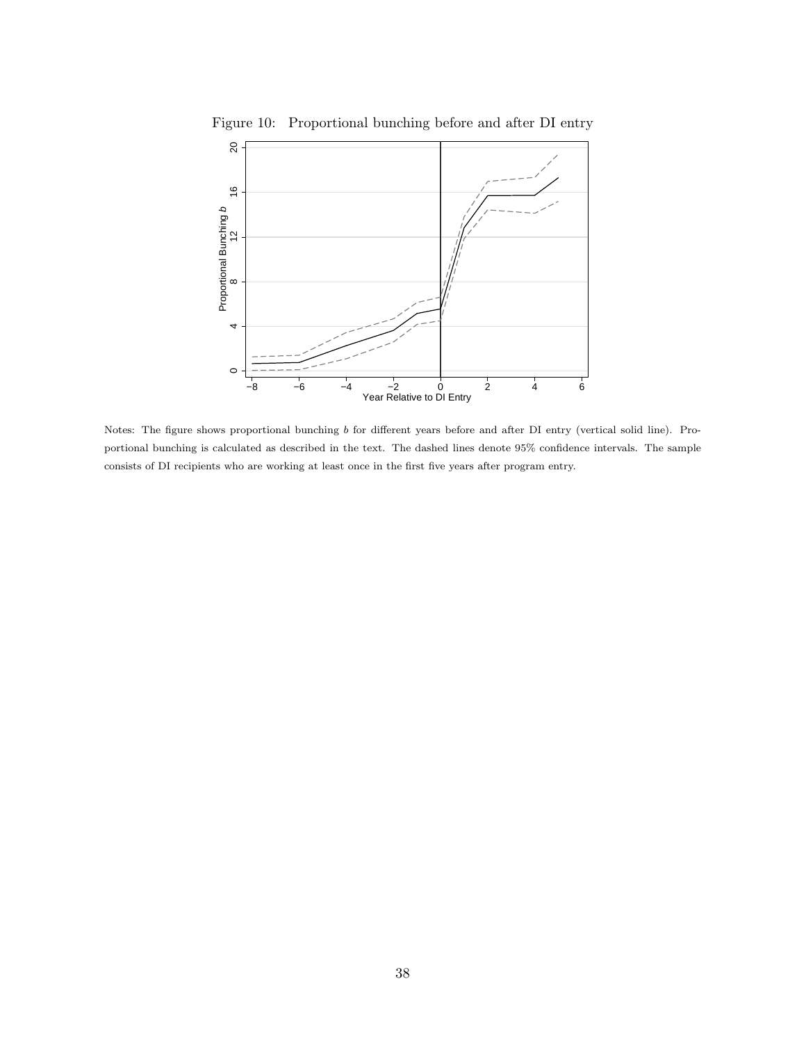Figure 10: Proportional bunching before and after DI entry

Notes: The figure shows proportional bunching $b$ for different years before and after DI entry (vertical solid line). Proportional bunching is calculated as described in the text. The dashed lines denote 95% confidence intervals. The sample consists of DI recipients who are working at least once in the first five years after program entry.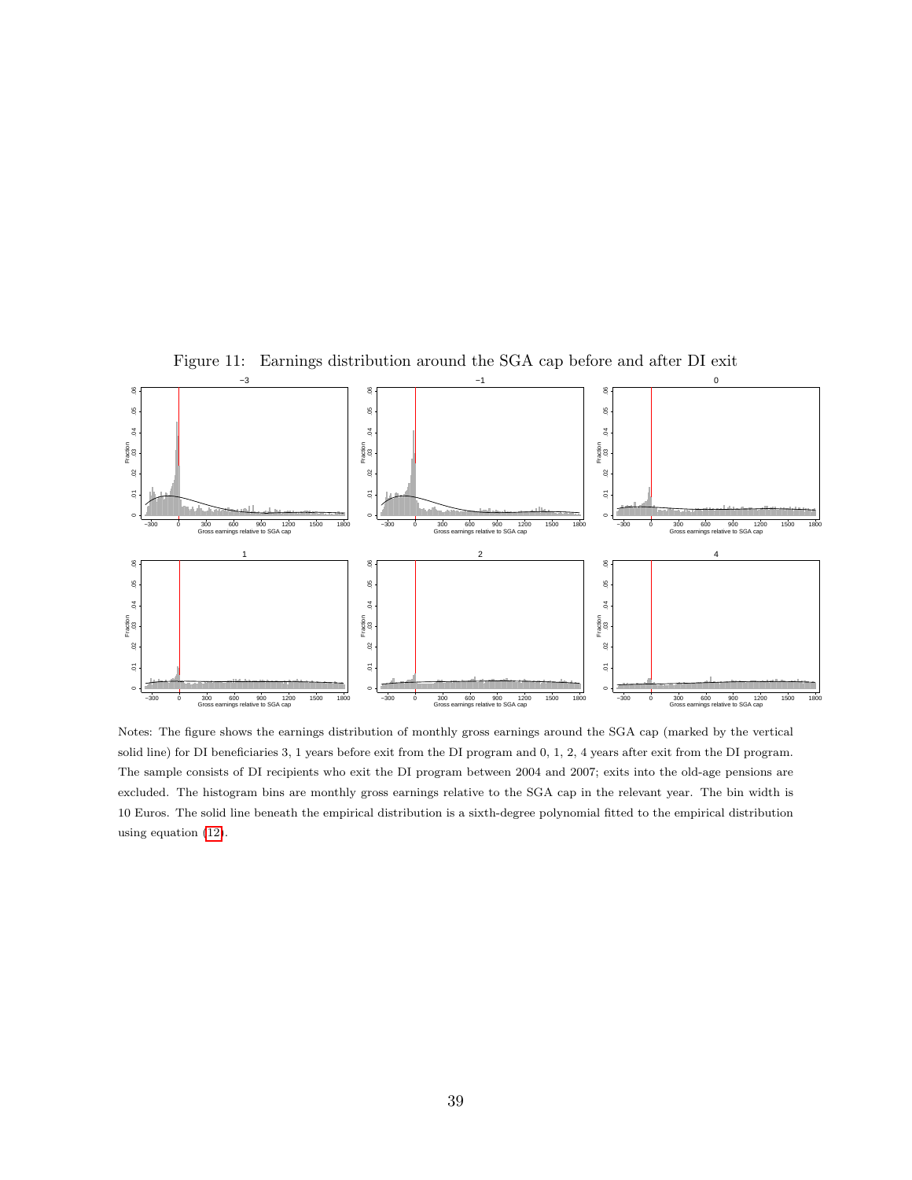Figure 11: Earnings distribution around the SGA cap before and after DI exit

−3

Fraction

0 .01 .02 .03 .04 .05 .06

−300 0 300 600 900 1200 1500 1800

Gross earnings relative to SGA cap

−1

Fraction

0 .01 .02 .03 .04 .05 .06

−300 0 300 600 900 1200 1500 1800

Gross earnings relative to SGA cap

0

Fraction

0 .01 .02 .03 .04 .05 .06

−300 0 300 600 900 1200 1500 1800

Gross earnings relative to SGA cap

1

Fraction

0 .01 .02 .03 .04 .05 .06

−300 0 300 600 900 1200 1500 1800

Gross earnings relative to SGA cap

2

Fraction

0 .01 .02 .03 .04 .05 .06

−300 0 300 600 900 1200 1500 1800

Gross earnings relative to SGA cap

4

Fraction

0 .01 .02 .03 .04 .05 .06

−300 0 300 600 900 1200 1500 1800

Gross earnings relative to SGA cap

Notes: The figure shows the earnings distribution of monthly gross earnings around the SGA cap (marked by the vertical solid line) for DI beneficiaries 3, 1 years before exit from the DI program and 0, 1, 2, 4 years after exit from the DI program. The sample consists of DI recipients who exit the DI program between 2004 and 2007; exits into the old-age pensions are excluded. The histogram bins are monthly gross earnings relative to the SGA cap in the relevant year. The bin width is 10 Euros. The solid line beneath the empirical distribution is a sixth-degree polynomial fitted to the empirical distribution using equation (12).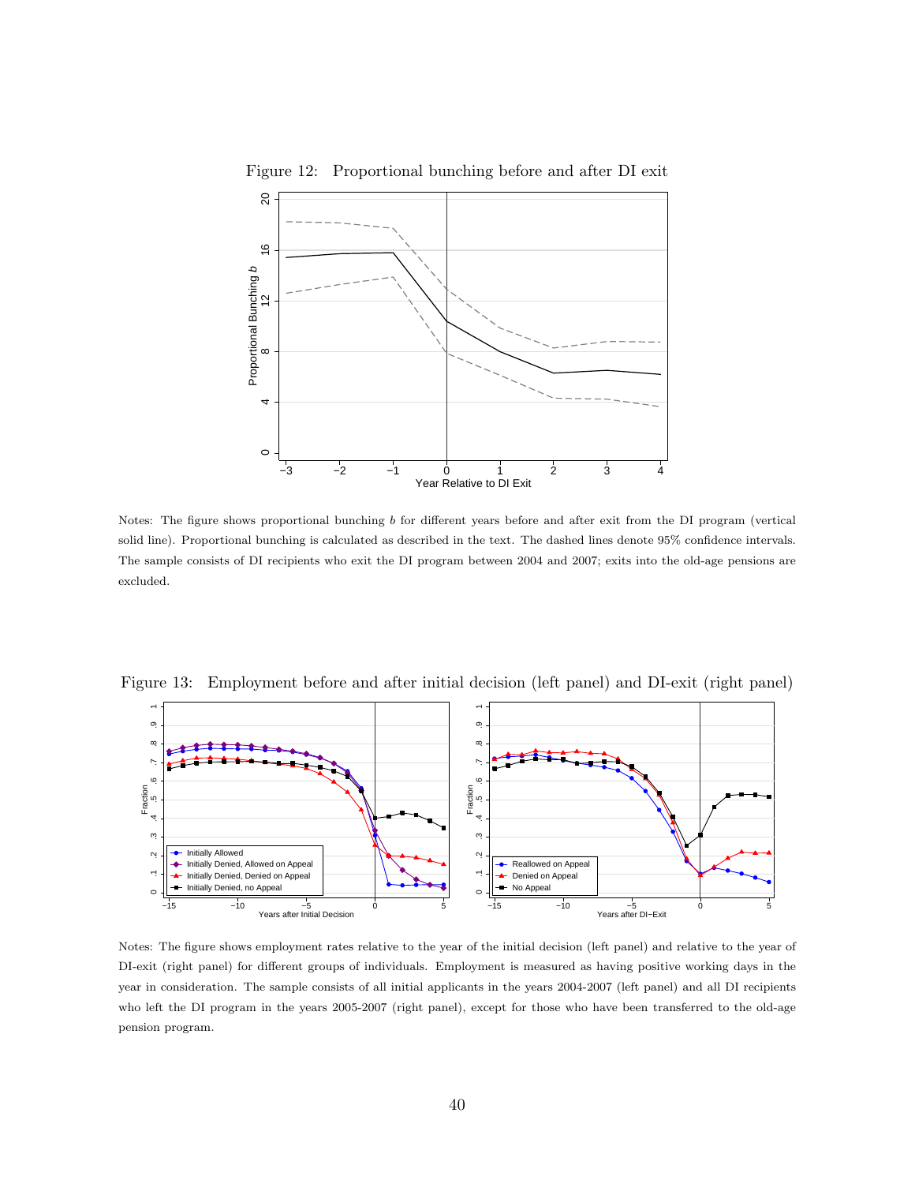Figure 12: Proportional bunching before and after DI exit

Proportional Bunching $b$

0
4
8
12
16
20

−3
−2
−1
0
1
2
3
4

Year Relative to DI Exit

Notes: The figure shows proportional bunching $b$ for different years before and after exit from the DI program (vertical solid line). Proportional bunching is calculated as described in the text. The dashed lines denote 95% confidence intervals. The sample consists of DI recipients who exit the DI program between 2004 and 2007; exits into the old-age pensions are excluded.

Figure 13: Employment before and after initial decision (left panel) and DI-exit (right panel)

Fraction

0
.1
.2
.3
.4
.5
.6
.7
.8
.9
1

−15
−10
−5
0
5

Years after Initial Decision

Initially Allowed
Initially Denied, Allowed on Appeal
Initially Denied, Denied on Appeal
Initially Denied, no Appeal

Fraction

0
.1
.2
.3
.4
.5
.6
.7
.8
.9
1

−15
−10
−5
0
5

Years after DI−Exit

Reallowed on Appeal
Denied on Appeal
No Appeal

Notes: The figure shows employment rates relative to the year of the initial decision (left panel) and relative to the year of DI-exit (right panel) for different groups of individuals. Employment is measured as having positive working days in the year in consideration. The sample consists of all initial applicants in the years 2004-2007 (left panel) and all DI recipients who left the DI program in the years 2005-2007 (right panel), except for those who have been transferred to the old-age pension program.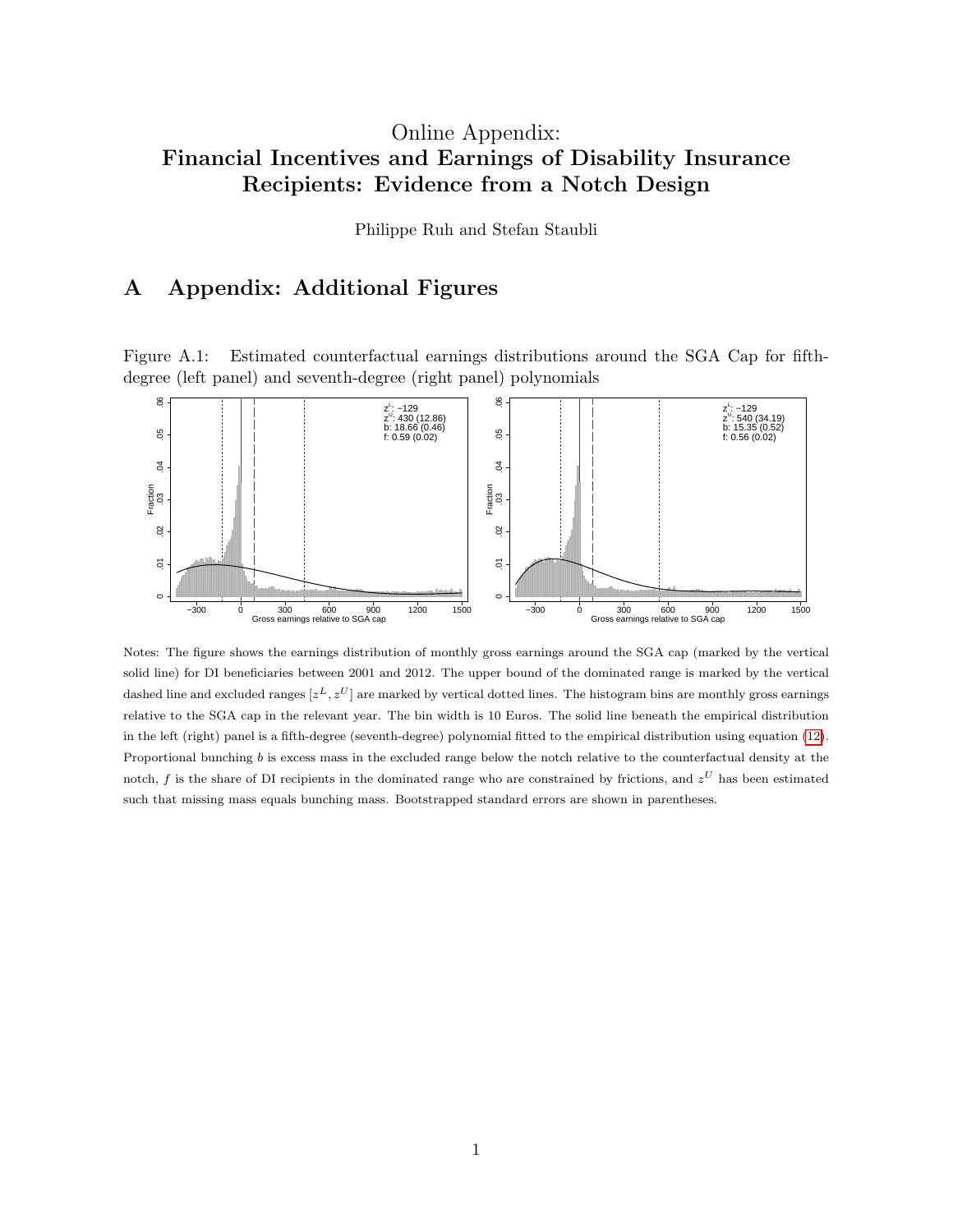# Online Appendix: **Financial Incentives and Earnings of Disability Insurance Recipients: Evidence from a Notch Design**

Philippe Ruh and Stefan Staubli

## A Appendix: Additional Figures

Figure A.1: Estimated counterfactual earnings distributions around the SGA Cap for fifth-degree (left panel) and seventh-degree (right panel) polynomials

Left panel:

$z^L$: −129
$z^U$: 430 (12.86)
b: 18.66 (0.46)
f: 0.59 (0.02)

Fraction
0 .01 .02 .03 .04 .05 .06
−300 0 300 600 900 1200 1500
Gross earnings relative to SGA cap

Right panel:

$z^L$: −129
$z^U$: 540 (34.19)
b: 15.35 (0.52)
f: 0.56 (0.02)

Fraction
0 .01 .02 .03 .04 .05 .06
−300 0 300 600 900 1200 1500
Gross earnings relative to SGA cap

Notes: The figure shows the earnings distribution of monthly gross earnings around the SGA cap (marked by the vertical solid line) for DI beneficiaries between 2001 and 2012. The upper bound of the dominated range is marked by the vertical dashed line and excluded ranges $[z^L, z^U]$ are marked by vertical dotted lines. The histogram bins are monthly gross earnings relative to the SGA cap in the relevant year. The bin width is 10 Euros. The solid line beneath the empirical distribution in the left (right) panel is a fifth-degree (seventh-degree) polynomial fitted to the empirical distribution using equation (12). Proportional bunching $b$ is excess mass in the excluded range below the notch relative to the counterfactual density at the notch, $f$ is the share of DI recipients in the dominated range who are constrained by frictions, and $z^U$ has been estimated such that missing mass equals bunching mass. Bootstrapped standard errors are shown in parentheses.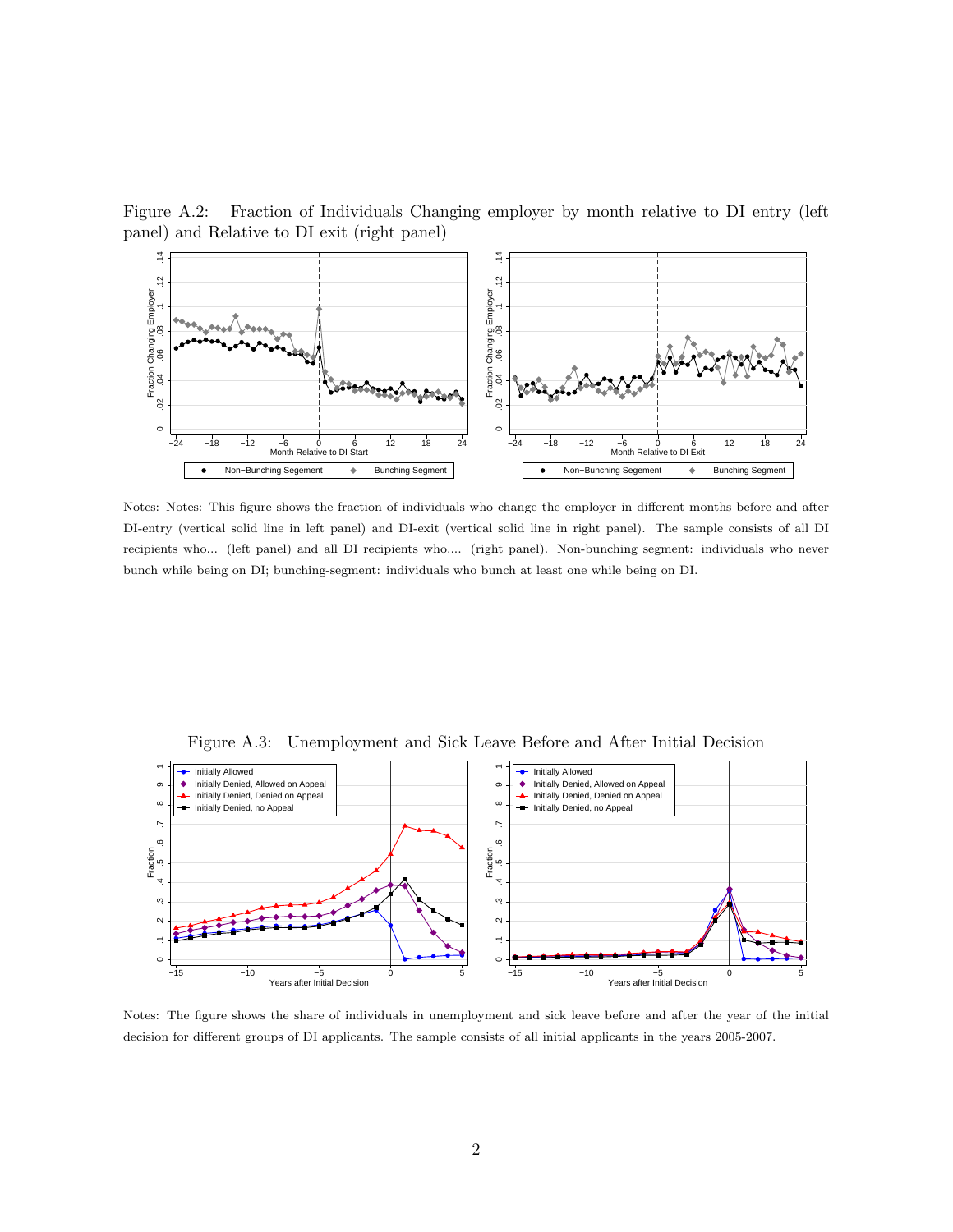Figure A.2: Fraction of Individuals Changing employer by month relative to DI entry (left panel) and Relative to DI exit (right panel)

Fraction Changing Employer
0
.02
.04
.06
.08
.1
.12
.14
−24 −18 −12 −6 0 6 12 18 24
Month Relative to DI Start

Fraction Changing Employer
0
.02
.04
.06
.08
.1
.12
.14
−24 −18 −12 −6 0 6 12 18 24
Month Relative to DI Exit

Non−Bunching Segement
Bunching Segment

Notes: Notes: This figure shows the fraction of individuals who change the employer in different months before and after DI-entry (vertical solid line in left panel) and DI-exit (vertical solid line in right panel). The sample consists of all DI recipients who... (left panel) and all DI recipients who.... (right panel). Non-bunching segment: individuals who never bunch while being on DI; bunching-segment: individuals who bunch at least one while being on DI.

Figure A.3: Unemployment and Sick Leave Before and After Initial Decision

Fraction
0
.1
.2
.3
.4
.5
.6
.7
.8
.9
1
−15 −10 −5 0 5
Years after Initial Decision

Fraction
0
.1
.2
.3
.4
.5
.6
.7
.8
.9
1
−15 −10 −5 0 5
Years after Initial Decision

Initially Allowed
Initially Denied, Allowed on Appeal
Initially Denied, Denied on Appeal
Initially Denied, no Appeal

Notes: The figure shows the share of individuals in unemployment and sick leave before and after the year of the initial decision for different groups of DI applicants. The sample consists of all initial applicants in the years 2005-2007.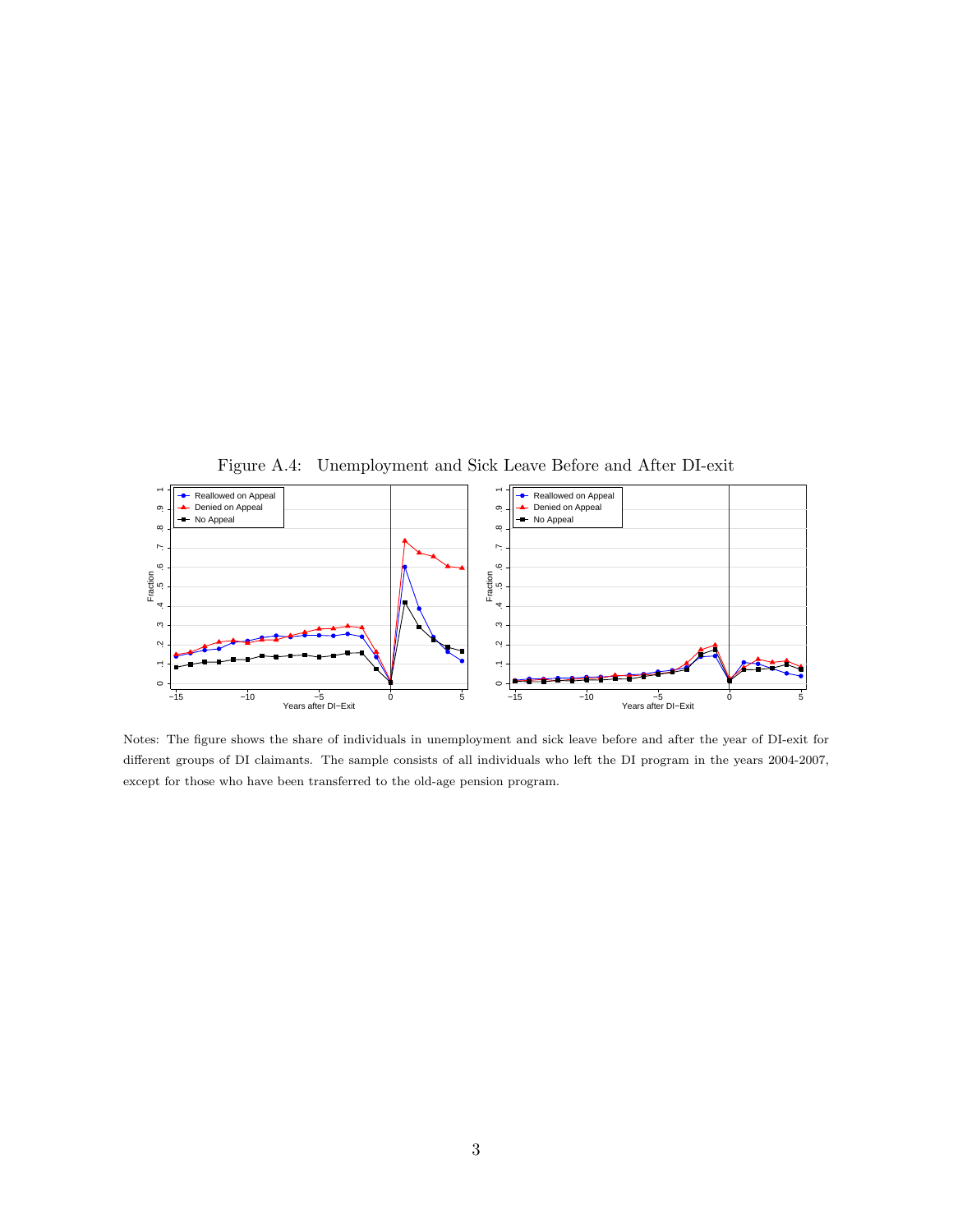Figure A.4: Unemployment and Sick Leave Before and After DI-exit

Reallowed on Appeal
Denied on Appeal
No Appeal

Fraction

0 .1 .2 .3 .4 .5 .6 .7 .8 .9 1

−15 −10 −5 0 5

Years after DI−Exit

Reallowed on Appeal
Denied on Appeal
No Appeal

Fraction

0 .1 .2 .3 .4 .5 .6 .7 .8 .9 1

−15 −10 −5 0 5

Years after DI−Exit

Notes: The figure shows the share of individuals in unemployment and sick leave before and after the year of DI-exit for different groups of DI claimants. The sample consists of all individuals who left the DI program in the years 2004-2007, except for those who have been transferred to the old-age pension program.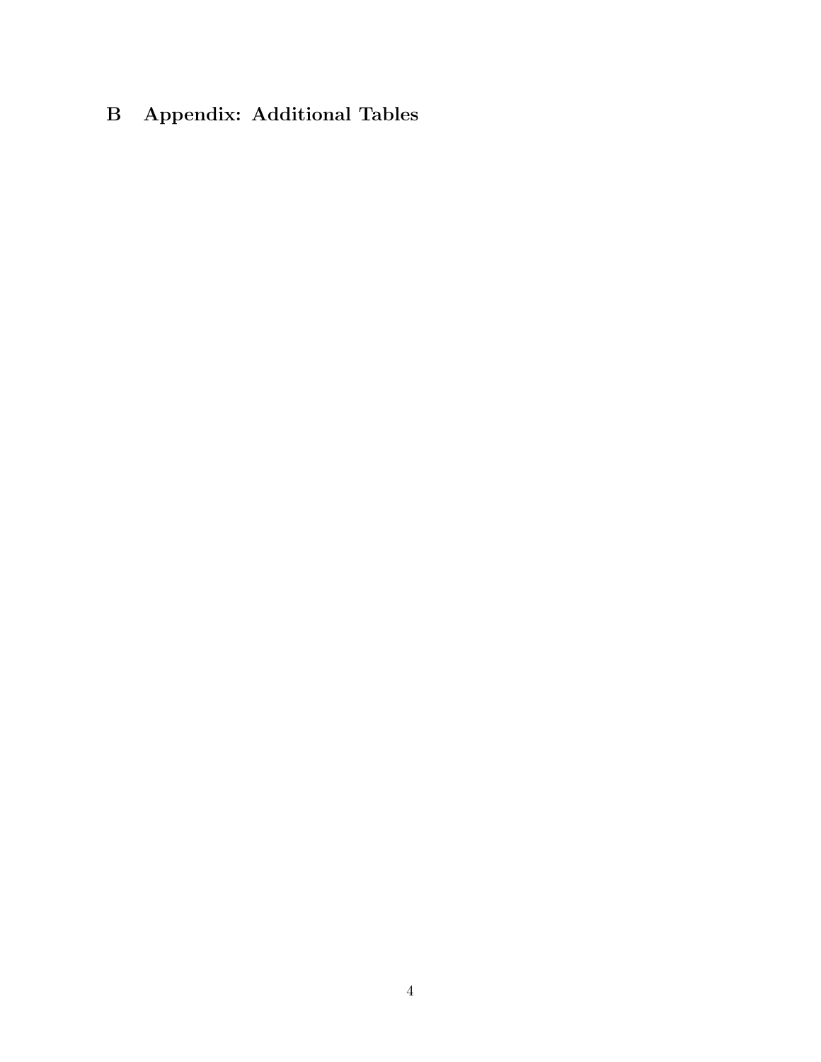# B Appendix: Additional Tables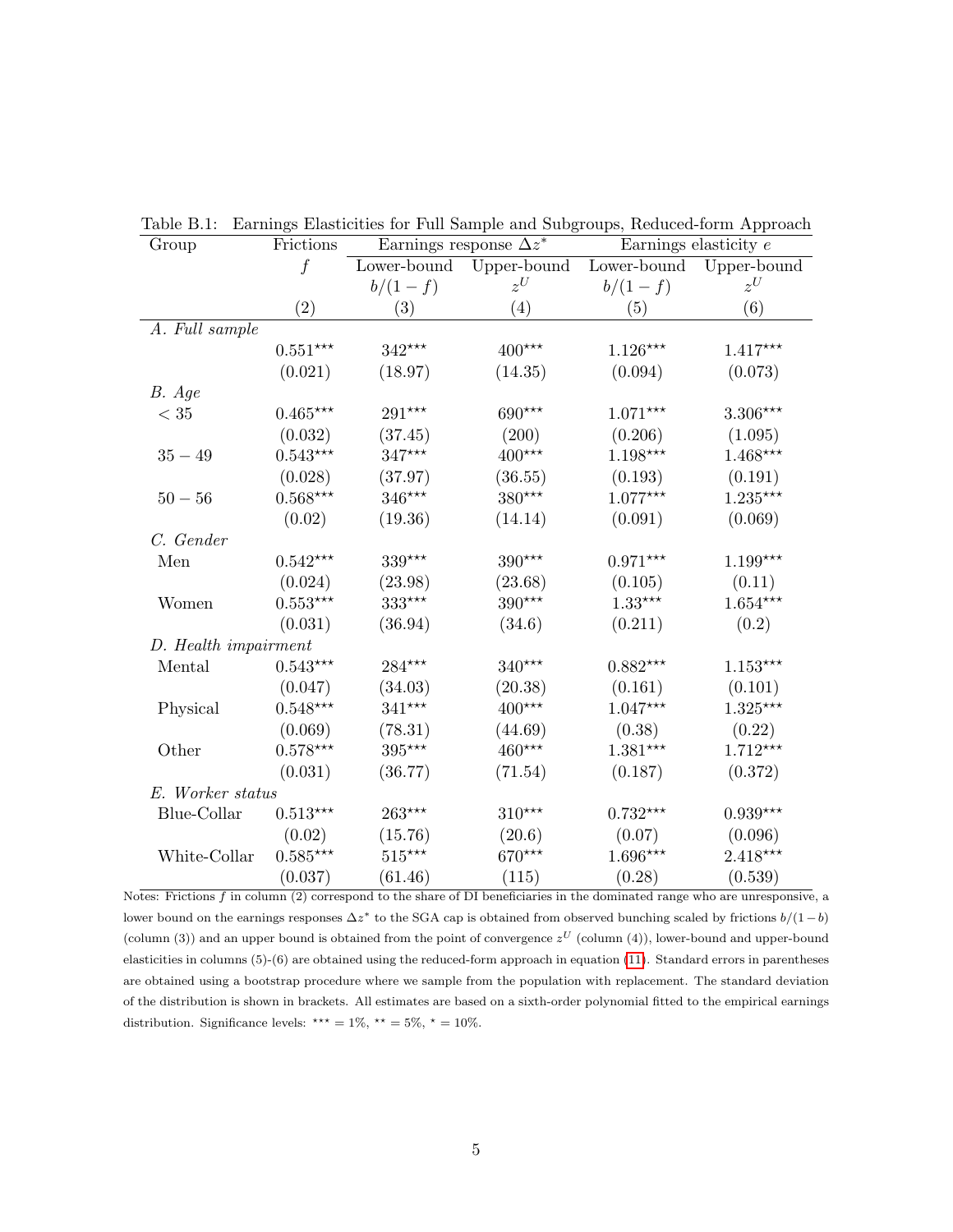Table B.1: Earnings Elasticities for Full Sample and Subgroups, Reduced-form Approach

| Group | Frictions | Earnings response $\Delta z^*$ | | Earnings elasticity $e$ | |
|---|---|---|---|---|---|
| | $f$ | Lower-bound $b/(1-f)$ | Upper-bound $z^U$ | Lower-bound $b/(1-f)$ | Upper-bound $z^U$ |
| | (2) | (3) | (4) | (5) | (6) |
| *A. Full sample* | | | | | |
| | 0.551*** | 342*** | 400*** | 1.126*** | 1.417*** |
| | (0.021) | (18.97) | (14.35) | (0.094) | (0.073) |
| *B. Age* | | | | | |
| < 35 | 0.465*** | 291*** | 690*** | 1.071*** | 3.306*** |
| | (0.032) | (37.45) | (200) | (0.206) | (1.095) |
| 35 − 49 | 0.543*** | 347*** | 400*** | 1.198*** | 1.468*** |
| | (0.028) | (37.97) | (36.55) | (0.193) | (0.191) |
| 50 − 56 | 0.568*** | 346*** | 380*** | 1.077*** | 1.235*** |
| | (0.02) | (19.36) | (14.14) | (0.091) | (0.069) |
| *C. Gender* | | | | | |
| Men | 0.542*** | 339*** | 390*** | 0.971*** | 1.199*** |
| | (0.024) | (23.98) | (23.68) | (0.105) | (0.11) |
| Women | 0.553*** | 333*** | 390*** | 1.33*** | 1.654*** |
| | (0.031) | (36.94) | (34.6) | (0.211) | (0.2) |
| *D. Health impairment* | | | | | |
| Mental | 0.543*** | 284*** | 340*** | 0.882*** | 1.153*** |
| | (0.047) | (34.03) | (20.38) | (0.161) | (0.101) |
| Physical | 0.548*** | 341*** | 400*** | 1.047*** | 1.325*** |
| | (0.069) | (78.31) | (44.69) | (0.38) | (0.22) |
| Other | 0.578*** | 395*** | 460*** | 1.381*** | 1.712*** |
| | (0.031) | (36.77) | (71.54) | (0.187) | (0.372) |
| *E. Worker status* | | | | | |
| Blue-Collar | 0.513*** | 263*** | 310*** | 0.732*** | 0.939*** |
| | (0.02) | (15.76) | (20.6) | (0.07) | (0.096) |
| White-Collar | 0.585*** | 515*** | 670*** | 1.696*** | 2.418*** |
| | (0.037) | (61.46) | (115) | (0.28) | (0.539) |

Notes: Frictions $f$ in column (2) correspond to the share of DI beneficiaries in the dominated range who are unresponsive, a lower bound on the earnings responses $\Delta z^*$ to the SGA cap is obtained from observed bunching scaled by frictions $b/(1-b)$ (column (3)) and an upper bound is obtained from the point of convergence $z^U$ (column (4)), lower-bound and upper-bound elasticities in columns (5)-(6) are obtained using the reduced-form approach in equation (11). Standard errors in parentheses are obtained using a bootstrap procedure where we sample from the population with replacement. The standard deviation of the distribution is shown in brackets. All estimates are based on a sixth-order polynomial fitted to the empirical earnings distribution. Significance levels: *** = 1%, ** = 5%, * = 10%.